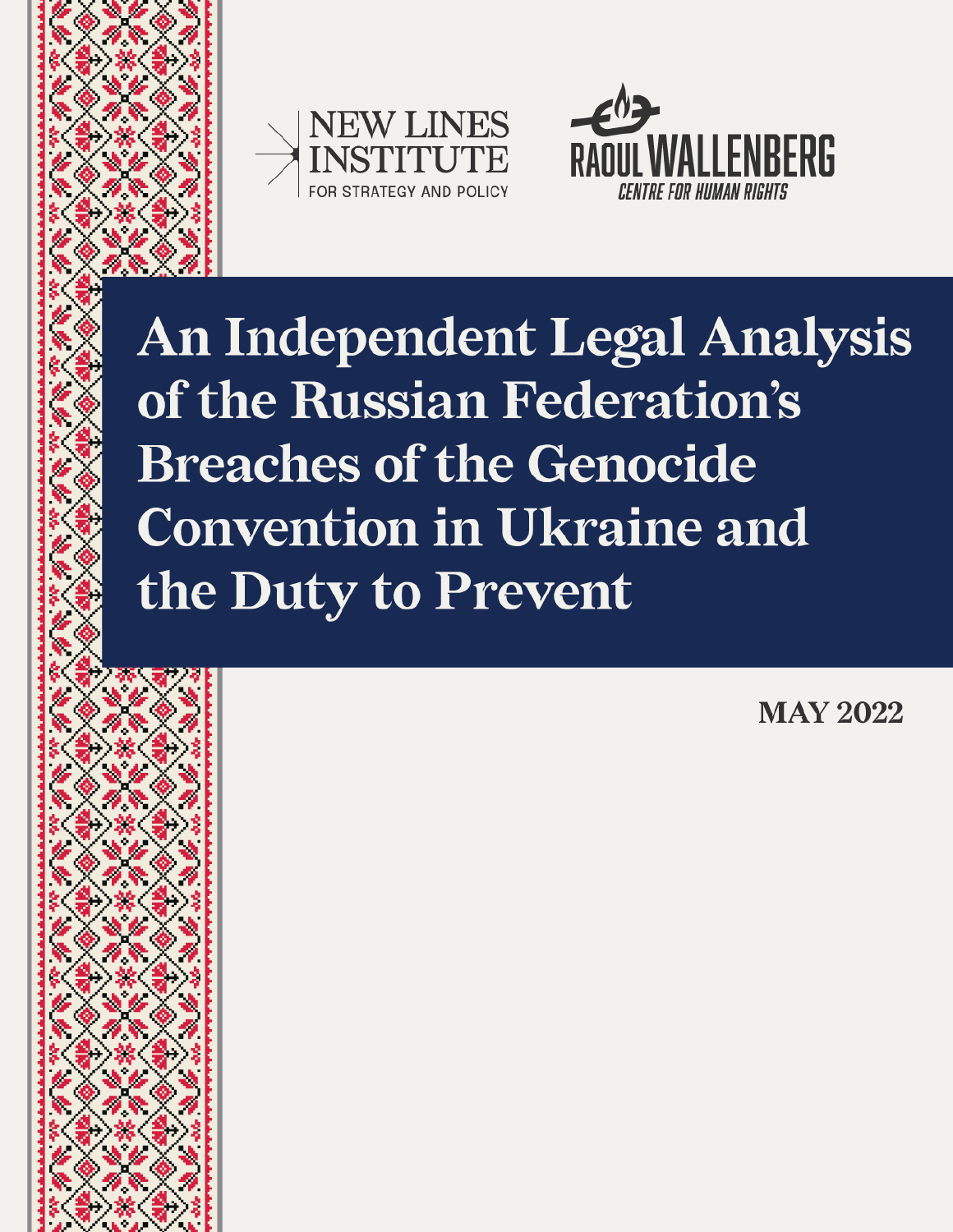NEW LINES INSTITUTE
FOR STRATEGY AND POLICY

RAOUL WALLENBERG
CENTRE FOR HUMAN RIGHTS

# An Independent Legal Analysis of the Russian Federation's Breaches of the Genocide Convention in Ukraine and the Duty to Prevent

**MAY 2022**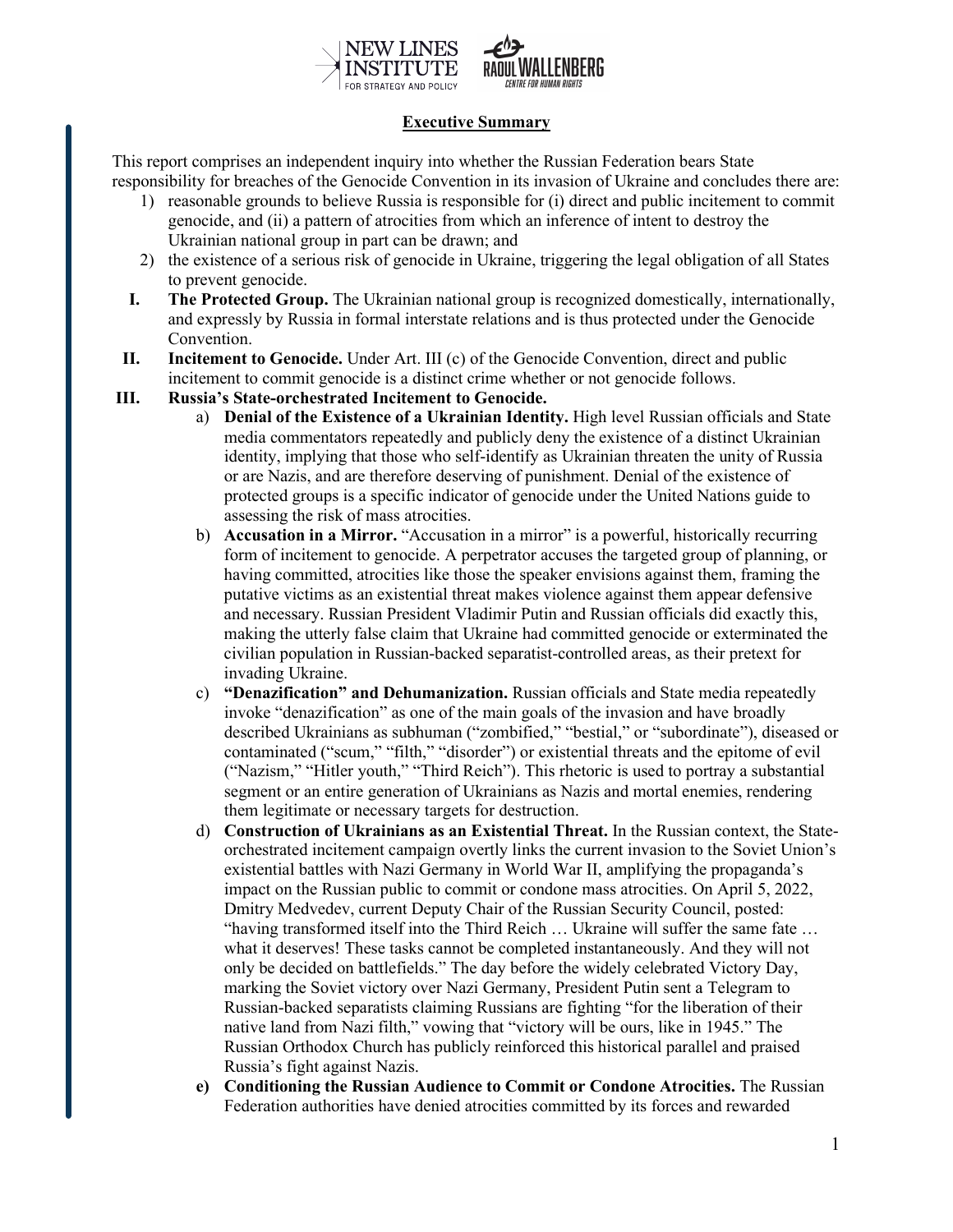## Executive Summary

This report comprises an independent inquiry into whether the Russian Federation bears State responsibility for breaches of the Genocide Convention in its invasion of Ukraine and concludes there are:

1) reasonable grounds to believe Russia is responsible for (i) direct and public incitement to commit genocide, and (ii) a pattern of atrocities from which an inference of intent to destroy the Ukrainian national group in part can be drawn; and
2) the existence of a serious risk of genocide in Ukraine, triggering the legal obligation of all States to prevent genocide.

I. **The Protected Group.** The Ukrainian national group is recognized domestically, internationally, and expressly by Russia in formal interstate relations and is thus protected under the Genocide Convention.

II. **Incitement to Genocide.** Under Art. III (c) of the Genocide Convention, direct and public incitement to commit genocide is a distinct crime whether or not genocide follows.

III. **Russia's State-orchestrated Incitement to Genocide.**

a) **Denial of the Existence of a Ukrainian Identity.** High level Russian officials and State media commentators repeatedly and publicly deny the existence of a distinct Ukrainian identity, implying that those who self-identify as Ukrainian threaten the unity of Russia or are Nazis, and are therefore deserving of punishment. Denial of the existence of protected groups is a specific indicator of genocide under the United Nations guide to assessing the risk of mass atrocities.

b) **Accusation in a Mirror.** "Accusation in a mirror" is a powerful, historically recurring form of incitement to genocide. A perpetrator accuses the targeted group of planning, or having committed, atrocities like those the speaker envisions against them, framing the putative victims as an existential threat makes violence against them appear defensive and necessary. Russian President Vladimir Putin and Russian officials did exactly this, making the utterly false claim that Ukraine had committed genocide or exterminated the civilian population in Russian-backed separatist-controlled areas, as their pretext for invading Ukraine.

c) **"Denazification" and Dehumanization.** Russian officials and State media repeatedly invoke "denazification" as one of the main goals of the invasion and have broadly described Ukrainians as subhuman ("zombified," "bestial," or "subordinate"), diseased or contaminated ("scum," "filth," "disorder") or existential threats and the epitome of evil ("Nazism," "Hitler youth," "Third Reich"). This rhetoric is used to portray a substantial segment or an entire generation of Ukrainians as Nazis and mortal enemies, rendering them legitimate or necessary targets for destruction.

d) **Construction of Ukrainians as an Existential Threat.** In the Russian context, the State-orchestrated incitement campaign overtly links the current invasion to the Soviet Union's existential battles with Nazi Germany in World War II, amplifying the propaganda's impact on the Russian public to commit or condone mass atrocities. On April 5, 2022, Dmitry Medvedev, current Deputy Chair of the Russian Security Council, posted: "having transformed itself into the Third Reich … Ukraine will suffer the same fate … what it deserves! These tasks cannot be completed instantaneously. And they will not only be decided on battlefields." The day before the widely celebrated Victory Day, marking the Soviet victory over Nazi Germany, President Putin sent a Telegram to Russian-backed separatists claiming Russians are fighting "for the liberation of their native land from Nazi filth," vowing that "victory will be ours, like in 1945." The Russian Orthodox Church has publicly reinforced this historical parallel and praised Russia's fight against Nazis.

e) **Conditioning the Russian Audience to Commit or Condone Atrocities.** The Russian Federation authorities have denied atrocities committed by its forces and rewarded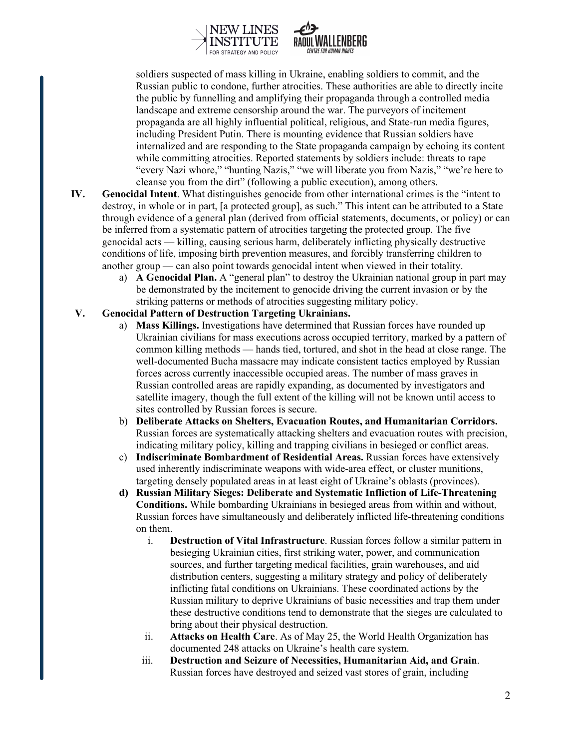soldiers suspected of mass killing in Ukraine, enabling soldiers to commit, and the Russian public to condone, further atrocities. These authorities are able to directly incite the public by funnelling and amplifying their propaganda through a controlled media landscape and extreme censorship around the war. The purveyors of incitement propaganda are all highly influential political, religious, and State-run media figures, including President Putin. There is mounting evidence that Russian soldiers have internalized and are responding to the State propaganda campaign by echoing its content while committing atrocities. Reported statements by soldiers include: threats to rape "every Nazi whore," "hunting Nazis," "we will liberate you from Nazis," "we're here to cleanse you from the dirt" (following a public execution), among others.

IV. **Genocidal Intent**. What distinguishes genocide from other international crimes is the "intent to destroy, in whole or in part, [a protected group], as such." This intent can be attributed to a State through evidence of a general plan (derived from official statements, documents, or policy) or can be inferred from a systematic pattern of atrocities targeting the protected group. The five genocidal acts — killing, causing serious harm, deliberately inflicting physically destructive conditions of life, imposing birth prevention measures, and forcibly transferring children to another group — can also point towards genocidal intent when viewed in their totality.

   a) **A Genocidal Plan.** A "general plan" to destroy the Ukrainian national group in part may be demonstrated by the incitement to genocide driving the current invasion or by the striking patterns or methods of atrocities suggesting military policy.

V. **Genocidal Pattern of Destruction Targeting Ukrainians.**

   a) **Mass Killings.** Investigations have determined that Russian forces have rounded up Ukrainian civilians for mass executions across occupied territory, marked by a pattern of common killing methods — hands tied, tortured, and shot in the head at close range. The well-documented Bucha massacre may indicate consistent tactics employed by Russian forces across currently inaccessible occupied areas. The number of mass graves in Russian controlled areas are rapidly expanding, as documented by investigators and satellite imagery, though the full extent of the killing will not be known until access to sites controlled by Russian forces is secure.

   b) **Deliberate Attacks on Shelters, Evacuation Routes, and Humanitarian Corridors.** Russian forces are systematically attacking shelters and evacuation routes with precision, indicating military policy, killing and trapping civilians in besieged or conflict areas.

   c) **Indiscriminate Bombardment of Residential Areas.** Russian forces have extensively used inherently indiscriminate weapons with wide-area effect, or cluster munitions, targeting densely populated areas in at least eight of Ukraine's oblasts (provinces).

   **d) Russian Military Sieges: Deliberate and Systematic Infliction of Life-Threatening Conditions.** While bombarding Ukrainians in besieged areas from within and without, Russian forces have simultaneously and deliberately inflicted life-threatening conditions on them.

      i. **Destruction of Vital Infrastructure**. Russian forces follow a similar pattern in besieging Ukrainian cities, first striking water, power, and communication sources, and further targeting medical facilities, grain warehouses, and aid distribution centers, suggesting a military strategy and policy of deliberately inflicting fatal conditions on Ukrainians. These coordinated actions by the Russian military to deprive Ukrainians of basic necessities and trap them under these destructive conditions tend to demonstrate that the sieges are calculated to bring about their physical destruction.

      ii. **Attacks on Health Care**. As of May 25, the World Health Organization has documented 248 attacks on Ukraine's health care system.

      iii. **Destruction and Seizure of Necessities, Humanitarian Aid, and Grain**. Russian forces have destroyed and seized vast stores of grain, including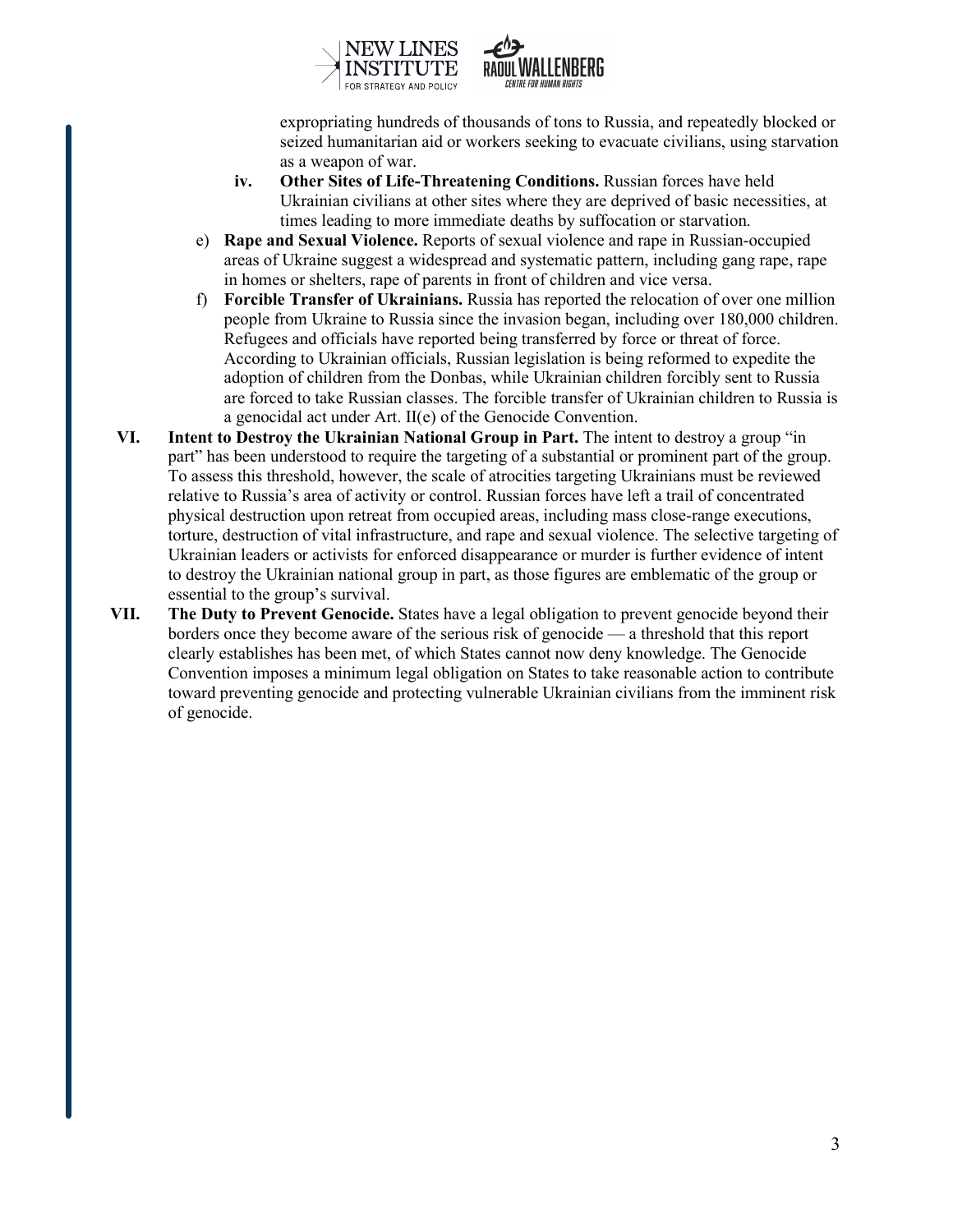expropriating hundreds of thousands of tons to Russia, and repeatedly blocked or seized humanitarian aid or workers seeking to evacuate civilians, using starvation as a weapon of war.

iv. **Other Sites of Life-Threatening Conditions.** Russian forces have held Ukrainian civilians at other sites where they are deprived of basic necessities, at times leading to more immediate deaths by suffocation or starvation.

e) **Rape and Sexual Violence.** Reports of sexual violence and rape in Russian-occupied areas of Ukraine suggest a widespread and systematic pattern, including gang rape, rape in homes or shelters, rape of parents in front of children and vice versa.

f) **Forcible Transfer of Ukrainians.** Russia has reported the relocation of over one million people from Ukraine to Russia since the invasion began, including over 180,000 children. Refugees and officials have reported being transferred by force or threat of force. According to Ukrainian officials, Russian legislation is being reformed to expedite the adoption of children from the Donbas, while Ukrainian children forcibly sent to Russia are forced to take Russian classes. The forcible transfer of Ukrainian children to Russia is a genocidal act under Art. II(e) of the Genocide Convention.

VI. **Intent to Destroy the Ukrainian National Group in Part.** The intent to destroy a group "in part" has been understood to require the targeting of a substantial or prominent part of the group. To assess this threshold, however, the scale of atrocities targeting Ukrainians must be reviewed relative to Russia's area of activity or control. Russian forces have left a trail of concentrated physical destruction upon retreat from occupied areas, including mass close-range executions, torture, destruction of vital infrastructure, and rape and sexual violence. The selective targeting of Ukrainian leaders or activists for enforced disappearance or murder is further evidence of intent to destroy the Ukrainian national group in part, as those figures are emblematic of the group or essential to the group's survival.

VII. **The Duty to Prevent Genocide.** States have a legal obligation to prevent genocide beyond their borders once they become aware of the serious risk of genocide — a threshold that this report clearly establishes has been met, of which States cannot now deny knowledge. The Genocide Convention imposes a minimum legal obligation on States to take reasonable action to contribute toward preventing genocide and protecting vulnerable Ukrainian civilians from the imminent risk of genocide.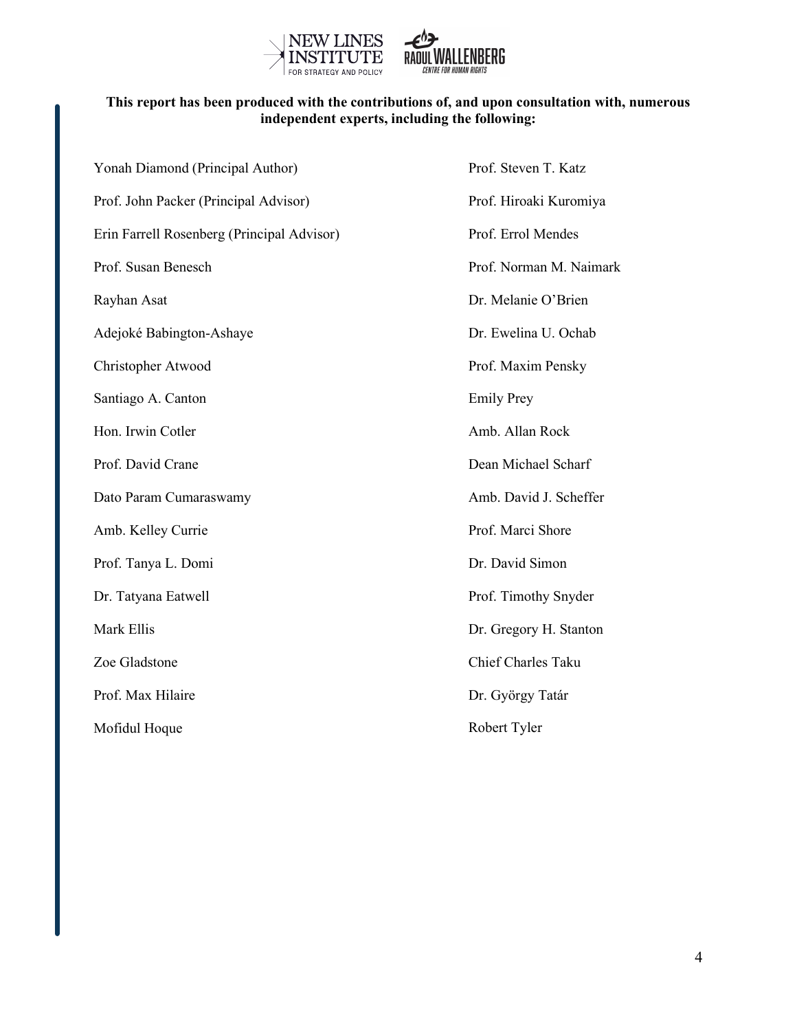**This report has been produced with the contributions of, and upon consultation with, numerous independent experts, including the following:**

Yonah Diamond (Principal Author)

Prof. John Packer (Principal Advisor)

Erin Farrell Rosenberg (Principal Advisor)

Prof. Susan Benesch

Rayhan Asat

Adejoké Babington-Ashaye

Christopher Atwood

Santiago A. Canton

Hon. Irwin Cotler

Prof. David Crane

Dato Param Cumaraswamy

Amb. Kelley Currie

Prof. Tanya L. Domi

Dr. Tatyana Eatwell

Mark Ellis

Zoe Gladstone

Prof. Max Hilaire

Mofidul Hoque

Prof. Steven T. Katz

Prof. Hiroaki Kuromiya

Prof. Errol Mendes

Prof. Norman M. Naimark

Dr. Melanie O'Brien

Dr. Ewelina U. Ochab

Prof. Maxim Pensky

Emily Prey

Amb. Allan Rock

Dean Michael Scharf

Amb. David J. Scheffer

Prof. Marci Shore

Dr. David Simon

Prof. Timothy Snyder

Dr. Gregory H. Stanton

Chief Charles Taku

Dr. György Tatár

Robert Tyler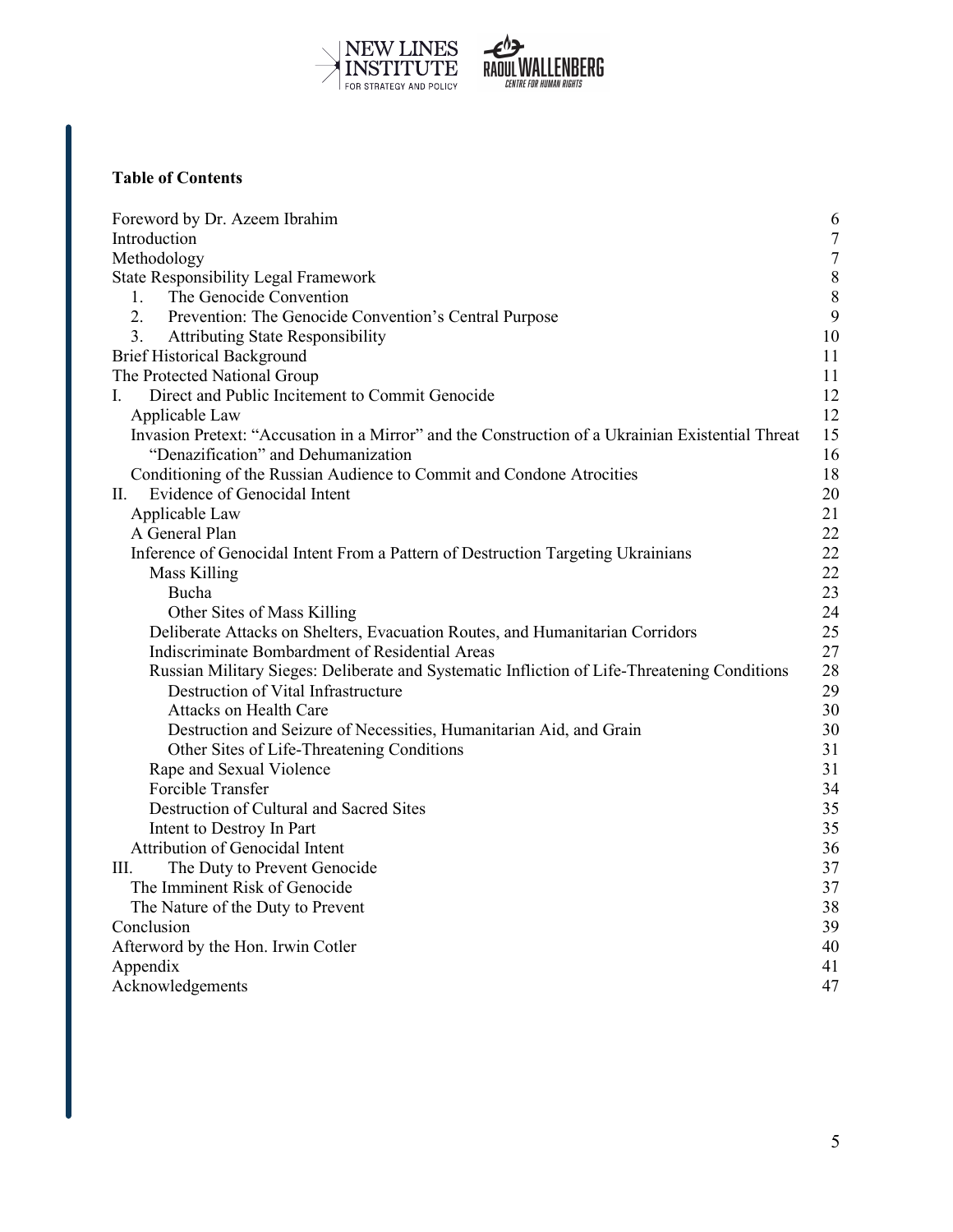**Table of Contents**

| | |
|---|---|
| Foreword by Dr. Azeem Ibrahim | 6 |
| Introduction | 7 |
| Methodology | 7 |
| State Responsibility Legal Framework | 8 |
| 1. The Genocide Convention | 8 |
| 2. Prevention: The Genocide Convention's Central Purpose | 9 |
| 3. Attributing State Responsibility | 10 |
| Brief Historical Background | 11 |
| The Protected National Group | 11 |
| I. Direct and Public Incitement to Commit Genocide | 12 |
| Applicable Law | 12 |
| Invasion Pretext: "Accusation in a Mirror" and the Construction of a Ukrainian Existential Threat | 15 |
| "Denazification" and Dehumanization | 16 |
| Conditioning of the Russian Audience to Commit and Condone Atrocities | 18 |
| II. Evidence of Genocidal Intent | 20 |
| Applicable Law | 21 |
| A General Plan | 22 |
| Inference of Genocidal Intent From a Pattern of Destruction Targeting Ukrainians | 22 |
| Mass Killing | 22 |
| Bucha | 23 |
| Other Sites of Mass Killing | 24 |
| Deliberate Attacks on Shelters, Evacuation Routes, and Humanitarian Corridors | 25 |
| Indiscriminate Bombardment of Residential Areas | 27 |
| Russian Military Sieges: Deliberate and Systematic Infliction of Life-Threatening Conditions | 28 |
| Destruction of Vital Infrastructure | 29 |
| Attacks on Health Care | 30 |
| Destruction and Seizure of Necessities, Humanitarian Aid, and Grain | 30 |
| Other Sites of Life-Threatening Conditions | 31 |
| Rape and Sexual Violence | 31 |
| Forcible Transfer | 34 |
| Destruction of Cultural and Sacred Sites | 35 |
| Intent to Destroy In Part | 35 |
| Attribution of Genocidal Intent | 36 |
| III. The Duty to Prevent Genocide | 37 |
| The Imminent Risk of Genocide | 37 |
| The Nature of the Duty to Prevent | 38 |
| Conclusion | 39 |
| Afterword by the Hon. Irwin Cotler | 40 |
| Appendix | 41 |
| Acknowledgements | 47 |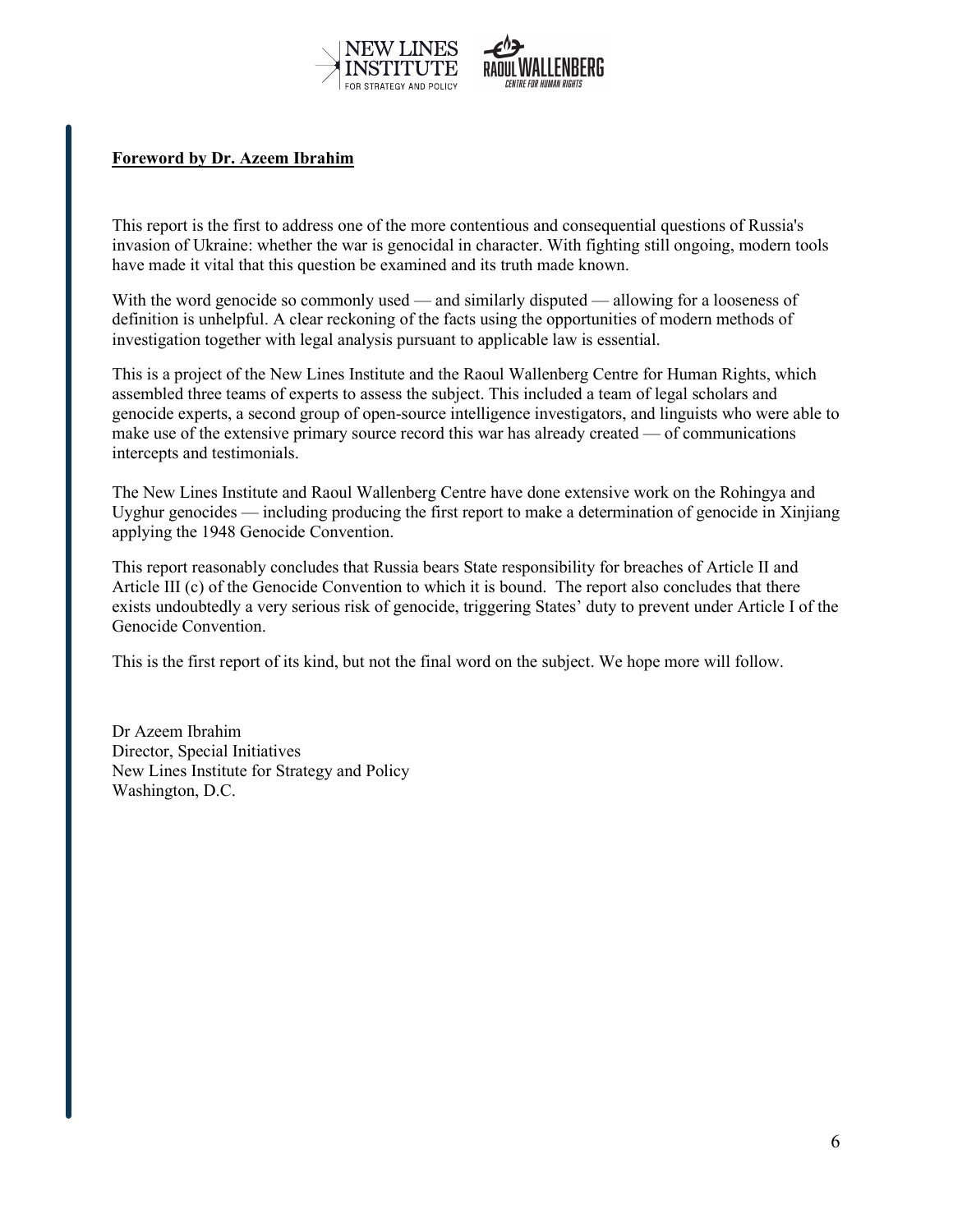**Foreword by Dr. Azeem Ibrahim**

This report is the first to address one of the more contentious and consequential questions of Russia's invasion of Ukraine: whether the war is genocidal in character. With fighting still ongoing, modern tools have made it vital that this question be examined and its truth made known.

With the word genocide so commonly used — and similarly disputed — allowing for a looseness of definition is unhelpful. A clear reckoning of the facts using the opportunities of modern methods of investigation together with legal analysis pursuant to applicable law is essential.

This is a project of the New Lines Institute and the Raoul Wallenberg Centre for Human Rights, which assembled three teams of experts to assess the subject. This included a team of legal scholars and genocide experts, a second group of open-source intelligence investigators, and linguists who were able to make use of the extensive primary source record this war has already created — of communications intercepts and testimonials.

The New Lines Institute and Raoul Wallenberg Centre have done extensive work on the Rohingya and Uyghur genocides — including producing the first report to make a determination of genocide in Xinjiang applying the 1948 Genocide Convention.

This report reasonably concludes that Russia bears State responsibility for breaches of Article II and Article III (c) of the Genocide Convention to which it is bound. The report also concludes that there exists undoubtedly a very serious risk of genocide, triggering States' duty to prevent under Article I of the Genocide Convention.

This is the first report of its kind, but not the final word on the subject. We hope more will follow.

Dr Azeem Ibrahim
Director, Special Initiatives
New Lines Institute for Strategy and Policy
Washington, D.C.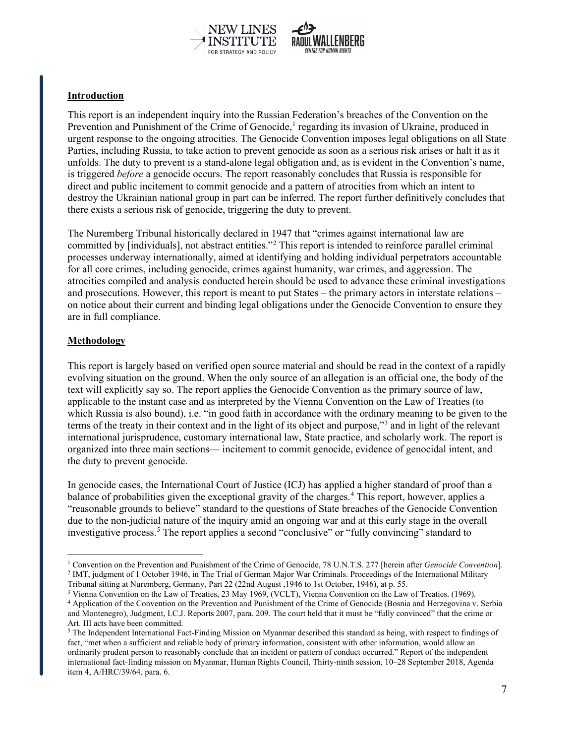## Introduction

This report is an independent inquiry into the Russian Federation's breaches of the Convention on the Prevention and Punishment of the Crime of Genocide,[1] regarding its invasion of Ukraine, produced in urgent response to the ongoing atrocities. The Genocide Convention imposes legal obligations on all State Parties, including Russia, to take action to prevent genocide as soon as a serious risk arises or halt it as it unfolds. The duty to prevent is a stand-alone legal obligation and, as is evident in the Convention's name, is triggered *before* a genocide occurs. The report reasonably concludes that Russia is responsible for direct and public incitement to commit genocide and a pattern of atrocities from which an intent to destroy the Ukrainian national group in part can be inferred. The report further definitively concludes that there exists a serious risk of genocide, triggering the duty to prevent.

The Nuremberg Tribunal historically declared in 1947 that "crimes against international law are committed by [individuals], not abstract entities."[2] This report is intended to reinforce parallel criminal processes underway internationally, aimed at identifying and holding individual perpetrators accountable for all core crimes, including genocide, crimes against humanity, war crimes, and aggression. The atrocities compiled and analysis conducted herein should be used to advance these criminal investigations and prosecutions. However, this report is meant to put States – the primary actors in interstate relations – on notice about their current and binding legal obligations under the Genocide Convention to ensure they are in full compliance.

## Methodology

This report is largely based on verified open source material and should be read in the context of a rapidly evolving situation on the ground. When the only source of an allegation is an official one, the body of the text will explicitly say so. The report applies the Genocide Convention as the primary source of law, applicable to the instant case and as interpreted by the Vienna Convention on the Law of Treaties (to which Russia is also bound), i.e. "in good faith in accordance with the ordinary meaning to be given to the terms of the treaty in their context and in the light of its object and purpose,"[3] and in light of the relevant international jurisprudence, customary international law, State practice, and scholarly work. The report is organized into three main sections— incitement to commit genocide, evidence of genocidal intent, and the duty to prevent genocide.

In genocide cases, the International Court of Justice (ICJ) has applied a higher standard of proof than a balance of probabilities given the exceptional gravity of the charges.[4] This report, however, applies a "reasonable grounds to believe" standard to the questions of State breaches of the Genocide Convention due to the non-judicial nature of the inquiry amid an ongoing war and at this early stage in the overall investigative process.[5] The report applies a second "conclusive" or "fully convincing" standard to

---

[1] Convention on the Prevention and Punishment of the Crime of Genocide, 78 U.N.T.S. 277 [herein after *Genocide Convention*].

[2] IMT, judgment of 1 October 1946, in The Trial of German Major War Criminals. Proceedings of the International Military Tribunal sitting at Nuremberg, Germany, Part 22 (22nd August ,1946 to 1st October, 1946), at p. 55.

[3] Vienna Convention on the Law of Treaties, 23 May 1969, (VCLT), Vienna Convention on the Law of Treaties. (1969).

[4] Application of the Convention on the Prevention and Punishment of the Crime of Genocide (Bosnia and Herzegovina v. Serbia and Montenegro), Judgment, I.C.J. Reports 2007, para. 209. The court held that it must be "fully convinced" that the crime or Art. III acts have been committed.

[5] The Independent International Fact-Finding Mission on Myanmar described this standard as being, with respect to findings of fact, "met when a sufficient and reliable body of primary information, consistent with other information, would allow an ordinarily prudent person to reasonably conclude that an incident or pattern of conduct occurred." Report of the independent international fact-finding mission on Myanmar, Human Rights Council, Thirty-ninth session, 10–28 September 2018, Agenda item 4, A/HRC/39/64, para. 6.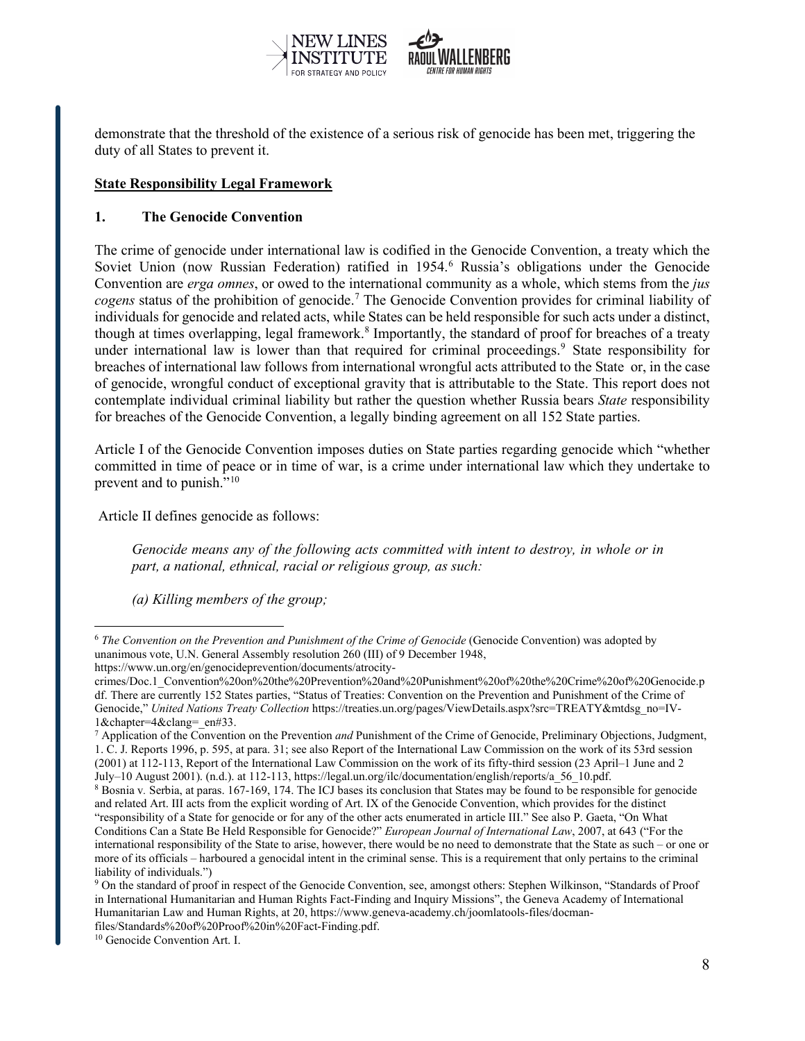demonstrate that the threshold of the existence of a serious risk of genocide has been met, triggering the duty of all States to prevent it.

**State Responsibility Legal Framework**

**1. The Genocide Convention**

The crime of genocide under international law is codified in the Genocide Convention, a treaty which the Soviet Union (now Russian Federation) ratified in 1954.[6] Russia's obligations under the Genocide Convention are *erga omnes*, or owed to the international community as a whole, which stems from the *jus cogens* status of the prohibition of genocide.[7] The Genocide Convention provides for criminal liability of individuals for genocide and related acts, while States can be held responsible for such acts under a distinct, though at times overlapping, legal framework.[8] Importantly, the standard of proof for breaches of a treaty under international law is lower than that required for criminal proceedings.[9] State responsibility for breaches of international law follows from international wrongful acts attributed to the State or, in the case of genocide, wrongful conduct of exceptional gravity that is attributable to the State. This report does not contemplate individual criminal liability but rather the question whether Russia bears *State* responsibility for breaches of the Genocide Convention, a legally binding agreement on all 152 State parties.

Article I of the Genocide Convention imposes duties on State parties regarding genocide which "whether committed in time of peace or in time of war, is a crime under international law which they undertake to prevent and to punish."[10]

Article II defines genocide as follows:

> *Genocide means any of the following acts committed with intent to destroy, in whole or in part, a national, ethnical, racial or religious group, as such:*
>
> *(a) Killing members of the group;*

---

[6] *The Convention on the Prevention and Punishment of the Crime of Genocide* (Genocide Convention) was adopted by unanimous vote, U.N. General Assembly resolution 260 (III) of 9 December 1948, https://www.un.org/en/genocideprevention/documents/atrocity-crimes/Doc.1_Convention%20on%20the%20Prevention%20and%20Punishment%20of%20the%20Crime%20of%20Genocide.pdf. There are currently 152 States parties, "Status of Treaties: Convention on the Prevention and Punishment of the Crime of Genocide," *United Nations Treaty Collection* https://treaties.un.org/pages/ViewDetails.aspx?src=TREATY&mtdsg_no=IV-1&chapter=4&clang=_en#33.

[7] Application of the Convention on the Prevention *and* Punishment of the Crime of Genocide, Preliminary Objections, Judgment, 1. C. J. Reports 1996, p. 595, at para. 31; see also Report of the International Law Commission on the work of its 53rd session (2001) at 112-113, Report of the International Law Commission on the work of its fifty-third session (23 April–1 June and 2 July–10 August 2001). (n.d.). at 112-113, https://legal.un.org/ilc/documentation/english/reports/a_56_10.pdf.

[8] Bosnia v. Serbia, at paras. 167-169, 174. The ICJ bases its conclusion that States may be found to be responsible for genocide and related Art. III acts from the explicit wording of Art. IX of the Genocide Convention, which provides for the distinct "responsibility of a State for genocide or for any of the other acts enumerated in article III." See also P. Gaeta, "On What Conditions Can a State Be Held Responsible for Genocide?" *European Journal of International Law*, 2007, at 643 ("For the international responsibility of the State to arise, however, there would be no need to demonstrate that the State as such – or one or more of its officials – harboured a genocidal intent in the criminal sense. This is a requirement that only pertains to the criminal liability of individuals.")

[9] On the standard of proof in respect of the Genocide Convention, see, amongst others: Stephen Wilkinson, "Standards of Proof in International Humanitarian and Human Rights Fact-Finding and Inquiry Missions", the Geneva Academy of International Humanitarian Law and Human Rights, at 20, https://www.geneva-academy.ch/joomlatools-files/docman-files/Standards%20of%20Proof%20in%20Fact-Finding.pdf.

[10] Genocide Convention Art. I.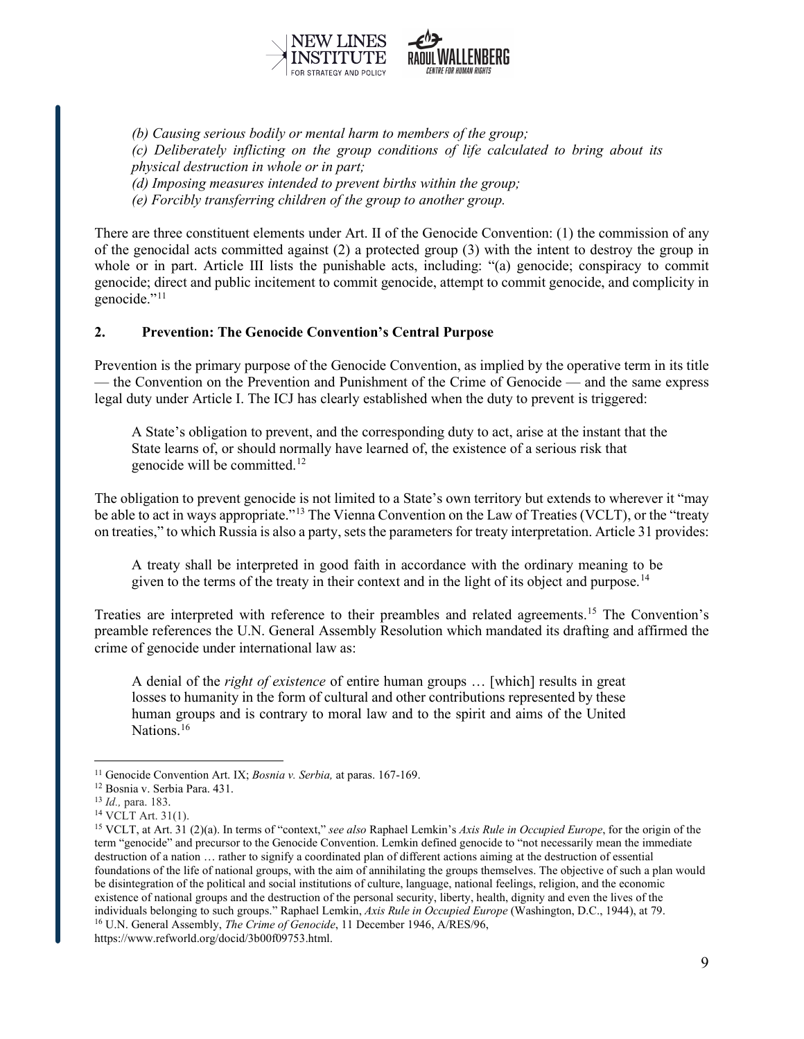*(b) Causing serious bodily or mental harm to members of the group;*
*(c) Deliberately inflicting on the group conditions of life calculated to bring about its physical destruction in whole or in part;*
*(d) Imposing measures intended to prevent births within the group;*
*(e) Forcibly transferring children of the group to another group.*

There are three constituent elements under Art. II of the Genocide Convention: (1) the commission of any of the genocidal acts committed against (2) a protected group (3) with the intent to destroy the group in whole or in part. Article III lists the punishable acts, including: "(a) genocide; conspiracy to commit genocide; direct and public incitement to commit genocide, attempt to commit genocide, and complicity in genocide."[11]

## 2. Prevention: The Genocide Convention's Central Purpose

Prevention is the primary purpose of the Genocide Convention, as implied by the operative term in its title — the Convention on the Prevention and Punishment of the Crime of Genocide — and the same express legal duty under Article I. The ICJ has clearly established when the duty to prevent is triggered:

> A State's obligation to prevent, and the corresponding duty to act, arise at the instant that the State learns of, or should normally have learned of, the existence of a serious risk that genocide will be committed.[12]

The obligation to prevent genocide is not limited to a State's own territory but extends to wherever it "may be able to act in ways appropriate."[13] The Vienna Convention on the Law of Treaties (VCLT), or the "treaty on treaties," to which Russia is also a party, sets the parameters for treaty interpretation. Article 31 provides:

> A treaty shall be interpreted in good faith in accordance with the ordinary meaning to be given to the terms of the treaty in their context and in the light of its object and purpose.[14]

Treaties are interpreted with reference to their preambles and related agreements.[15] The Convention's preamble references the U.N. General Assembly Resolution which mandated its drafting and affirmed the crime of genocide under international law as:

> A denial of the *right of existence* of entire human groups … [which] results in great losses to humanity in the form of cultural and other contributions represented by these human groups and is contrary to moral law and to the spirit and aims of the United Nations.[16]

---

[11] Genocide Convention Art. IX; *Bosnia v. Serbia,* at paras. 167-169.
[12] Bosnia v. Serbia Para. 431.
[13] *Id.,* para. 183.
[14] VCLT Art. 31(1).
[15] VCLT, at Art. 31 (2)(a). In terms of "context," *see also* Raphael Lemkin's *Axis Rule in Occupied Europe*, for the origin of the term "genocide" and precursor to the Genocide Convention. Lemkin defined genocide to "not necessarily mean the immediate destruction of a nation … rather to signify a coordinated plan of different actions aiming at the destruction of essential foundations of the life of national groups, with the aim of annihilating the groups themselves. The objective of such a plan would be disintegration of the political and social institutions of culture, language, national feelings, religion, and the economic existence of national groups and the destruction of the personal security, liberty, health, dignity and even the lives of the individuals belonging to such groups." Raphael Lemkin, *Axis Rule in Occupied Europe* (Washington, D.C., 1944), at 79.
[16] U.N. General Assembly, *The Crime of Genocide*, 11 December 1946, A/RES/96, https://www.refworld.org/docid/3b00f09753.html.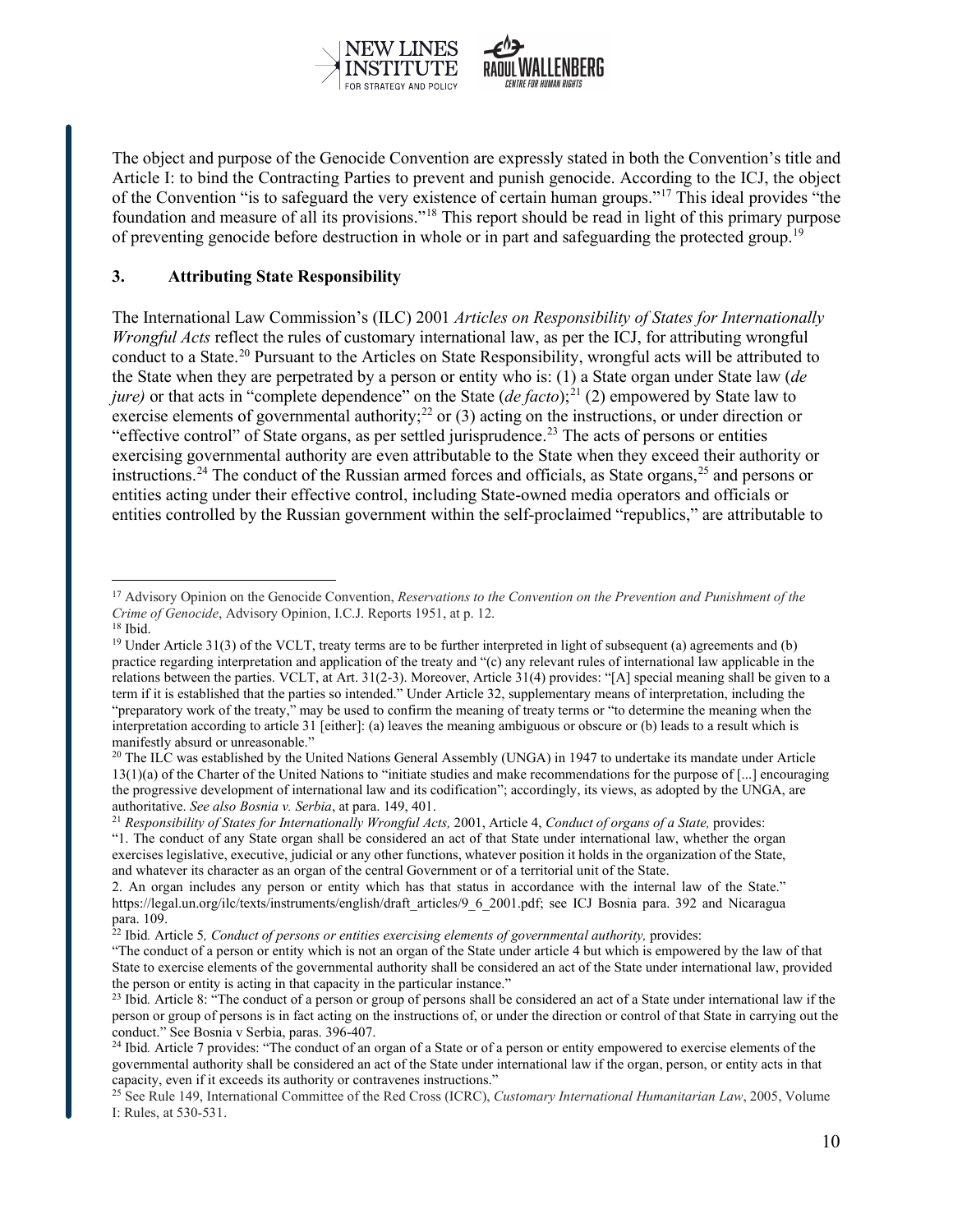The object and purpose of the Genocide Convention are expressly stated in both the Convention's title and Article I: to bind the Contracting Parties to prevent and punish genocide. According to the ICJ, the object of the Convention "is to safeguard the very existence of certain human groups."[17] This ideal provides "the foundation and measure of all its provisions."[18] This report should be read in light of this primary purpose of preventing genocide before destruction in whole or in part and safeguarding the protected group.[19]

### 3. Attributing State Responsibility

The International Law Commission's (ILC) 2001 *Articles on Responsibility of States for Internationally Wrongful Acts* reflect the rules of customary international law, as per the ICJ, for attributing wrongful conduct to a State.[20] Pursuant to the Articles on State Responsibility, wrongful acts will be attributed to the State when they are perpetrated by a person or entity who is: (1) a State organ under State law (*de jure)* or that acts in "complete dependence" on the State (*de facto*);[21] (2) empowered by State law to exercise elements of governmental authority;[22] or (3) acting on the instructions, or under direction or "effective control" of State organs, as per settled jurisprudence.[23] The acts of persons or entities exercising governmental authority are even attributable to the State when they exceed their authority or instructions.[24] The conduct of the Russian armed forces and officials, as State organs,[25] and persons or entities acting under their effective control, including State-owned media operators and officials or entities controlled by the Russian government within the self-proclaimed "republics," are attributable to

---

[17] Advisory Opinion on the Genocide Convention, *Reservations to the Convention on the Prevention and Punishment of the Crime of Genocide*, Advisory Opinion, I.C.J. Reports 1951, at p. 12.

[18] Ibid.

[19] Under Article 31(3) of the VCLT, treaty terms are to be further interpreted in light of subsequent (a) agreements and (b) practice regarding interpretation and application of the treaty and "(c) any relevant rules of international law applicable in the relations between the parties. VCLT, at Art. 31(2-3). Moreover, Article 31(4) provides: "[A] special meaning shall be given to a term if it is established that the parties so intended." Under Article 32, supplementary means of interpretation, including the "preparatory work of the treaty," may be used to confirm the meaning of treaty terms or "to determine the meaning when the interpretation according to article 31 [either]: (a) leaves the meaning ambiguous or obscure or (b) leads to a result which is manifestly absurd or unreasonable."

[20] The ILC was established by the United Nations General Assembly (UNGA) in 1947 to undertake its mandate under Article 13(1)(a) of the Charter of the United Nations to "initiate studies and make recommendations for the purpose of [...] encouraging the progressive development of international law and its codification"; accordingly, its views, as adopted by the UNGA, are authoritative. *See also Bosnia v. Serbia*, at para. 149, 401.

[21] *Responsibility of States for Internationally Wrongful Acts,* 2001, Article 4, *Conduct of organs of a State,* provides:
"1. The conduct of any State organ shall be considered an act of that State under international law, whether the organ exercises legislative, executive, judicial or any other functions, whatever position it holds in the organization of the State, and whatever its character as an organ of the central Government or of a territorial unit of the State.
2. An organ includes any person or entity which has that status in accordance with the internal law of the State." https://legal.un.org/ilc/texts/instruments/english/draft_articles/9_6_2001.pdf; see ICJ Bosnia para. 392 and Nicaragua para. 109.

[22] Ibid*.* Article 5*, Conduct of persons or entities exercising elements of governmental authority,* provides:
"The conduct of a person or entity which is not an organ of the State under article 4 but which is empowered by the law of that State to exercise elements of the governmental authority shall be considered an act of the State under international law, provided the person or entity is acting in that capacity in the particular instance."

[23] Ibid*.* Article 8: "The conduct of a person or group of persons shall be considered an act of a State under international law if the person or group of persons is in fact acting on the instructions of, or under the direction or control of that State in carrying out the conduct." See Bosnia v Serbia, paras. 396-407.

[24] Ibid*.* Article 7 provides: "The conduct of an organ of a State or of a person or entity empowered to exercise elements of the governmental authority shall be considered an act of the State under international law if the organ, person, or entity acts in that capacity, even if it exceeds its authority or contravenes instructions."

[25] See Rule 149, International Committee of the Red Cross (ICRC), *Customary International Humanitarian Law*, 2005, Volume I: Rules, at 530-531.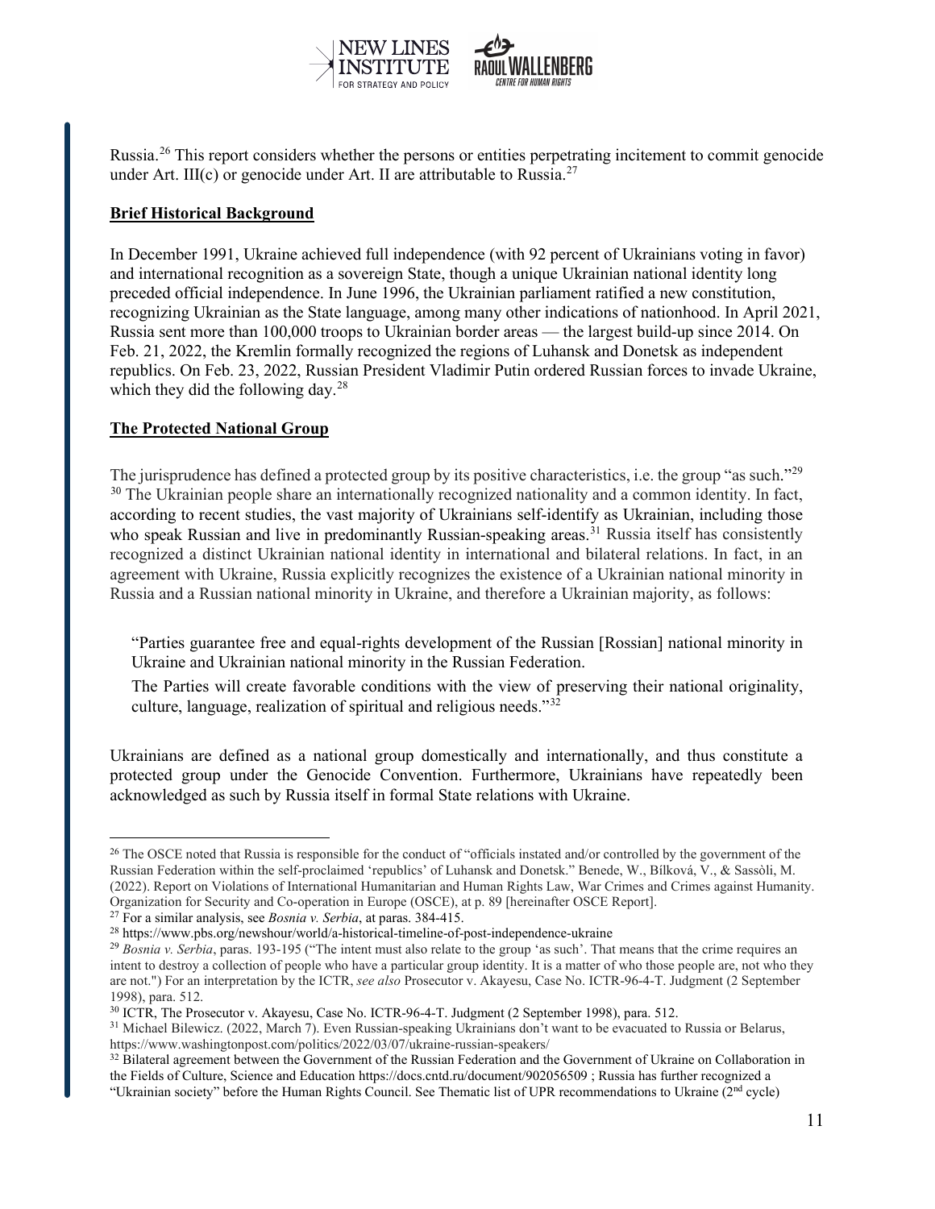Russia.[26] This report considers whether the persons or entities perpetrating incitement to commit genocide under Art. III(c) or genocide under Art. II are attributable to Russia.[27]

## Brief Historical Background

In December 1991, Ukraine achieved full independence (with 92 percent of Ukrainians voting in favor) and international recognition as a sovereign State, though a unique Ukrainian national identity long preceded official independence. In June 1996, the Ukrainian parliament ratified a new constitution, recognizing Ukrainian as the State language, among many other indications of nationhood. In April 2021, Russia sent more than 100,000 troops to Ukrainian border areas — the largest build-up since 2014. On Feb. 21, 2022, the Kremlin formally recognized the regions of Luhansk and Donetsk as independent republics. On Feb. 23, 2022, Russian President Vladimir Putin ordered Russian forces to invade Ukraine, which they did the following day.[28]

## The Protected National Group

The jurisprudence has defined a protected group by its positive characteristics, i.e. the group "as such."[29] [30] The Ukrainian people share an internationally recognized nationality and a common identity. In fact, according to recent studies, the vast majority of Ukrainians self-identify as Ukrainian, including those who speak Russian and live in predominantly Russian-speaking areas.[31] Russia itself has consistently recognized a distinct Ukrainian national identity in international and bilateral relations. In fact, in an agreement with Ukraine, Russia explicitly recognizes the existence of a Ukrainian national minority in Russia and a Russian national minority in Ukraine, and therefore a Ukrainian majority, as follows:

> "Parties guarantee free and equal-rights development of the Russian [Rossian] national minority in Ukraine and Ukrainian national minority in the Russian Federation.
>
> The Parties will create favorable conditions with the view of preserving their national originality, culture, language, realization of spiritual and religious needs."[32]

Ukrainians are defined as a national group domestically and internationally, and thus constitute a protected group under the Genocide Convention. Furthermore, Ukrainians have repeatedly been acknowledged as such by Russia itself in formal State relations with Ukraine.

---

[26] The OSCE noted that Russia is responsible for the conduct of "officials instated and/or controlled by the government of the Russian Federation within the self-proclaimed 'republics' of Luhansk and Donetsk." Benede, W., Bílková, V., & Sassòli, M. (2022). Report on Violations of International Humanitarian and Human Rights Law, War Crimes and Crimes against Humanity. Organization for Security and Co-operation in Europe (OSCE), at p. 89 [hereinafter OSCE Report].

[27] For a similar analysis, see *Bosnia v. Serbia*, at paras. 384-415.

[28] https://www.pbs.org/newshour/world/a-historical-timeline-of-post-independence-ukraine

[29] *Bosnia v. Serbia*, paras. 193-195 ("The intent must also relate to the group 'as such'. That means that the crime requires an intent to destroy a collection of people who have a particular group identity. It is a matter of who those people are, not who they are not.") For an interpretation by the ICTR, *see also* Prosecutor v. Akayesu, Case No. ICTR-96-4-T. Judgment (2 September 1998), para. 512.

[30] ICTR, The Prosecutor v. Akayesu, Case No. ICTR-96-4-T. Judgment (2 September 1998), para. 512.

[31] Michael Bilewicz. (2022, March 7). Even Russian-speaking Ukrainians don't want to be evacuated to Russia or Belarus, https://www.washingtonpost.com/politics/2022/03/07/ukraine-russian-speakers/

[32] Bilateral agreement between the Government of the Russian Federation and the Government of Ukraine on Collaboration in the Fields of Culture, Science and Education https://docs.cntd.ru/document/902056509 ; Russia has further recognized a "Ukrainian society" before the Human Rights Council. See Thematic list of UPR recommendations to Ukraine (2nd cycle)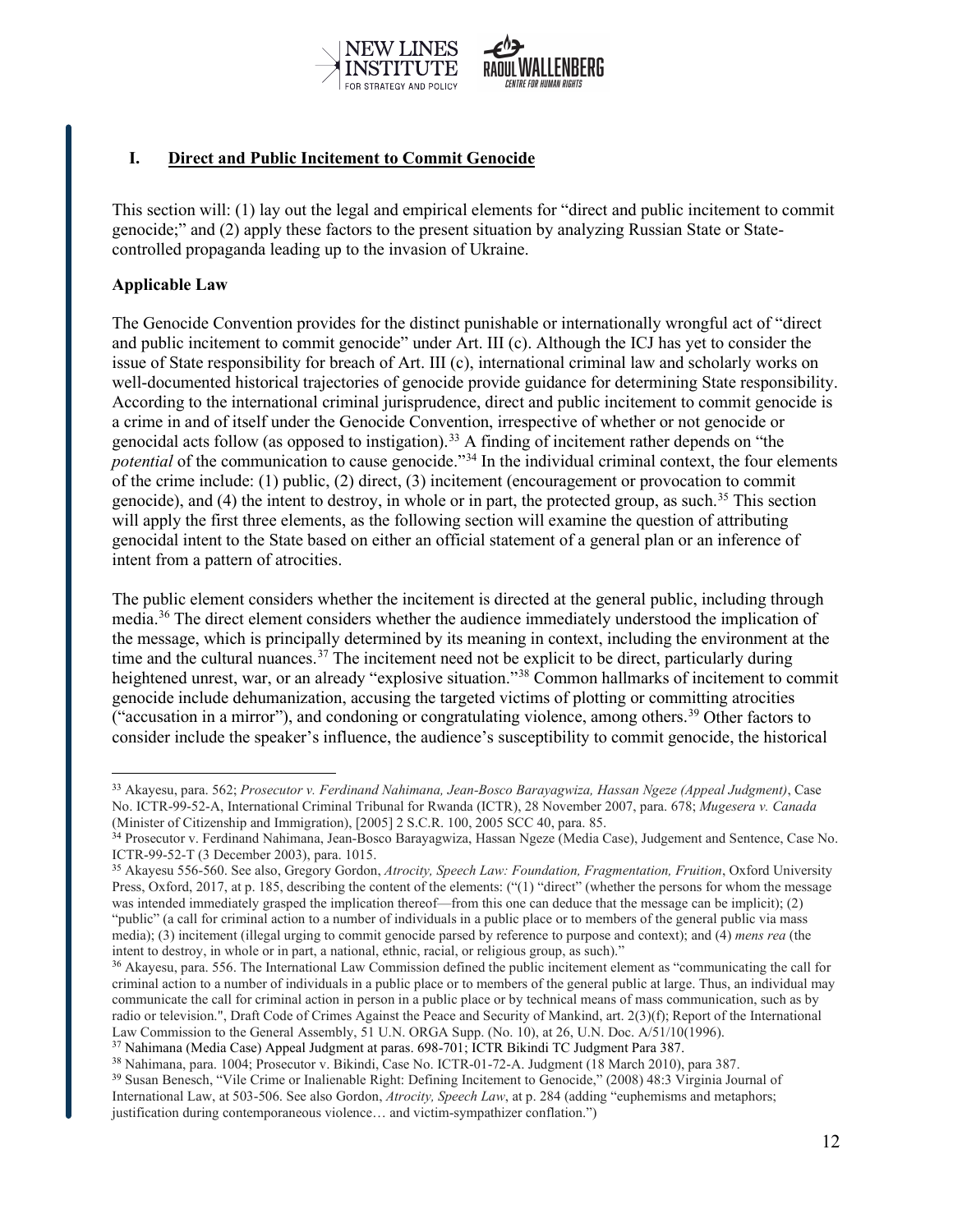## I. Direct and Public Incitement to Commit Genocide

This section will: (1) lay out the legal and empirical elements for "direct and public incitement to commit genocide;" and (2) apply these factors to the present situation by analyzing Russian State or State-controlled propaganda leading up to the invasion of Ukraine.

**Applicable Law**

The Genocide Convention provides for the distinct punishable or internationally wrongful act of "direct and public incitement to commit genocide" under Art. III (c). Although the ICJ has yet to consider the issue of State responsibility for breach of Art. III (c), international criminal law and scholarly works on well-documented historical trajectories of genocide provide guidance for determining State responsibility. According to the international criminal jurisprudence, direct and public incitement to commit genocide is a crime in and of itself under the Genocide Convention, irrespective of whether or not genocide or genocidal acts follow (as opposed to instigation).[33] A finding of incitement rather depends on "the *potential* of the communication to cause genocide."[34] In the individual criminal context, the four elements of the crime include: (1) public, (2) direct, (3) incitement (encouragement or provocation to commit genocide), and (4) the intent to destroy, in whole or in part, the protected group, as such.[35] This section will apply the first three elements, as the following section will examine the question of attributing genocidal intent to the State based on either an official statement of a general plan or an inference of intent from a pattern of atrocities.

The public element considers whether the incitement is directed at the general public, including through media.[36] The direct element considers whether the audience immediately understood the implication of the message, which is principally determined by its meaning in context, including the environment at the time and the cultural nuances.[37] The incitement need not be explicit to be direct, particularly during heightened unrest, war, or an already "explosive situation."[38] Common hallmarks of incitement to commit genocide include dehumanization, accusing the targeted victims of plotting or committing atrocities ("accusation in a mirror"), and condoning or congratulating violence, among others.[39] Other factors to consider include the speaker's influence, the audience's susceptibility to commit genocide, the historical

---

[33] Akayesu, para. 562; *Prosecutor v. Ferdinand Nahimana, Jean-Bosco Barayagwiza, Hassan Ngeze (Appeal Judgment)*, Case No. ICTR-99-52-A, International Criminal Tribunal for Rwanda (ICTR), 28 November 2007, para. 678; *Mugesera v. Canada* (Minister of Citizenship and Immigration), [2005] 2 S.C.R. 100, 2005 SCC 40, para. 85.

[34] Prosecutor v. Ferdinand Nahimana, Jean-Bosco Barayagwiza, Hassan Ngeze (Media Case), Judgement and Sentence, Case No. ICTR-99-52-T (3 December 2003), para. 1015.

[35] Akayesu 556-560. See also, Gregory Gordon, *Atrocity, Speech Law: Foundation, Fragmentation, Fruition*, Oxford University Press, Oxford, 2017, at p. 185, describing the content of the elements: ("(1) "direct" (whether the persons for whom the message was intended immediately grasped the implication thereof—from this one can deduce that the message can be implicit); (2) "public" (a call for criminal action to a number of individuals in a public place or to members of the general public via mass media); (3) incitement (illegal urging to commit genocide parsed by reference to purpose and context); and (4) *mens rea* (the intent to destroy, in whole or in part, a national, ethnic, racial, or religious group, as such)."

[36] Akayesu, para. 556. The International Law Commission defined the public incitement element as "communicating the call for criminal action to a number of individuals in a public place or to members of the general public at large. Thus, an individual may communicate the call for criminal action in person in a public place or by technical means of mass communication, such as by radio or television.", Draft Code of Crimes Against the Peace and Security of Mankind, art. 2(3)(f); Report of the International Law Commission to the General Assembly, 51 U.N. ORGA Supp. (No. 10), at 26, U.N. Doc. A/51/10(1996).

[37] Nahimana (Media Case) Appeal Judgment at paras. 698-701; ICTR Bikindi TC Judgment Para 387.

[38] Nahimana, para. 1004; Prosecutor v. Bikindi, Case No. ICTR-01-72-A. Judgment (18 March 2010), para 387.

[39] Susan Benesch, "Vile Crime or Inalienable Right: Defining Incitement to Genocide," (2008) 48:3 Virginia Journal of International Law, at 503-506. See also Gordon, *Atrocity, Speech Law*, at p. 284 (adding "euphemisms and metaphors; justification during contemporaneous violence… and victim-sympathizer conflation.")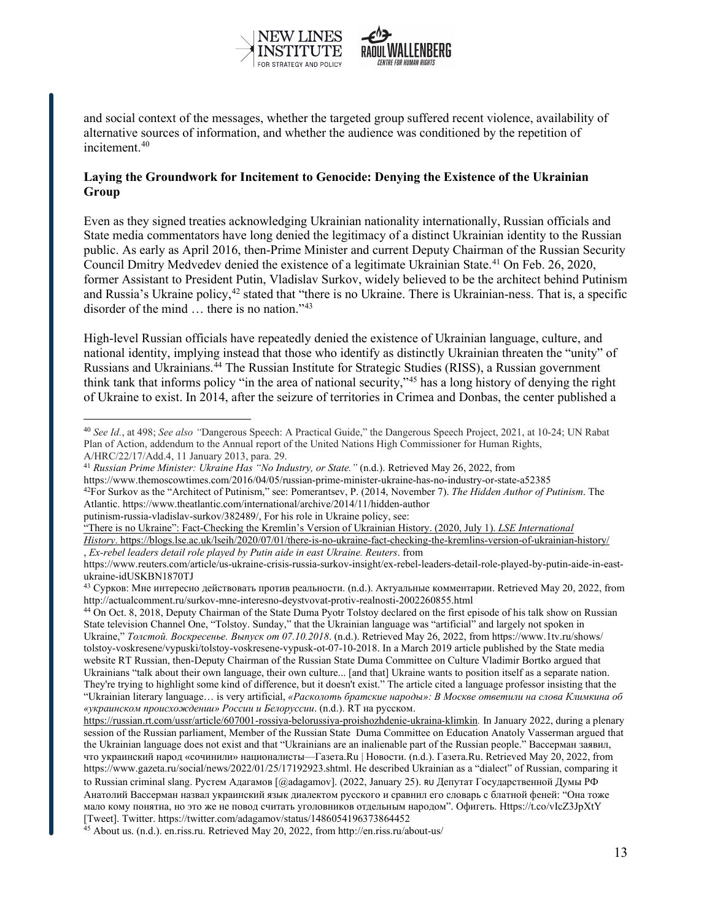and social context of the messages, whether the targeted group suffered recent violence, availability of alternative sources of information, and whether the audience was conditioned by the repetition of incitement.[40]

**Laying the Groundwork for Incitement to Genocide: Denying the Existence of the Ukrainian Group**

Even as they signed treaties acknowledging Ukrainian nationality internationally, Russian officials and State media commentators have long denied the legitimacy of a distinct Ukrainian identity to the Russian public. As early as April 2016, then-Prime Minister and current Deputy Chairman of the Russian Security Council Dmitry Medvedev denied the existence of a legitimate Ukrainian State.[41] On Feb. 26, 2020, former Assistant to President Putin, Vladislav Surkov, widely believed to be the architect behind Putinism and Russia's Ukraine policy,[42] stated that "there is no Ukraine. There is Ukrainian-ness. That is, a specific disorder of the mind … there is no nation."[43]

High-level Russian officials have repeatedly denied the existence of Ukrainian language, culture, and national identity, implying instead that those who identify as distinctly Ukrainian threaten the "unity" of Russians and Ukrainians.[44] The Russian Institute for Strategic Studies (RISS), a Russian government think tank that informs policy "in the area of national security,"[45] has a long history of denying the right of Ukraine to exist. In 2014, after the seizure of territories in Crimea and Donbas, the center published a

---

[40] *See Id.*, at 498; *See also "*Dangerous Speech: A Practical Guide," the Dangerous Speech Project, 2021, at 10-24; UN Rabat Plan of Action, addendum to the Annual report of the United Nations High Commissioner for Human Rights, A/HRC/22/17/Add.4, 11 January 2013, para. 29.

[41] *Russian Prime Minister: Ukraine Has "No Industry, or State."* (n.d.). Retrieved May 26, 2022, from https://www.themoscowtimes.com/2016/04/05/russian-prime-minister-ukraine-has-no-industry-or-state-a52385

[42] For Surkov as the "Architect of Putinism," see: Pomerantsev, P. (2014, November 7). *The Hidden Author of Putinism*. The Atlantic. https://www.theatlantic.com/international/archive/2014/11/hidden-author putinism-russia-vladislav-surkov/382489/, For his role in Ukraine policy, see: "There is no Ukraine": Fact-Checking the Kremlin's Version of Ukrainian History. (2020, July 1). *LSE International History*. https://blogs.lse.ac.uk/lseih/2020/07/01/there-is-no-ukraine-fact-checking-the-kremlins-version-of-ukrainian-history/ , *Ex-rebel leaders detail role played by Putin aide in east Ukraine. Reuters*. from https://www.reuters.com/article/us-ukraine-crisis-russia-surkov-insight/ex-rebel-leaders-detail-role-played-by-putin-aide-in-east-ukraine-idUSKBN1870TJ

[43] Сурков: Мне интересно действовать против реальности. (n.d.). Актуальные комментарии. Retrieved May 20, 2022, from http://actualcomment.ru/surkov-mne-interesno-deystvovat-protiv-realnosti-2002260855.html

[44] On Oct. 8, 2018, Deputy Chairman of the State Duma Pyotr Tolstoy declared on the first episode of his talk show on Russian State television Channel One, "Tolstoy. Sunday," that the Ukrainian language was "artificial" and largely not spoken in Ukraine," *Толстой. Воскресенье. Выпуск от 07.10.2018*. (n.d.). Retrieved May 26, 2022, from https://www.1tv.ru/shows/tolstoy-voskresene/vypuski/tolstoy-voskresene-vypusk-ot-07-10-2018. In a March 2019 article published by the State media website RT Russian, then-Deputy Chairman of the Russian State Duma Committee on Culture Vladimir Bortko argued that Ukrainians "talk about their own language, their own culture... [and that] Ukraine wants to position itself as a separate nation. They're trying to highlight some kind of difference, but it doesn't exist." The article cited a language professor insisting that the "Ukrainian literary language… is very artificial, *«Расколоть братские народы»: В Москве ответили на слова Климкина об «украинском происхождении» России и Белоруссии*. (n.d.). RT на русском. https://russian.rt.com/ussr/article/607001-rossiya-belorussiya-proishozhdenie-ukraina-klimkin. In January 2022, during a plenary session of the Russian parliament, Member of the Russian State Duma Committee on Education Anatoly Vasserman argued that the Ukrainian language does not exist and that "Ukrainians are an inalienable part of the Russian people." Вассерман заявил, что украинский народ «сочинили» националисты—Газета.Ru | Новости. (n.d.). Газета.Ru. Retrieved May 20, 2022, from https://www.gazeta.ru/social/news/2022/01/25/17192923.shtml. He described Ukrainian as a "dialect" of Russian, comparing it to Russian criminal slang. Рустем Адагамов [@adagamov]. (2022, January 25). RU Депутат Государственной Думы РФ Анатолий Вассерман назвал украинский язык диалектом русского и сравнил его словарь с блатной феней: "Она тоже мало кому понятна, но это же не повод считать уголовников отдельным народом". Офигеть. Https://t.co/vIcZ3JpXtY [Tweet]. Twitter. https://twitter.com/adagamov/status/1486054196373864452

[45] About us. (n.d.). en.riss.ru. Retrieved May 20, 2022, from http://en.riss.ru/about-us/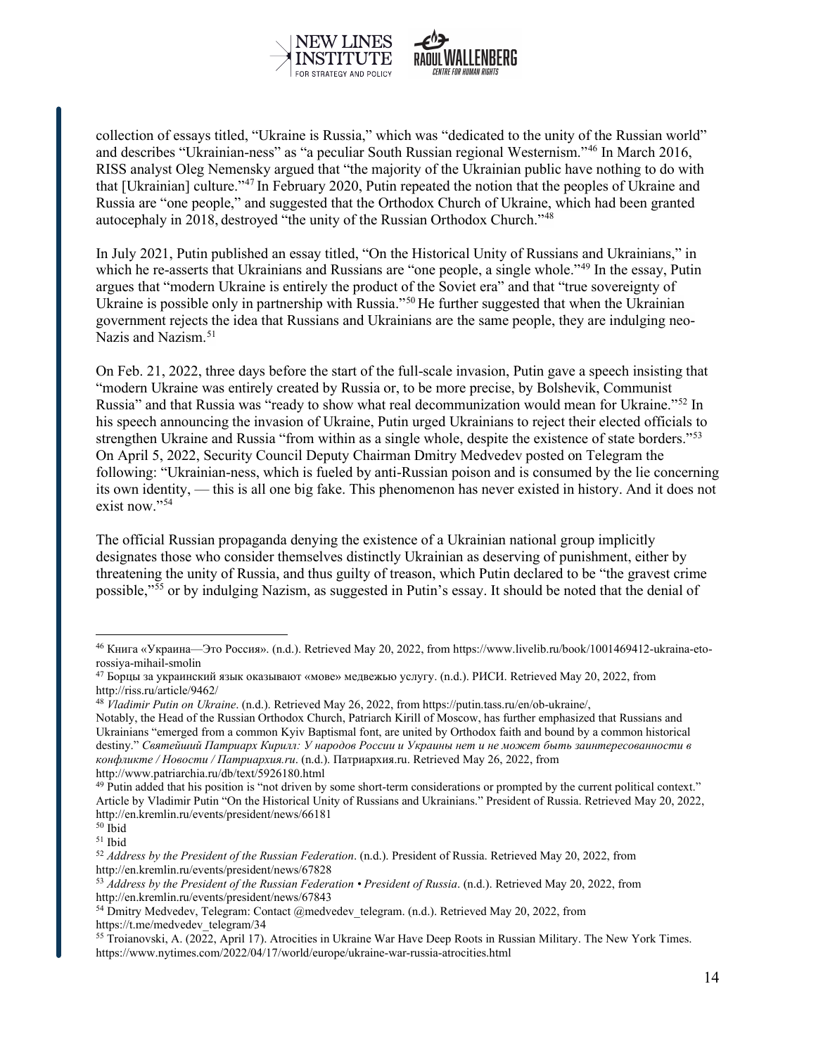collection of essays titled, "Ukraine is Russia," which was "dedicated to the unity of the Russian world" and describes "Ukrainian-ness" as "a peculiar South Russian regional Westernism."[46] In March 2016, RISS analyst Oleg Nemensky argued that "the majority of the Ukrainian public have nothing to do with that [Ukrainian] culture."[47] In February 2020, Putin repeated the notion that the peoples of Ukraine and Russia are "one people," and suggested that the Orthodox Church of Ukraine, which had been granted autocephaly in 2018, destroyed "the unity of the Russian Orthodox Church."[48]

In July 2021, Putin published an essay titled, "On the Historical Unity of Russians and Ukrainians," in which he re-asserts that Ukrainians and Russians are "one people, a single whole."[49] In the essay, Putin argues that "modern Ukraine is entirely the product of the Soviet era" and that "true sovereignty of Ukraine is possible only in partnership with Russia."[50] He further suggested that when the Ukrainian government rejects the idea that Russians and Ukrainians are the same people, they are indulging neo-Nazis and Nazism.[51]

On Feb. 21, 2022, three days before the start of the full-scale invasion, Putin gave a speech insisting that "modern Ukraine was entirely created by Russia or, to be more precise, by Bolshevik, Communist Russia" and that Russia was "ready to show what real decommunization would mean for Ukraine."[52] In his speech announcing the invasion of Ukraine, Putin urged Ukrainians to reject their elected officials to strengthen Ukraine and Russia "from within as a single whole, despite the existence of state borders."[53] On April 5, 2022, Security Council Deputy Chairman Dmitry Medvedev posted on Telegram the following: "Ukrainian-ness, which is fueled by anti-Russian poison and is consumed by the lie concerning its own identity, — this is all one big fake. This phenomenon has never existed in history. And it does not exist now."[54]

The official Russian propaganda denying the existence of a Ukrainian national group implicitly designates those who consider themselves distinctly Ukrainian as deserving of punishment, either by threatening the unity of Russia, and thus guilty of treason, which Putin declared to be "the gravest crime possible,"[55] or by indulging Nazism, as suggested in Putin's essay. It should be noted that the denial of

---

[46] Книга «Украина—Это Россия». (n.d.). Retrieved May 20, 2022, from https://www.livelib.ru/book/1001469412-ukraina-eto-rossiya-mihail-smolin

[47] Борцы за украинский язык оказывают «мове» медвежью услугу. (n.d.). РИСИ. Retrieved May 20, 2022, from http://riss.ru/article/9462/

[48] *Vladimir Putin on Ukraine*. (n.d.). Retrieved May 26, 2022, from https://putin.tass.ru/en/ob-ukraine/, Notably, the Head of the Russian Orthodox Church, Patriarch Kirill of Moscow, has further emphasized that Russians and Ukrainians "emerged from a common Kyiv Baptismal font, are united by Orthodox faith and bound by a common historical destiny." *Святейший Патриарх Кирилл: У народов России и Украины нет и не может быть заинтересованности в конфликте / Новости / Патриархия.ru*. (n.d.). Патриархия.ru. Retrieved May 26, 2022, from http://www.patriarchia.ru/db/text/5926180.html

[49] Putin added that his position is "not driven by some short-term considerations or prompted by the current political context." Article by Vladimir Putin "On the Historical Unity of Russians and Ukrainians." President of Russia. Retrieved May 20, 2022, http://en.kremlin.ru/events/president/news/66181

[50] Ibid

[51] Ibid

[52] *Address by the President of the Russian Federation*. (n.d.). President of Russia. Retrieved May 20, 2022, from http://en.kremlin.ru/events/president/news/67828

[53] *Address by the President of the Russian Federation • President of Russia*. (n.d.). Retrieved May 20, 2022, from http://en.kremlin.ru/events/president/news/67843

[54] Dmitry Medvedev, Telegram: Contact @medvedev_telegram. (n.d.). Retrieved May 20, 2022, from https://t.me/medvedev_telegram/34

[55] Troianovski, A. (2022, April 17). Atrocities in Ukraine War Have Deep Roots in Russian Military. The New York Times. https://www.nytimes.com/2022/04/17/world/europe/ukraine-war-russia-atrocities.html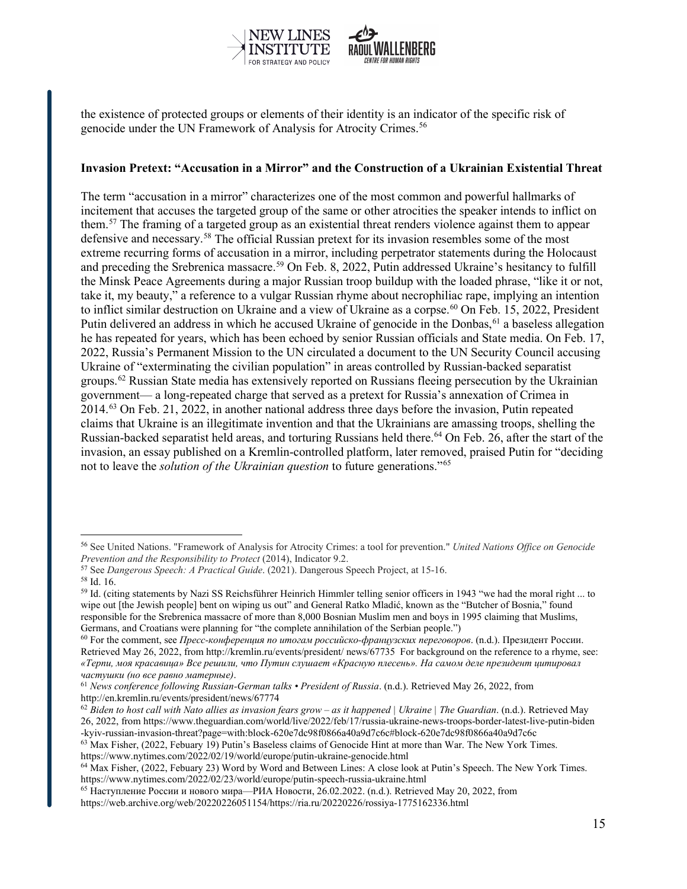the existence of protected groups or elements of their identity is an indicator of the specific risk of genocide under the UN Framework of Analysis for Atrocity Crimes.[56]

**Invasion Pretext: "Accusation in a Mirror" and the Construction of a Ukrainian Existential Threat**

The term "accusation in a mirror" characterizes one of the most common and powerful hallmarks of incitement that accuses the targeted group of the same or other atrocities the speaker intends to inflict on them.[57] The framing of a targeted group as an existential threat renders violence against them to appear defensive and necessary.[58] The official Russian pretext for its invasion resembles some of the most extreme recurring forms of accusation in a mirror, including perpetrator statements during the Holocaust and preceding the Srebrenica massacre.[59] On Feb. 8, 2022, Putin addressed Ukraine's hesitancy to fulfill the Minsk Peace Agreements during a major Russian troop buildup with the loaded phrase, "like it or not, take it, my beauty," a reference to a vulgar Russian rhyme about necrophiliac rape, implying an intention to inflict similar destruction on Ukraine and a view of Ukraine as a corpse.[60] On Feb. 15, 2022, President Putin delivered an address in which he accused Ukraine of genocide in the Donbas,[61] a baseless allegation he has repeated for years, which has been echoed by senior Russian officials and State media. On Feb. 17, 2022, Russia's Permanent Mission to the UN circulated a document to the UN Security Council accusing Ukraine of "exterminating the civilian population" in areas controlled by Russian-backed separatist groups.[62] Russian State media has extensively reported on Russians fleeing persecution by the Ukrainian government— a long-repeated charge that served as a pretext for Russia's annexation of Crimea in 2014.[63] On Feb. 21, 2022, in another national address three days before the invasion, Putin repeated claims that Ukraine is an illegitimate invention and that the Ukrainians are amassing troops, shelling the Russian-backed separatist held areas, and torturing Russians held there.[64] On Feb. 26, after the start of the invasion, an essay published on a Kremlin-controlled platform, later removed, praised Putin for "deciding not to leave the *solution of the Ukrainian question* to future generations."[65]

---

[56] See United Nations. "Framework of Analysis for Atrocity Crimes: a tool for prevention." *United Nations Office on Genocide Prevention and the Responsibility to Protect* (2014), Indicator 9.2.

[57] See *Dangerous Speech: A Practical Guide*. (2021). Dangerous Speech Project, at 15-16.

[58] Id. 16.

[59] Id. (citing statements by Nazi SS Reichsführer Heinrich Himmler telling senior officers in 1943 "we had the moral right ... to wipe out [the Jewish people] bent on wiping us out" and General Ratko Mladić, known as the "Butcher of Bosnia," found responsible for the Srebrenica massacre of more than 8,000 Bosnian Muslim men and boys in 1995 claiming that Muslims, Germans, and Croatians were planning for "the complete annihilation of the Serbian people.")

[60] For the comment, see *Пресс-конференция по итогам российско-французских переговоров*. (n.d.). Президент России. Retrieved May 26, 2022, from http://kremlin.ru/events/president/ news/67735 For background on the reference to a rhyme, see: *«Терпи, моя красавица» Все решили, что Путин слушает «Красную плесень». На самом деле президент цитировал частушки (но все равно матерные)*.

[61] *News conference following Russian-German talks • President of Russia*. (n.d.). Retrieved May 26, 2022, from http://en.kremlin.ru/events/president/news/67774

[62] *Biden to host call with Nato allies as invasion fears grow – as it happened | Ukraine | The Guardian*. (n.d.). Retrieved May 26, 2022, from https://www.theguardian.com/world/live/2022/feb/17/russia-ukraine-news-troops-border-latest-live-putin-biden-kyiv-russian-invasion-threat?page=with:block-620e7dc98f0866a40a9d7c6c#block-620e7dc98f0866a40a9d7c6c

[63] Max Fisher, (2022, Febuary 19) Putin's Baseless claims of Genocide Hint at more than War. The New York Times. https://www.nytimes.com/2022/02/19/world/europe/putin-ukraine-genocide.html

[64] Max Fisher, (2022, Febuary 23) Word by Word and Between Lines: A close look at Putin's Speech. The New York Times. https://www.nytimes.com/2022/02/23/world/europe/putin-speech-russia-ukraine.html

[65] Наступление России и нового мира—РИА Новости, 26.02.2022. (n.d.). Retrieved May 20, 2022, from https://web.archive.org/web/20220226051154/https://ria.ru/20220226/rossiya-1775162336.html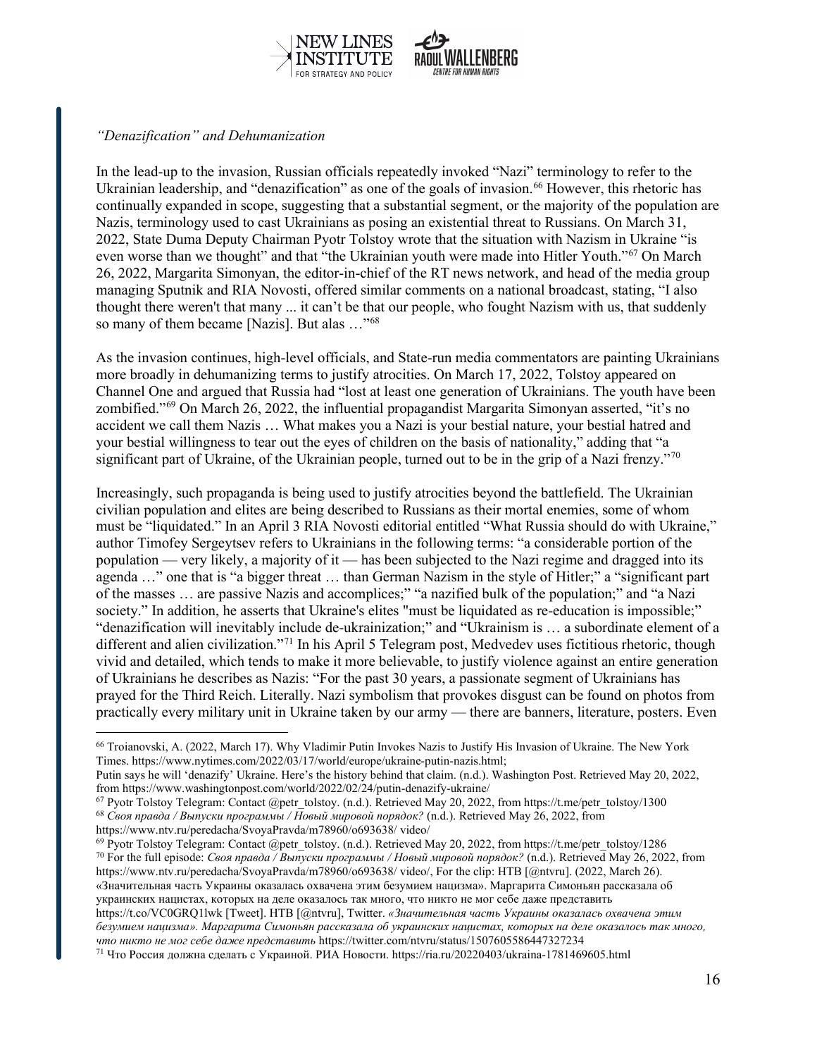*“Denazification” and Dehumanization*

In the lead-up to the invasion, Russian officials repeatedly invoked “Nazi” terminology to refer to the Ukrainian leadership, and “denazification” as one of the goals of invasion.[66] However, this rhetoric has continually expanded in scope, suggesting that a substantial segment, or the majority of the population are Nazis, terminology used to cast Ukrainians as posing an existential threat to Russians. On March 31, 2022, State Duma Deputy Chairman Pyotr Tolstoy wrote that the situation with Nazism in Ukraine “is even worse than we thought” and that “the Ukrainian youth were made into Hitler Youth.”[67] On March 26, 2022, Margarita Simonyan, the editor-in-chief of the RT news network, and head of the media group managing Sputnik and RIA Novosti, offered similar comments on a national broadcast, stating, “I also thought there weren't that many ... it can’t be that our people, who fought Nazism with us, that suddenly so many of them became [Nazis]. But alas …”[68]

As the invasion continues, high-level officials, and State-run media commentators are painting Ukrainians more broadly in dehumanizing terms to justify atrocities. On March 17, 2022, Tolstoy appeared on Channel One and argued that Russia had “lost at least one generation of Ukrainians. The youth have been zombified.”[69] On March 26, 2022, the influential propagandist Margarita Simonyan asserted, “it’s no accident we call them Nazis … What makes you a Nazi is your bestial nature, your bestial hatred and your bestial willingness to tear out the eyes of children on the basis of nationality,” adding that “a significant part of Ukraine, of the Ukrainian people, turned out to be in the grip of a Nazi frenzy.”[70]

Increasingly, such propaganda is being used to justify atrocities beyond the battlefield. The Ukrainian civilian population and elites are being described to Russians as their mortal enemies, some of whom must be “liquidated.” In an April 3 RIA Novosti editorial entitled “What Russia should do with Ukraine,” author Timofey Sergeytsev refers to Ukrainians in the following terms: “a considerable portion of the population — very likely, a majority of it — has been subjected to the Nazi regime and dragged into its agenda …” one that is “a bigger threat … than German Nazism in the style of Hitler;” a “significant part of the masses … are passive Nazis and accomplices;” “a nazified bulk of the population;” and “a Nazi society.” In addition, he asserts that Ukraine's elites "must be liquidated as re-education is impossible;" “denazification will inevitably include de-ukrainization;” and “Ukrainism is … a subordinate element of a different and alien civilization.”[71] In his April 5 Telegram post, Medvedev uses fictitious rhetoric, though vivid and detailed, which tends to make it more believable, to justify violence against an entire generation of Ukrainians he describes as Nazis: “For the past 30 years, a passionate segment of Ukrainians has prayed for the Third Reich. Literally. Nazi symbolism that provokes disgust can be found on photos from practically every military unit in Ukraine taken by our army — there are banners, literature, posters. Even

---

[66] Troianovski, A. (2022, March 17). Why Vladimir Putin Invokes Nazis to Justify His Invasion of Ukraine. The New York Times. https://www.nytimes.com/2022/03/17/world/europe/ukraine-putin-nazis.html;
Putin says he will ‘denazify’ Ukraine. Here’s the history behind that claim. (n.d.). Washington Post. Retrieved May 20, 2022, from https://www.washingtonpost.com/world/2022/02/24/putin-denazify-ukraine/

[67] Pyotr Tolstoy Telegram: Contact @petr_tolstoy. (n.d.). Retrieved May 20, 2022, from https://t.me/petr_tolstoy/1300

[68] *Своя правда / Выпуски программы / Новый мировой порядок?* (n.d.). Retrieved May 26, 2022, from https://www.ntv.ru/peredacha/SvoyaPravda/m78960/o693638/ video/

[69] Pyotr Tolstoy Telegram: Contact @petr_tolstoy. (n.d.). Retrieved May 20, 2022, from https://t.me/petr_tolstoy/1286

[70] For the full episode: *Своя правда / Выпуски программы / Новый мировой порядок?* (n.d.). Retrieved May 26, 2022, from https://www.ntv.ru/peredacha/SvoyaPravda/m78960/o693638/ video/, For the clip: НТВ [@ntvru]. (2022, March 26). «Значительная часть Украины оказалась охвачена этим безумием нацизма». Маргарита Симоньян рассказала об украинских нацистах, которых на деле оказалось так много, что никто не мог себе даже представить https://t.co/VC0GRQ1lwk [Tweet]. НТВ [@ntvru], Twitter. *«Значительная часть Украины оказалась охвачена этим безумием нацизма». Маргарита Симоньян рассказала об украинских нацистах, которых на деле оказалось так много, что никто не мог себе даже представить* https://twitter.com/ntvru/status/1507605586447327234

[71] Что Россия должна сделать с Украиной. РИА Новости. https://ria.ru/20220403/ukraina-1781469605.html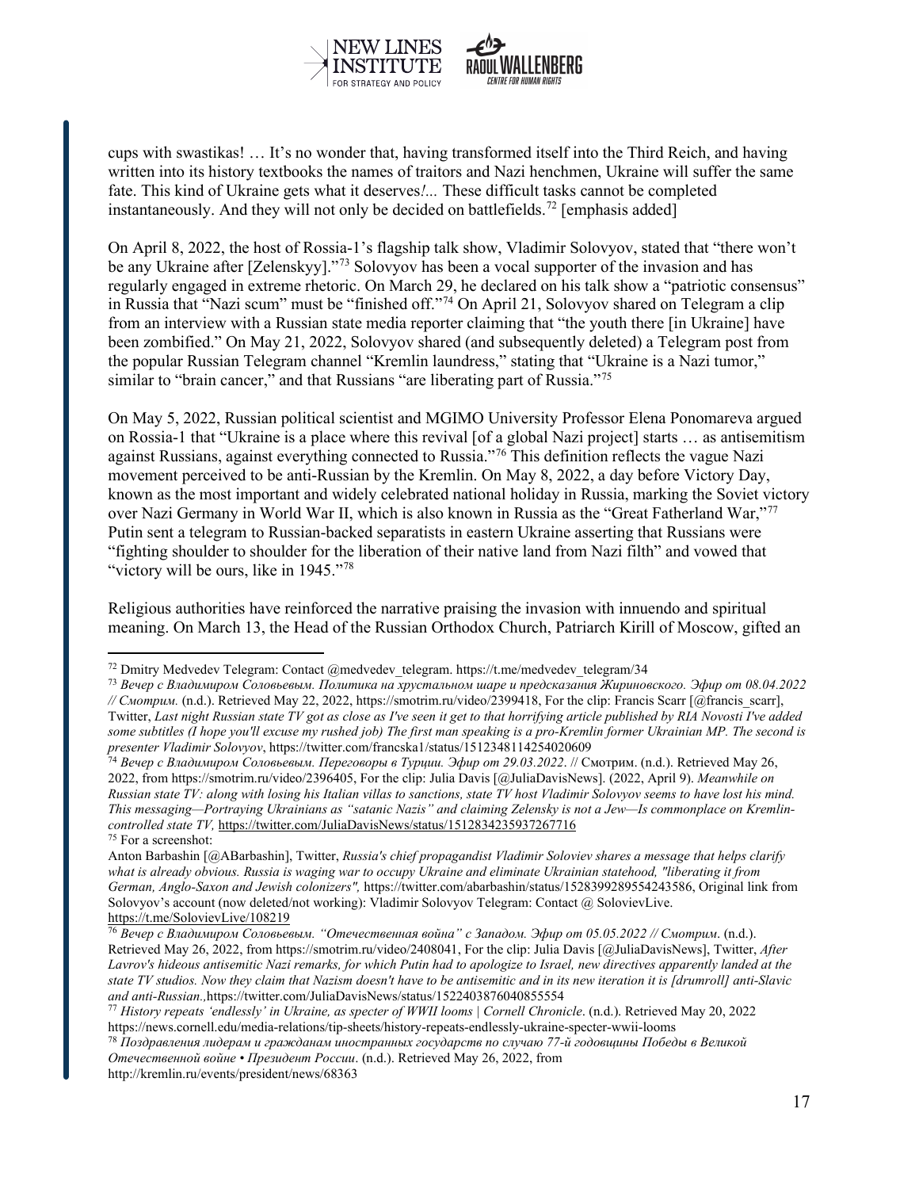cups with swastikas! … It's no wonder that, having transformed itself into the Third Reich, and having written into its history textbooks the names of traitors and Nazi henchmen, Ukraine will suffer the same fate. This kind of Ukraine gets what it deserves*!...* These difficult tasks cannot be completed instantaneously. And they will not only be decided on battlefields.[72] [emphasis added]

On April 8, 2022, the host of Rossia-1's flagship talk show, Vladimir Solovyov, stated that "there won't be any Ukraine after [Zelenskyy]."[73] Solovyov has been a vocal supporter of the invasion and has regularly engaged in extreme rhetoric. On March 29, he declared on his talk show a "patriotic consensus" in Russia that "Nazi scum" must be "finished off."[74] On April 21, Solovyov shared on Telegram a clip from an interview with a Russian state media reporter claiming that "the youth there [in Ukraine] have been zombified." On May 21, 2022, Solovyov shared (and subsequently deleted) a Telegram post from the popular Russian Telegram channel "Kremlin laundress," stating that "Ukraine is a Nazi tumor," similar to "brain cancer," and that Russians "are liberating part of Russia."[75]

On May 5, 2022, Russian political scientist and MGIMO University Professor Elena Ponomareva argued on Rossia-1 that "Ukraine is a place where this revival [of a global Nazi project] starts … as antisemitism against Russians, against everything connected to Russia."[76] This definition reflects the vague Nazi movement perceived to be anti-Russian by the Kremlin. On May 8, 2022, a day before Victory Day, known as the most important and widely celebrated national holiday in Russia, marking the Soviet victory over Nazi Germany in World War II, which is also known in Russia as the "Great Fatherland War,"[77] Putin sent a telegram to Russian-backed separatists in eastern Ukraine asserting that Russians were "fighting shoulder to shoulder for the liberation of their native land from Nazi filth" and vowed that "victory will be ours, like in 1945."[78]

Religious authorities have reinforced the narrative praising the invasion with innuendo and spiritual meaning. On March 13, the Head of the Russian Orthodox Church, Patriarch Kirill of Moscow, gifted an

---

[72] Dmitry Medvedev Telegram: Contact @medvedev_telegram. https://t.me/medvedev_telegram/34

[73] *Вечер с Владимиром Соловьевым. Политика на хрустальном шаре и предсказания Жириновского. Эфир от 08.04.2022 // Смотрим.* (n.d.). Retrieved May 22, 2022, https://smotrim.ru/video/2399418, For the clip: Francis Scarr [@francis_scarr], Twitter, *Last night Russian state TV got as close as I've seen it get to that horrifying article published by RIA Novosti I've added some subtitles (I hope you'll excuse my rushed job) The first man speaking is a pro-Kremlin former Ukrainian MP. The second is presenter Vladimir Solovyov*, https://twitter.com/francska1/status/1512348114254020609

[74] *Вечер с Владимиром Соловьевым. Переговоры в Турции. Эфир от 29.03.2022*. // Смотрим. (n.d.). Retrieved May 26, 2022, from https://smotrim.ru/video/2396405, For the clip: Julia Davis [@JuliaDavisNews]. (2022, April 9). *Meanwhile on Russian state TV: along with losing his Italian villas to sanctions, state TV host Vladimir Solovyov seems to have lost his mind. This messaging—Portraying Ukrainians as "satanic Nazis" and claiming Zelensky is not a Jew—Is commonplace on Kremlin-controlled state TV,* https://twitter.com/JuliaDavisNews/status/1512834235937267716

[75] For a screenshot:

Anton Barbashin [@ABarbashin], Twitter, *Russia's chief propagandist Vladimir Soloviev shares a message that helps clarify what is already obvious. Russia is waging war to occupy Ukraine and eliminate Ukrainian statehood, "liberating it from German, Anglo-Saxon and Jewish colonizers",* https://twitter.com/abarbashin/status/1528399289554243586, Original link from Solovyov's account (now deleted/not working): Vladimir Solovyov Telegram: Contact @ SolovievLive. https://t.me/SolovievLive/108219

[76] *Вечер с Владимиром Соловьевым. "Отечественная война" с Западом. Эфир от 05.05.2022 // Смотрим*. (n.d.). Retrieved May 26, 2022, from https://smotrim.ru/video/2408041, For the clip: Julia Davis [@JuliaDavisNews], Twitter, *After Lavrov's hideous antisemitic Nazi remarks, for which Putin had to apologize to Israel, new directives apparently landed at the state TV studios. Now they claim that Nazism doesn't have to be antisemitic and in its new iteration it is [drumroll] anti-Slavic and anti-Russian.,*https://twitter.com/JuliaDavisNews/status/1522403876040855554

[77] *History repeats 'endlessly' in Ukraine, as specter of WWII looms | Cornell Chronicle*. (n.d.). Retrieved May 20, 2022 https://news.cornell.edu/media-relations/tip-sheets/history-repeats-endlessly-ukraine-specter-wwii-looms

[78] *Поздравления лидерам и гражданам иностранных государств по случаю 77-й годовщины Победы в Великой Отечественной войне • Президент России*. (n.d.). Retrieved May 26, 2022, from http://kremlin.ru/events/president/news/68363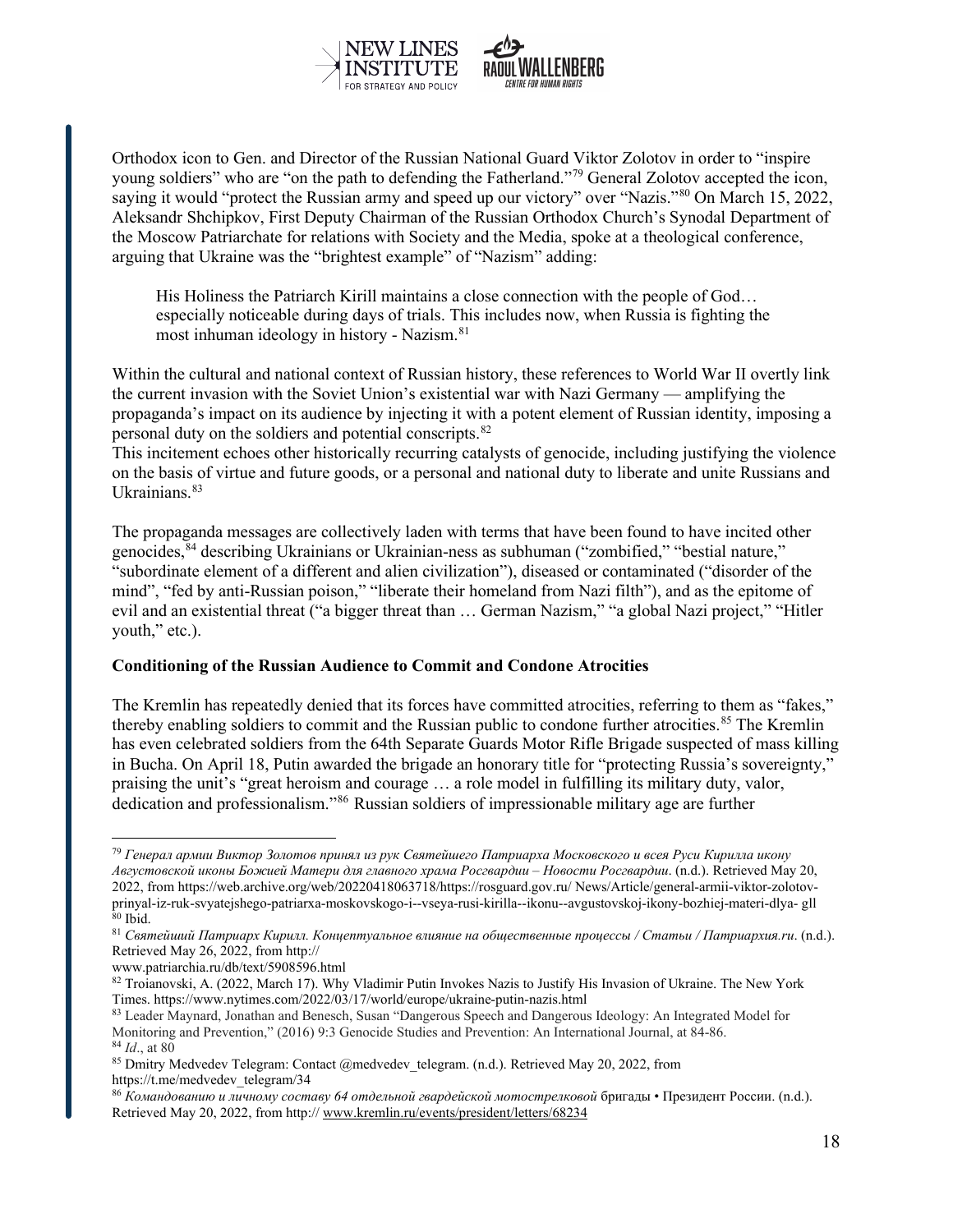Orthodox icon to Gen. and Director of the Russian National Guard Viktor Zolotov in order to "inspire young soldiers" who are "on the path to defending the Fatherland."[79] General Zolotov accepted the icon, saying it would "protect the Russian army and speed up our victory" over "Nazis."[80] On March 15, 2022, Aleksandr Shchipkov, First Deputy Chairman of the Russian Orthodox Church's Synodal Department of the Moscow Patriarchate for relations with Society and the Media, spoke at a theological conference, arguing that Ukraine was the "brightest example" of "Nazism" adding:

> His Holiness the Patriarch Kirill maintains a close connection with the people of God… especially noticeable during days of trials. This includes now, when Russia is fighting the most inhuman ideology in history - Nazism.[81]

Within the cultural and national context of Russian history, these references to World War II overtly link the current invasion with the Soviet Union's existential war with Nazi Germany — amplifying the propaganda's impact on its audience by injecting it with a potent element of Russian identity, imposing a personal duty on the soldiers and potential conscripts.[82]
This incitement echoes other historically recurring catalysts of genocide, including justifying the violence on the basis of virtue and future goods, or a personal and national duty to liberate and unite Russians and Ukrainians.[83]

The propaganda messages are collectively laden with terms that have been found to have incited other genocides,[84] describing Ukrainians or Ukrainian-ness as subhuman ("zombified," "bestial nature," "subordinate element of a different and alien civilization"), diseased or contaminated ("disorder of the mind", "fed by anti-Russian poison," "liberate their homeland from Nazi filth"), and as the epitome of evil and an existential threat ("a bigger threat than … German Nazism," "a global Nazi project," "Hitler youth," etc.).

**Conditioning of the Russian Audience to Commit and Condone Atrocities**

The Kremlin has repeatedly denied that its forces have committed atrocities, referring to them as "fakes," thereby enabling soldiers to commit and the Russian public to condone further atrocities.[85] The Kremlin has even celebrated soldiers from the 64th Separate Guards Motor Rifle Brigade suspected of mass killing in Bucha. On April 18, Putin awarded the brigade an honorary title for "protecting Russia's sovereignty," praising the unit's "great heroism and courage … a role model in fulfilling its military duty, valor, dedication and professionalism."[86] Russian soldiers of impressionable military age are further

---

[79] *Генерал армии Виктор Золотов принял из рук Святейшего Патриарха Московского и всея Руси Кирилла икону Августовской иконы Божией Матери для главного храма Росгвардии – Новости Росгвардии*. (n.d.). Retrieved May 20, 2022, from https://web.archive.org/web/20220418063718/https://rosguard.gov.ru/ News/Article/general-armii-viktor-zolotov-prinyal-iz-ruk-svyatejshego-patriarxa-moskovskogo-i--vseya-rusi-kirilla--ikonu--avgustovskoj-ikony-bozhiej-materi-dlya- gll

[80] Ibid.

[81] *Святейший Патриарх Кирилл. Концептуальное влияние на общественные процессы / Статьи / Патриархия.ru*. (n.d.). Retrieved May 26, 2022, from http:// www.patriarchia.ru/db/text/5908596.html

[82] Troianovski, A. (2022, March 17). Why Vladimir Putin Invokes Nazis to Justify His Invasion of Ukraine. The New York Times. https://www.nytimes.com/2022/03/17/world/europe/ukraine-putin-nazis.html

[83] Leader Maynard, Jonathan and Benesch, Susan "Dangerous Speech and Dangerous Ideology: An Integrated Model for Monitoring and Prevention," (2016) 9:3 Genocide Studies and Prevention: An International Journal, at 84-86.

[84] *Id*., at 80

[85] Dmitry Medvedev Telegram: Contact @medvedev_telegram. (n.d.). Retrieved May 20, 2022, from https://t.me/medvedev_telegram/34

[86] *Командованию и личному составу 64 отдельной гвардейской мотострелковой* бригады • Президент России. (n.d.). Retrieved May 20, 2022, from http:// www.kremlin.ru/events/president/letters/68234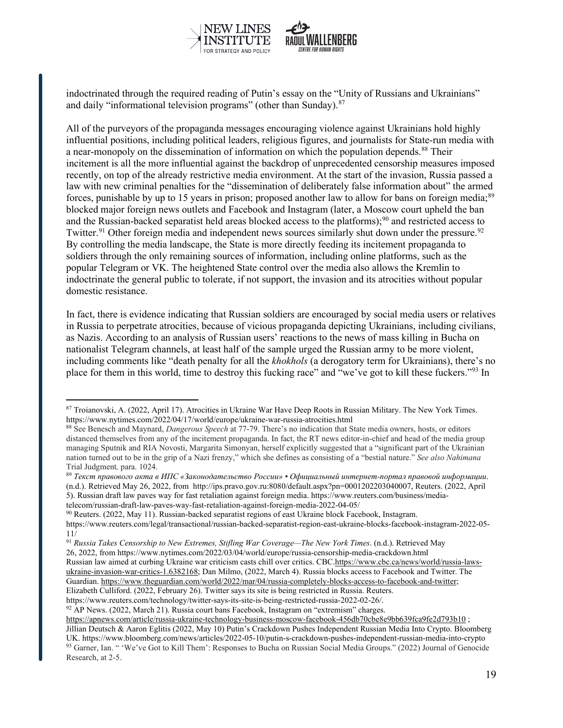indoctrinated through the required reading of Putin's essay on the "Unity of Russians and Ukrainians" and daily "informational television programs" (other than Sunday).[87]

All of the purveyors of the propaganda messages encouraging violence against Ukrainians hold highly influential positions, including political leaders, religious figures, and journalists for State-run media with a near-monopoly on the dissemination of information on which the population depends.[88] Their incitement is all the more influential against the backdrop of unprecedented censorship measures imposed recently, on top of the already restrictive media environment. At the start of the invasion, Russia passed a law with new criminal penalties for the "dissemination of deliberately false information about" the armed forces, punishable by up to 15 years in prison; proposed another law to allow for bans on foreign media;[89] blocked major foreign news outlets and Facebook and Instagram (later, a Moscow court upheld the ban and the Russian-backed separatist held areas blocked access to the platforms);[90] and restricted access to Twitter.[91] Other foreign media and independent news sources similarly shut down under the pressure.[92] By controlling the media landscape, the State is more directly feeding its incitement propaganda to soldiers through the only remaining sources of information, including online platforms, such as the popular Telegram or VK. The heightened State control over the media also allows the Kremlin to indoctrinate the general public to tolerate, if not support, the invasion and its atrocities without popular domestic resistance.

In fact, there is evidence indicating that Russian soldiers are encouraged by social media users or relatives in Russia to perpetrate atrocities, because of vicious propaganda depicting Ukrainians, including civilians, as Nazis. According to an analysis of Russian users' reactions to the news of mass killing in Bucha on nationalist Telegram channels, at least half of the sample urged the Russian army to be more violent, including comments like "death penalty for all the *khokhols* (a derogatory term for Ukrainians), there's no place for them in this world, time to destroy this fucking race" and "we've got to kill these fuckers."[93] In

---

[87] Troianovski, A. (2022, April 17). Atrocities in Ukraine War Have Deep Roots in Russian Military. The New York Times. https://www.nytimes.com/2022/04/17/world/europe/ukraine-war-russia-atrocities.html

[88] See Benesch and Maynard, *Dangerous Speech* at 77-79. There's no indication that State media owners, hosts, or editors distanced themselves from any of the incitement propaganda. In fact, the RT news editor-in-chief and head of the media group managing Sputnik and RIA Novosti, Margarita Simonyan, herself explicitly suggested that a "significant part of the Ukrainian nation turned out to be in the grip of a Nazi frenzy," which she defines as consisting of a "bestial nature." *See also Nahimana* Trial Judgment*,* para. 1024.

[89] *Текст правового акта в ИПС «Законодательство России» • Официальный интернет-портал правовой информации*. (n.d.). Retrieved May 26, 2022, from http://ips.pravo.gov.ru:8080/default.aspx?pn=0001202203040007, Reuters. (2022, April 5). Russian draft law paves way for fast retaliation against foreign media. https://www.reuters.com/business/media-telecom/russian-draft-law-paves-way-fast-retaliation-against-foreign-media-2022-04-05/

[90] Reuters. (2022, May 11). Russian-backed separatist regions of east Ukraine block Facebook, Instagram. https://www.reuters.com/legal/transactional/russian-backed-separatist-region-east-ukraine-blocks-facebook-instagram-2022-05-11/

[91] *Russia Takes Censorship to New Extremes, Stifling War Coverage—The New York Times*. (n.d.). Retrieved May 26, 2022, from https://www.nytimes.com/2022/03/04/world/europe/russia-censorship-media-crackdown.html Russian law aimed at curbing Ukraine war criticism casts chill over critics. CBC.https://www.cbc.ca/news/world/russia-laws-ukraine-invasion-war-critics-1.6382168; Dan Milmo, (2022, March 4). Russia blocks access to Facebook and Twitter. The Guardian. https://www.theguardian.com/world/2022/mar/04/russia-completely-blocks-access-to-facebook-and-twitter; Elizabeth Culliford. (2022, February 26). Twitter says its site is being restricted in Russia. Reuters. https://www.reuters.com/technology/twitter-says-its-site-is-being-restricted-russia-2022-02-26/.

[92] AP News. (2022, March 21). Russia court bans Facebook, Instagram on "extremism" charges. https://apnews.com/article/russia-ukraine-technology-business-moscow-facebook-456db70cbe8e9bb639fca9fe2d793b10 ; Jillian Deutsch & Aaron Eglitis (2022, May 10) Putin's Crackdown Pushes Independent Russian Media Into Crypto. Bloomberg UK. https://www.bloomberg.com/news/articles/2022-05-10/putin-s-crackdown-pushes-independent-russian-media-into-crypto

[93] Garner, Ian. " 'We've Got to Kill Them': Responses to Bucha on Russian Social Media Groups." (2022) Journal of Genocide Research, at 2-5.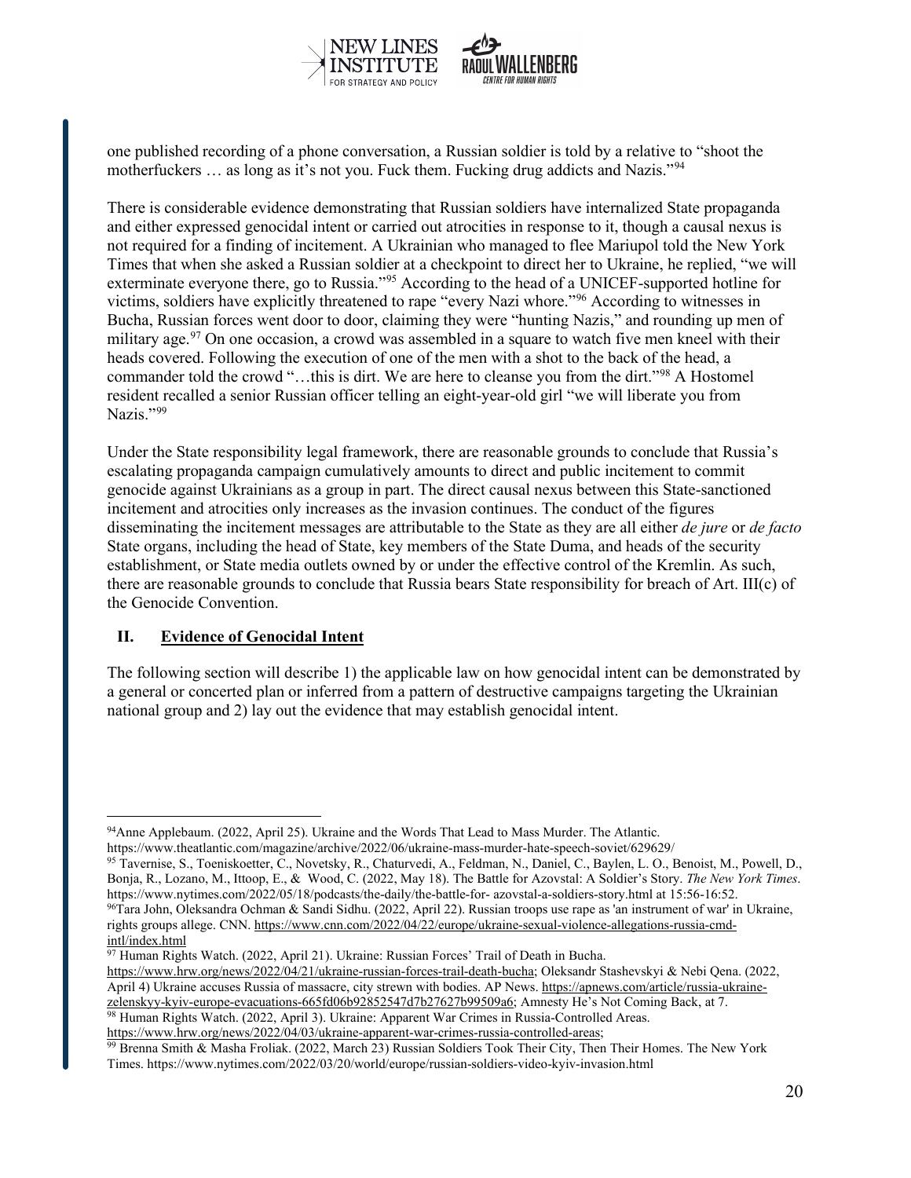one published recording of a phone conversation, a Russian soldier is told by a relative to "shoot the motherfuckers … as long as it's not you. Fuck them. Fucking drug addicts and Nazis."[94]

There is considerable evidence demonstrating that Russian soldiers have internalized State propaganda and either expressed genocidal intent or carried out atrocities in response to it, though a causal nexus is not required for a finding of incitement. A Ukrainian who managed to flee Mariupol told the New York Times that when she asked a Russian soldier at a checkpoint to direct her to Ukraine, he replied, "we will exterminate everyone there, go to Russia."[95] According to the head of a UNICEF-supported hotline for victims, soldiers have explicitly threatened to rape "every Nazi whore."[96] According to witnesses in Bucha, Russian forces went door to door, claiming they were "hunting Nazis," and rounding up men of military age.[97] On one occasion, a crowd was assembled in a square to watch five men kneel with their heads covered. Following the execution of one of the men with a shot to the back of the head, a commander told the crowd "…this is dirt. We are here to cleanse you from the dirt."[98] A Hostomel resident recalled a senior Russian officer telling an eight-year-old girl "we will liberate you from Nazis."[99]

Under the State responsibility legal framework, there are reasonable grounds to conclude that Russia's escalating propaganda campaign cumulatively amounts to direct and public incitement to commit genocide against Ukrainians as a group in part. The direct causal nexus between this State-sanctioned incitement and atrocities only increases as the invasion continues. The conduct of the figures disseminating the incitement messages are attributable to the State as they are all either *de jure* or *de facto* State organs, including the head of State, key members of the State Duma, and heads of the security establishment, or State media outlets owned by or under the effective control of the Kremlin. As such, there are reasonable grounds to conclude that Russia bears State responsibility for breach of Art. III(c) of the Genocide Convention.

## II. Evidence of Genocidal Intent

The following section will describe 1) the applicable law on how genocidal intent can be demonstrated by a general or concerted plan or inferred from a pattern of destructive campaigns targeting the Ukrainian national group and 2) lay out the evidence that may establish genocidal intent.

---

[94]Anne Applebaum. (2022, April 25). Ukraine and the Words That Lead to Mass Murder. The Atlantic. https://www.theatlantic.com/magazine/archive/2022/06/ukraine-mass-murder-hate-speech-soviet/629629/

[95] Tavernise, S., Toeniskoetter, C., Novetsky, R., Chaturvedi, A., Feldman, N., Daniel, C., Baylen, L. O., Benoist, M., Powell, D., Bonja, R., Lozano, M., Ittoop, E., & Wood, C. (2022, May 18). The Battle for Azovstal: A Soldier's Story. *The New York Times*. https://www.nytimes.com/2022/05/18/podcasts/the-daily/the-battle-for- azovstal-a-soldiers-story.html at 15:56-16:52.

[96]Tara John, Oleksandra Ochman & Sandi Sidhu. (2022, April 22). Russian troops use rape as 'an instrument of war' in Ukraine, rights groups allege. CNN. https://www.cnn.com/2022/04/22/europe/ukraine-sexual-violence-allegations-russia-cmd-intl/index.html

[97] Human Rights Watch. (2022, April 21). Ukraine: Russian Forces' Trail of Death in Bucha. https://www.hrw.org/news/2022/04/21/ukraine-russian-forces-trail-death-bucha; Oleksandr Stashevskyi & Nebi Qena. (2022, April 4) Ukraine accuses Russia of massacre, city strewn with bodies. AP News. https://apnews.com/article/russia-ukraine-zelenskyy-kyiv-europe-evacuations-665fd06b92852547d7b27627b99509a6; Amnesty He's Not Coming Back, at 7.

[98] Human Rights Watch. (2022, April 3). Ukraine: Apparent War Crimes in Russia-Controlled Areas. https://www.hrw.org/news/2022/04/03/ukraine-apparent-war-crimes-russia-controlled-areas;

[99] Brenna Smith & Masha Froliak. (2022, March 23) Russian Soldiers Took Their City, Then Their Homes. The New York Times. https://www.nytimes.com/2022/03/20/world/europe/russian-soldiers-video-kyiv-invasion.html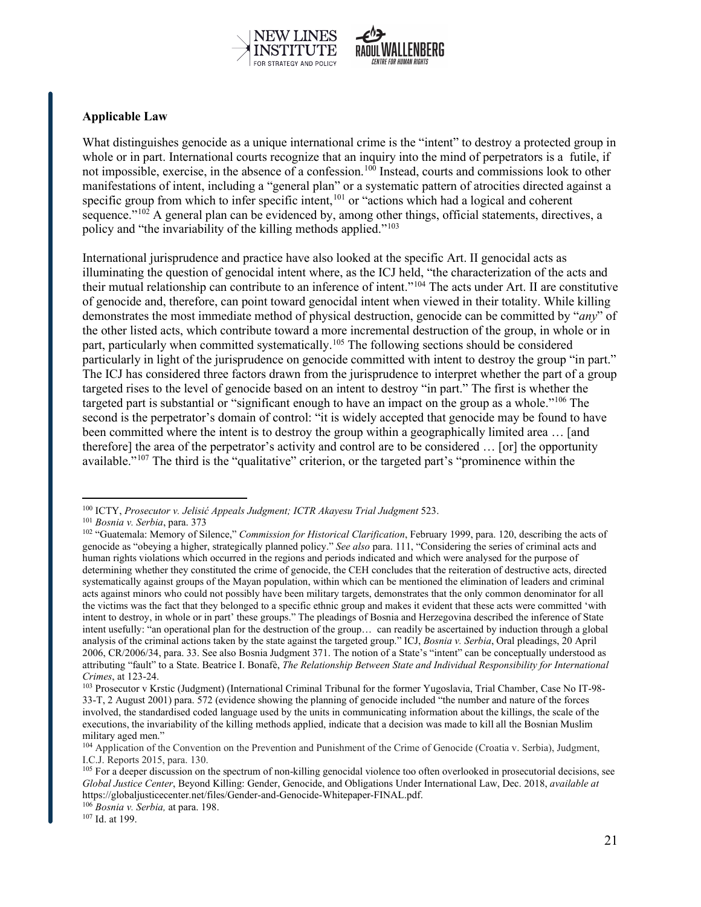**Applicable Law**

What distinguishes genocide as a unique international crime is the "intent" to destroy a protected group in whole or in part. International courts recognize that an inquiry into the mind of perpetrators is a futile, if not impossible, exercise, in the absence of a confession.[100] Instead, courts and commissions look to other manifestations of intent, including a "general plan" or a systematic pattern of atrocities directed against a specific group from which to infer specific intent,[101] or "actions which had a logical and coherent sequence."[102] A general plan can be evidenced by, among other things, official statements, directives, a policy and "the invariability of the killing methods applied."[103]

International jurisprudence and practice have also looked at the specific Art. II genocidal acts as illuminating the question of genocidal intent where, as the ICJ held, "the characterization of the acts and their mutual relationship can contribute to an inference of intent."[104] The acts under Art. II are constitutive of genocide and, therefore, can point toward genocidal intent when viewed in their totality. While killing demonstrates the most immediate method of physical destruction, genocide can be committed by "*any*" of the other listed acts, which contribute toward a more incremental destruction of the group, in whole or in part, particularly when committed systematically.[105] The following sections should be considered particularly in light of the jurisprudence on genocide committed with intent to destroy the group "in part." The ICJ has considered three factors drawn from the jurisprudence to interpret whether the part of a group targeted rises to the level of genocide based on an intent to destroy "in part." The first is whether the targeted part is substantial or "significant enough to have an impact on the group as a whole."[106] The second is the perpetrator's domain of control: "it is widely accepted that genocide may be found to have been committed where the intent is to destroy the group within a geographically limited area … [and therefore] the area of the perpetrator's activity and control are to be considered … [or] the opportunity available."[107] The third is the "qualitative" criterion, or the targeted part's "prominence within the

---

[100] ICTY, *Prosecutor v. Jelisić Appeals Judgment; ICTR Akayesu Trial Judgment* 523.

[101] *Bosnia v. Serbia*, para. 373

[102] "Guatemala: Memory of Silence," *Commission for Historical Clarification*, February 1999, para. 120, describing the acts of genocide as "obeying a higher, strategically planned policy." *See also* para. 111, "Considering the series of criminal acts and human rights violations which occurred in the regions and periods indicated and which were analysed for the purpose of determining whether they constituted the crime of genocide, the CEH concludes that the reiteration of destructive acts, directed systematically against groups of the Mayan population, within which can be mentioned the elimination of leaders and criminal acts against minors who could not possibly have been military targets, demonstrates that the only common denominator for all the victims was the fact that they belonged to a specific ethnic group and makes it evident that these acts were committed 'with intent to destroy, in whole or in part' these groups." The pleadings of Bosnia and Herzegovina described the inference of State intent usefully: "an operational plan for the destruction of the group… can readily be ascertained by induction through a global analysis of the criminal actions taken by the state against the targeted group." ICJ, *Bosnia v. Serbia*, Oral pleadings, 20 April 2006, CR/2006/34, para. 33. See also Bosnia Judgment 371. The notion of a State's "intent" can be conceptually understood as attributing "fault" to a State. Beatrice I. Bonafè, *The Relationship Between State and Individual Responsibility for International Crimes*, at 123-24.

[103] Prosecutor v Krstic (Judgment) (International Criminal Tribunal for the former Yugoslavia, Trial Chamber, Case No IT-98-33-T, 2 August 2001) para. 572 (evidence showing the planning of genocide included "the number and nature of the forces involved, the standardised coded language used by the units in communicating information about the killings, the scale of the executions, the invariability of the killing methods applied, indicate that a decision was made to kill all the Bosnian Muslim military aged men."

[104] Application of the Convention on the Prevention and Punishment of the Crime of Genocide (Croatia v. Serbia), Judgment, I.C.J. Reports 2015, para. 130.

[105] For a deeper discussion on the spectrum of non-killing genocidal violence too often overlooked in prosecutorial decisions, see *Global Justice Center*, Beyond Killing: Gender, Genocide, and Obligations Under International Law, Dec. 2018, *available at* https://globaljusticecenter.net/files/Gender-and-Genocide-Whitepaper-FINAL.pdf.

[106] *Bosnia v. Serbia,* at para. 198.

[107] Id. at 199.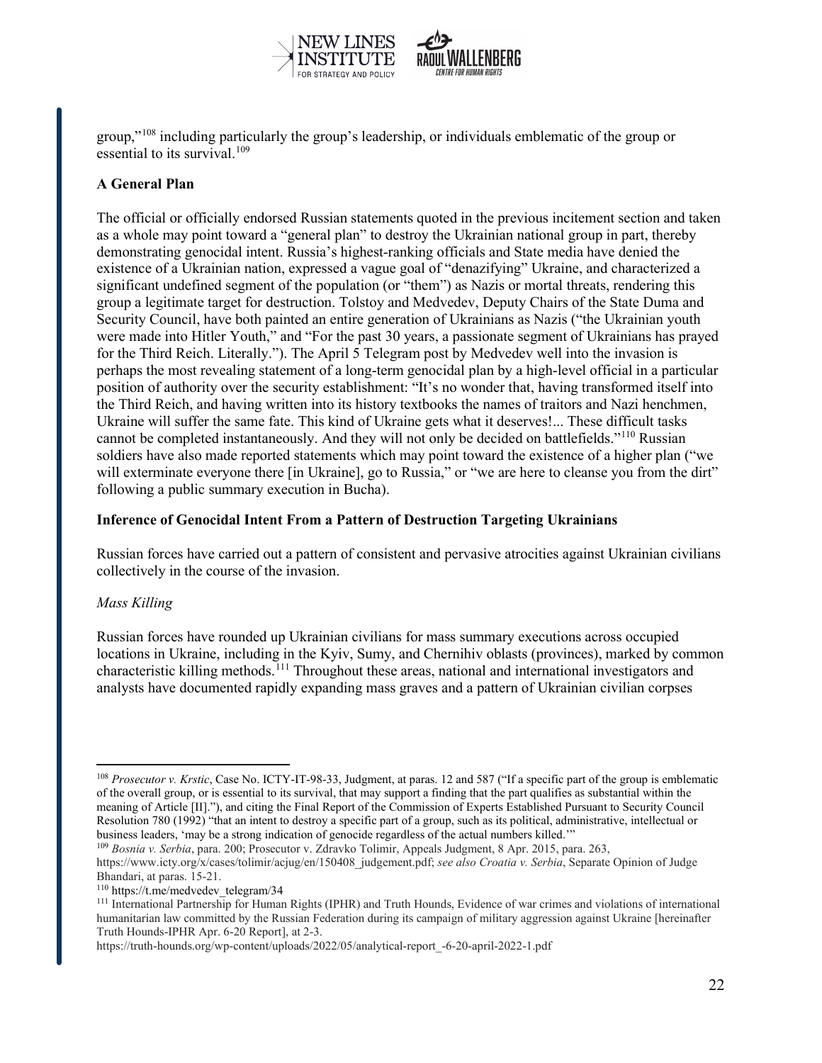group,"[108] including particularly the group's leadership, or individuals emblematic of the group or essential to its survival.[109]

**A General Plan**

The official or officially endorsed Russian statements quoted in the previous incitement section and taken as a whole may point toward a "general plan" to destroy the Ukrainian national group in part, thereby demonstrating genocidal intent. Russia's highest-ranking officials and State media have denied the existence of a Ukrainian nation, expressed a vague goal of "denazifying" Ukraine, and characterized a significant undefined segment of the population (or "them") as Nazis or mortal threats, rendering this group a legitimate target for destruction. Tolstoy and Medvedev, Deputy Chairs of the State Duma and Security Council, have both painted an entire generation of Ukrainians as Nazis ("the Ukrainian youth were made into Hitler Youth," and "For the past 30 years, a passionate segment of Ukrainians has prayed for the Third Reich. Literally."). The April 5 Telegram post by Medvedev well into the invasion is perhaps the most revealing statement of a long-term genocidal plan by a high-level official in a particular position of authority over the security establishment: "It's no wonder that, having transformed itself into the Third Reich, and having written into its history textbooks the names of traitors and Nazi henchmen, Ukraine will suffer the same fate. This kind of Ukraine gets what it deserves!... These difficult tasks cannot be completed instantaneously. And they will not only be decided on battlefields."[110] Russian soldiers have also made reported statements which may point toward the existence of a higher plan ("we will exterminate everyone there [in Ukraine], go to Russia," or "we are here to cleanse you from the dirt" following a public summary execution in Bucha).

**Inference of Genocidal Intent From a Pattern of Destruction Targeting Ukrainians**

Russian forces have carried out a pattern of consistent and pervasive atrocities against Ukrainian civilians collectively in the course of the invasion.

*Mass Killing*

Russian forces have rounded up Ukrainian civilians for mass summary executions across occupied locations in Ukraine, including in the Kyiv, Sumy, and Chernihiv oblasts (provinces), marked by common characteristic killing methods.[111] Throughout these areas, national and international investigators and analysts have documented rapidly expanding mass graves and a pattern of Ukrainian civilian corpses

---

[108] *Prosecutor v. Krstic*, Case No. ICTY-IT-98-33, Judgment, at paras. 12 and 587 ("If a specific part of the group is emblematic of the overall group, or is essential to its survival, that may support a finding that the part qualifies as substantial within the meaning of Article [II]."), and citing the Final Report of the Commission of Experts Established Pursuant to Security Council Resolution 780 (1992) "that an intent to destroy a specific part of a group, such as its political, administrative, intellectual or business leaders, 'may be a strong indication of genocide regardless of the actual numbers killed.'"

[109] *Bosnia v. Serbia*, para. 200; Prosecutor v. Zdravko Tolimir, Appeals Judgment, 8 Apr. 2015, para. 263, https://www.icty.org/x/cases/tolimir/acjug/en/150408_judgement.pdf; *see also Croatia v. Serbia*, Separate Opinion of Judge Bhandari, at paras. 15-21.

[110] https://t.me/medvedev_telegram/34

[111] International Partnership for Human Rights (IPHR) and Truth Hounds, Evidence of war crimes and violations of international humanitarian law committed by the Russian Federation during its campaign of military aggression against Ukraine [hereinafter Truth Hounds-IPHR Apr. 6-20 Report], at 2-3.
https://truth-hounds.org/wp-content/uploads/2022/05/analytical-report_-6-20-april-2022-1.pdf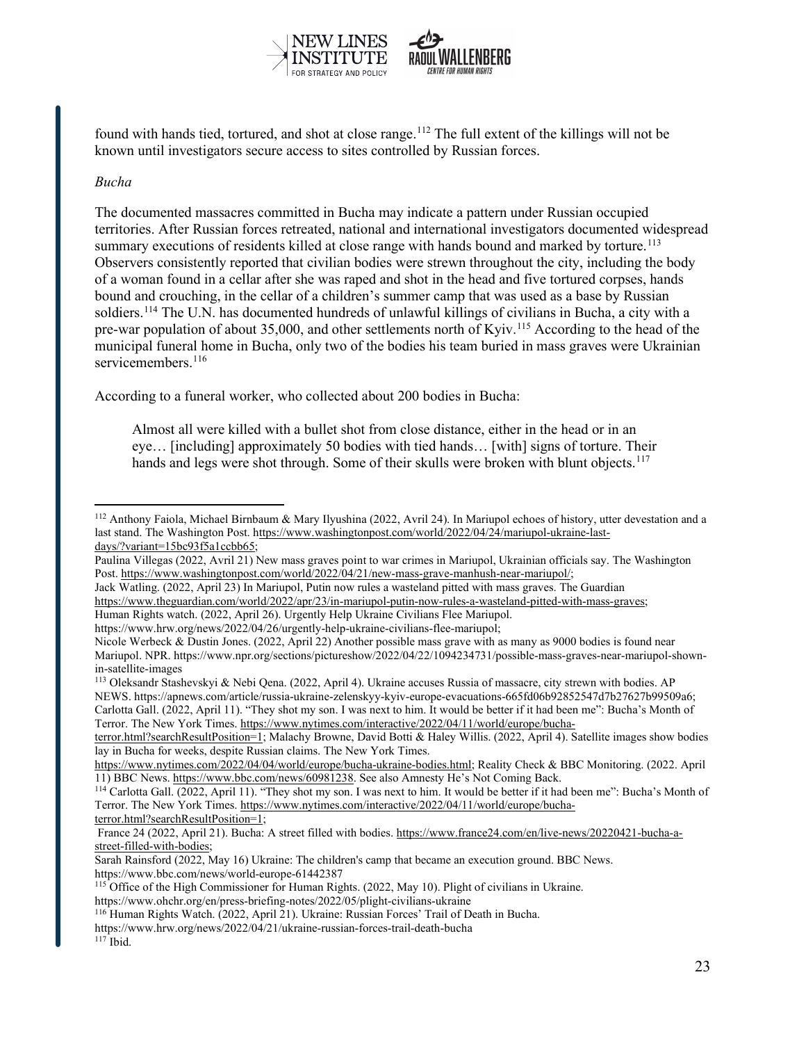found with hands tied, tortured, and shot at close range.[112] The full extent of the killings will not be known until investigators secure access to sites controlled by Russian forces.

*Bucha*

The documented massacres committed in Bucha may indicate a pattern under Russian occupied territories. After Russian forces retreated, national and international investigators documented widespread summary executions of residents killed at close range with hands bound and marked by torture.[113] Observers consistently reported that civilian bodies were strewn throughout the city, including the body of a woman found in a cellar after she was raped and shot in the head and five tortured corpses, hands bound and crouching, in the cellar of a children's summer camp that was used as a base by Russian soldiers.[114] The U.N. has documented hundreds of unlawful killings of civilians in Bucha, a city with a pre-war population of about 35,000, and other settlements north of Kyiv.[115] According to the head of the municipal funeral home in Bucha, only two of the bodies his team buried in mass graves were Ukrainian servicemembers.[116]

According to a funeral worker, who collected about 200 bodies in Bucha:

> Almost all were killed with a bullet shot from close distance, either in the head or in an eye… [including] approximately 50 bodies with tied hands… [with] signs of torture. Their hands and legs were shot through. Some of their skulls were broken with blunt objects.[117]

---

[112] Anthony Faiola, Michael Birnbaum & Mary Ilyushina (2022, Avril 24). In Mariupol echoes of history, utter devestation and a last stand. The Washington Post. https://www.washingtonpost.com/world/2022/04/24/mariupol-ukraine-last-days/?variant=15bc93f5a1ccbb65;
Paulina Villegas (2022, Avril 21) New mass graves point to war crimes in Mariupol, Ukrainian officials say. The Washington Post. https://www.washingtonpost.com/world/2022/04/21/new-mass-grave-manhush-near-mariupol/;
Jack Watling. (2022, April 23) In Mariupol, Putin now rules a wasteland pitted with mass graves. The Guardian https://www.theguardian.com/world/2022/apr/23/in-mariupol-putin-now-rules-a-wasteland-pitted-with-mass-graves;
Human Rights watch. (2022, April 26). Urgently Help Ukraine Civilians Flee Mariupol. https://www.hrw.org/news/2022/04/26/urgently-help-ukraine-civilians-flee-mariupol;
Nicole Werbeck & Dustin Jones. (2022, April 22) Another possible mass grave with as many as 9000 bodies is found near Mariupol. NPR. https://www.npr.org/sections/pictureshow/2022/04/22/1094234731/possible-mass-graves-near-mariupol-shown-in-satellite-images

[113] Oleksandr Stashevskyi & Nebi Qena. (2022, April 4). Ukraine accuses Russia of massacre, city strewn with bodies. AP NEWS. https://apnews.com/article/russia-ukraine-zelenskyy-kyiv-europe-evacuations-665fd06b92852547d7b27627b99509a6; Carlotta Gall. (2022, April 11). "They shot my son. I was next to him. It would be better if it had been me": Bucha's Month of Terror. The New York Times. https://www.nytimes.com/interactive/2022/04/11/world/europe/bucha-terror.html?searchResultPosition=1; Malachy Browne, David Botti & Haley Willis. (2022, April 4). Satellite images show bodies lay in Bucha for weeks, despite Russian claims. The New York Times. https://www.nytimes.com/2022/04/04/world/europe/bucha-ukraine-bodies.html; Reality Check & BBC Monitoring. (2022. April 11) BBC News. https://www.bbc.com/news/60981238. See also Amnesty He's Not Coming Back.

[114] Carlotta Gall. (2022, April 11). "They shot my son. I was next to him. It would be better if it had been me": Bucha's Month of Terror. The New York Times. https://www.nytimes.com/interactive/2022/04/11/world/europe/bucha-terror.html?searchResultPosition=1;
France 24 (2022, April 21). Bucha: A street filled with bodies. https://www.france24.com/en/live-news/20220421-bucha-a-street-filled-with-bodies;
Sarah Rainsford (2022, May 16) Ukraine: The children's camp that became an execution ground. BBC News. https://www.bbc.com/news/world-europe-61442387

[115] Office of the High Commissioner for Human Rights. (2022, May 10). Plight of civilians in Ukraine. https://www.ohchr.org/en/press-briefing-notes/2022/05/plight-civilians-ukraine

[116] Human Rights Watch. (2022, April 21). Ukraine: Russian Forces' Trail of Death in Bucha. https://www.hrw.org/news/2022/04/21/ukraine-russian-forces-trail-death-bucha

[117] Ibid.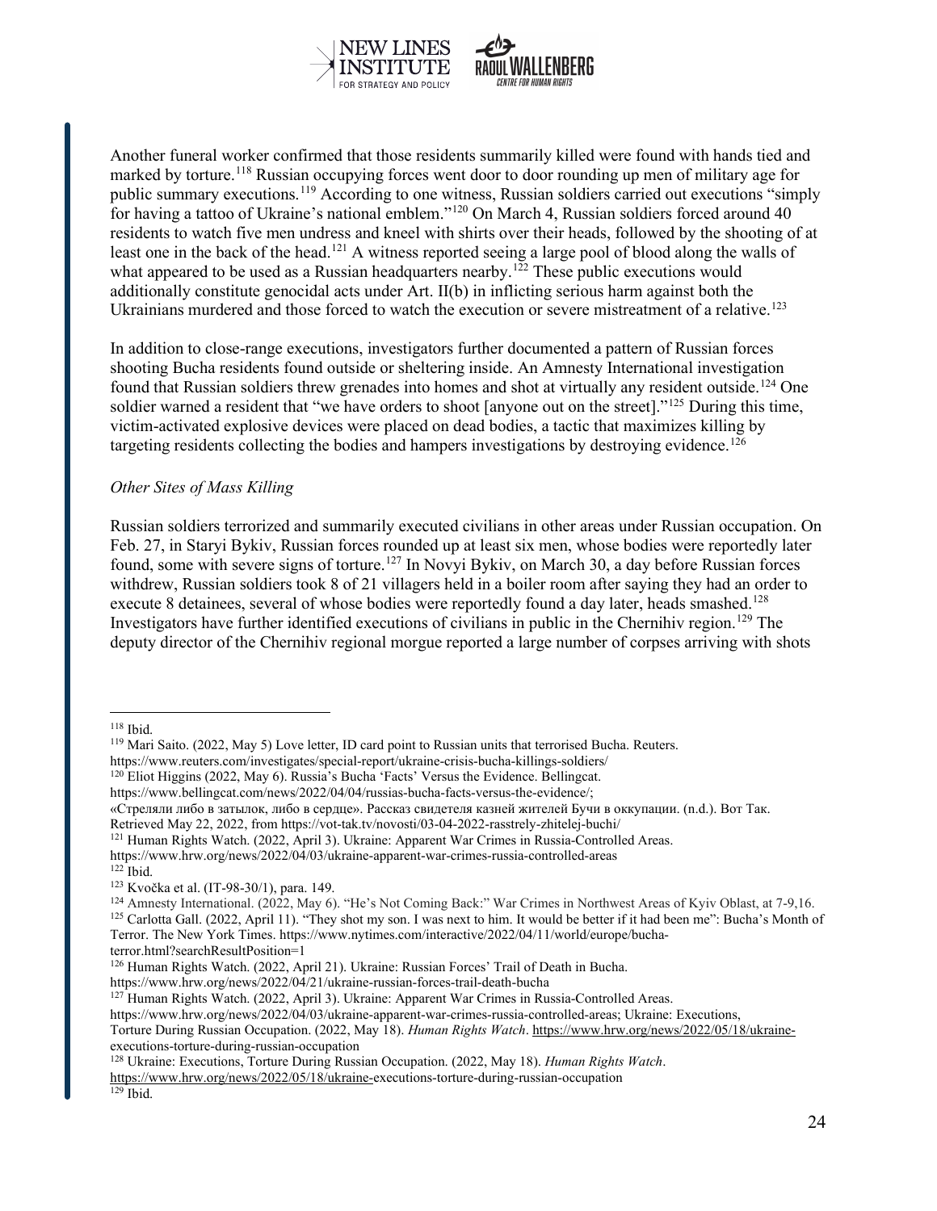Another funeral worker confirmed that those residents summarily killed were found with hands tied and marked by torture.[118] Russian occupying forces went door to door rounding up men of military age for public summary executions.[119] According to one witness, Russian soldiers carried out executions "simply for having a tattoo of Ukraine's national emblem."[120] On March 4, Russian soldiers forced around 40 residents to watch five men undress and kneel with shirts over their heads, followed by the shooting of at least one in the back of the head.[121] A witness reported seeing a large pool of blood along the walls of what appeared to be used as a Russian headquarters nearby.[122] These public executions would additionally constitute genocidal acts under Art. II(b) in inflicting serious harm against both the Ukrainians murdered and those forced to watch the execution or severe mistreatment of a relative.[123]

In addition to close-range executions, investigators further documented a pattern of Russian forces shooting Bucha residents found outside or sheltering inside. An Amnesty International investigation found that Russian soldiers threw grenades into homes and shot at virtually any resident outside.[124] One soldier warned a resident that "we have orders to shoot [anyone out on the street]."[125] During this time, victim-activated explosive devices were placed on dead bodies, a tactic that maximizes killing by targeting residents collecting the bodies and hampers investigations by destroying evidence.[126]

*Other Sites of Mass Killing*

Russian soldiers terrorized and summarily executed civilians in other areas under Russian occupation. On Feb. 27, in Staryi Bykiv, Russian forces rounded up at least six men, whose bodies were reportedly later found, some with severe signs of torture.[127] In Novyi Bykiv, on March 30, a day before Russian forces withdrew, Russian soldiers took 8 of 21 villagers held in a boiler room after saying they had an order to execute 8 detainees, several of whose bodies were reportedly found a day later, heads smashed.[128] Investigators have further identified executions of civilians in public in the Chernihiv region.[129] The deputy director of the Chernihiv regional morgue reported a large number of corpses arriving with shots

---

[118] Ibid.

[119] Mari Saito. (2022, May 5) Love letter, ID card point to Russian units that terrorised Bucha. Reuters. https://www.reuters.com/investigates/special-report/ukraine-crisis-bucha-killings-soldiers/

[120] Eliot Higgins (2022, May 6). Russia's Bucha 'Facts' Versus the Evidence. Bellingcat. https://www.bellingcat.com/news/2022/04/04/russias-bucha-facts-versus-the-evidence/; «Стреляли либо в затылок, либо в сердце». Рассказ свидетеля казней жителей Бучи в оккупации. (n.d.). Вот Так. Retrieved May 22, 2022, from https://vot-tak.tv/novosti/03-04-2022-rasstrely-zhitelej-buchi/

[121] Human Rights Watch. (2022, April 3). Ukraine: Apparent War Crimes in Russia-Controlled Areas. https://www.hrw.org/news/2022/04/03/ukraine-apparent-war-crimes-russia-controlled-areas

[122] Ibid.

[123] Kvočka et al. (IT-98-30/1), para. 149.

[124] Amnesty International. (2022, May 6). "He's Not Coming Back:" War Crimes in Northwest Areas of Kyiv Oblast, at 7-9,16.

[125] Carlotta Gall. (2022, April 11). "They shot my son. I was next to him. It would be better if it had been me": Bucha's Month of Terror. The New York Times. https://www.nytimes.com/interactive/2022/04/11/world/europe/bucha-terror.html?searchResultPosition=1

[126] Human Rights Watch. (2022, April 21). Ukraine: Russian Forces' Trail of Death in Bucha. https://www.hrw.org/news/2022/04/21/ukraine-russian-forces-trail-death-bucha

[127] Human Rights Watch. (2022, April 3). Ukraine: Apparent War Crimes in Russia-Controlled Areas. https://www.hrw.org/news/2022/04/03/ukraine-apparent-war-crimes-russia-controlled-areas; Ukraine: Executions, Torture During Russian Occupation. (2022, May 18). *Human Rights Watch*. https://www.hrw.org/news/2022/05/18/ukraine-executions-torture-during-russian-occupation

[128] Ukraine: Executions, Torture During Russian Occupation. (2022, May 18). *Human Rights Watch*. https://www.hrw.org/news/2022/05/18/ukraine-executions-torture-during-russian-occupation

[129] Ibid.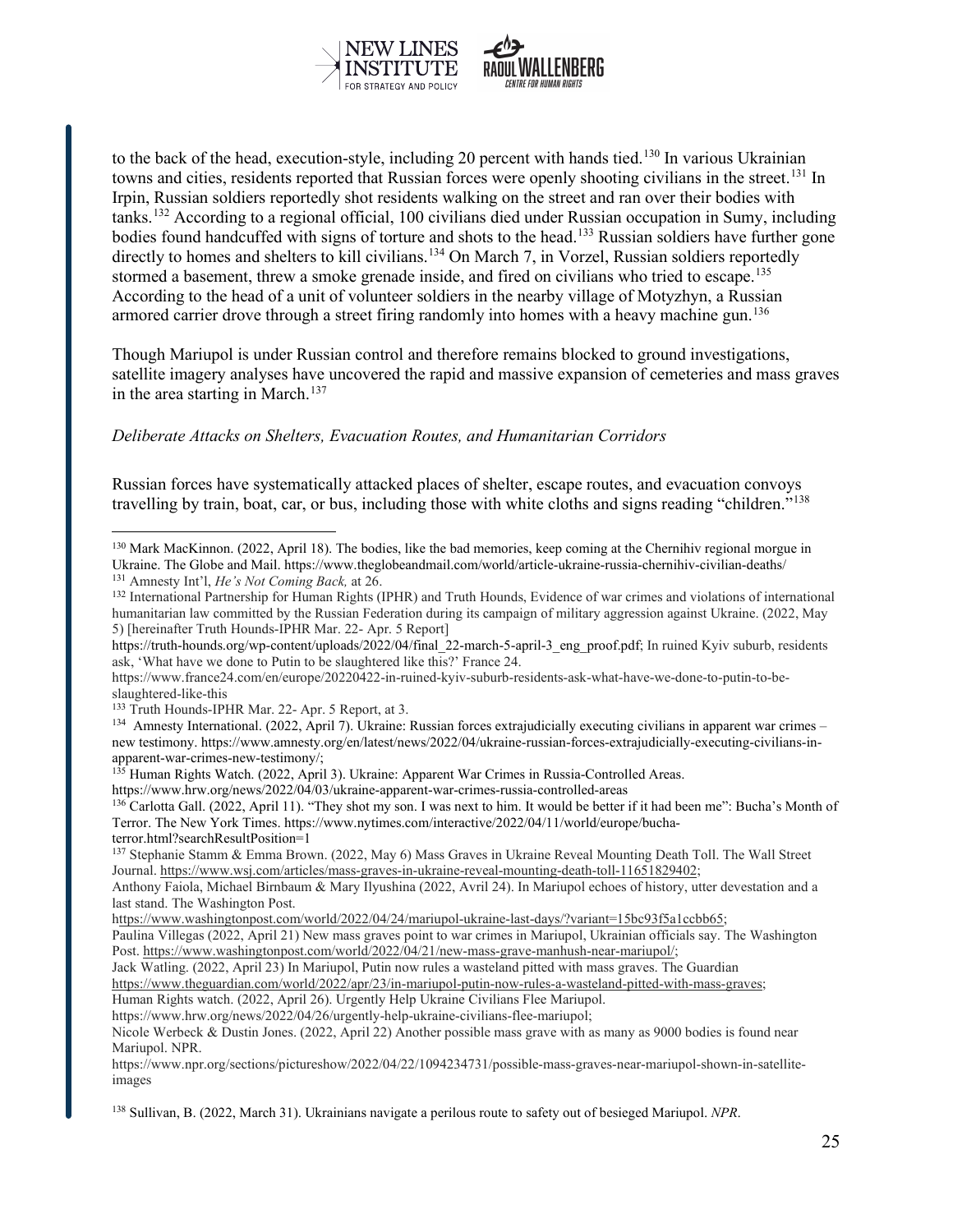to the back of the head, execution-style, including 20 percent with hands tied.[130] In various Ukrainian towns and cities, residents reported that Russian forces were openly shooting civilians in the street.[131] In Irpin, Russian soldiers reportedly shot residents walking on the street and ran over their bodies with tanks.[132] According to a regional official, 100 civilians died under Russian occupation in Sumy, including bodies found handcuffed with signs of torture and shots to the head.[133] Russian soldiers have further gone directly to homes and shelters to kill civilians.[134] On March 7, in Vorzel, Russian soldiers reportedly stormed a basement, threw a smoke grenade inside, and fired on civilians who tried to escape.[135] According to the head of a unit of volunteer soldiers in the nearby village of Motyzhyn, a Russian armored carrier drove through a street firing randomly into homes with a heavy machine gun.[136]

Though Mariupol is under Russian control and therefore remains blocked to ground investigations, satellite imagery analyses have uncovered the rapid and massive expansion of cemeteries and mass graves in the area starting in March.[137]

*Deliberate Attacks on Shelters, Evacuation Routes, and Humanitarian Corridors*

Russian forces have systematically attacked places of shelter, escape routes, and evacuation convoys travelling by train, boat, car, or bus, including those with white cloths and signs reading "children."[138]

---

[130] Mark MacKinnon. (2022, April 18). The bodies, like the bad memories, keep coming at the Chernihiv regional morgue in Ukraine. The Globe and Mail. https://www.theglobeandmail.com/world/article-ukraine-russia-chernihiv-civilian-deaths/

[131] Amnesty Int'l, *He's Not Coming Back,* at 26.

[132] International Partnership for Human Rights (IPHR) and Truth Hounds, Evidence of war crimes and violations of international humanitarian law committed by the Russian Federation during its campaign of military aggression against Ukraine. (2022, May 5) [hereinafter Truth Hounds-IPHR Mar. 22- Apr. 5 Report]
https://truth-hounds.org/wp-content/uploads/2022/04/final_22-march-5-april-3_eng_proof.pdf; In ruined Kyiv suburb, residents ask, 'What have we done to Putin to be slaughtered like this?' France 24.
https://www.france24.com/en/europe/20220422-in-ruined-kyiv-suburb-residents-ask-what-have-we-done-to-putin-to-be-slaughtered-like-this

[133] Truth Hounds-IPHR Mar. 22- Apr. 5 Report, at 3.

[134] Amnesty International. (2022, April 7). Ukraine: Russian forces extrajudicially executing civilians in apparent war crimes – new testimony. https://www.amnesty.org/en/latest/news/2022/04/ukraine-russian-forces-extrajudicially-executing-civilians-in-apparent-war-crimes-new-testimony/;

[135] Human Rights Watch. (2022, April 3). Ukraine: Apparent War Crimes in Russia-Controlled Areas.
https://www.hrw.org/news/2022/04/03/ukraine-apparent-war-crimes-russia-controlled-areas

[136] Carlotta Gall. (2022, April 11). "They shot my son. I was next to him. It would be better if it had been me": Bucha's Month of Terror. The New York Times. https://www.nytimes.com/interactive/2022/04/11/world/europe/bucha-terror.html?searchResultPosition=1

[137] Stephanie Stamm & Emma Brown. (2022, May 6) Mass Graves in Ukraine Reveal Mounting Death Toll. The Wall Street Journal. https://www.wsj.com/articles/mass-graves-in-ukraine-reveal-mounting-death-toll-11651829402;
Anthony Faiola, Michael Birnbaum & Mary Ilyushina (2022, Avril 24). In Mariupol echoes of history, utter devestation and a last stand. The Washington Post.
https://www.washingtonpost.com/world/2022/04/24/mariupol-ukraine-last-days/?variant=15bc93f5a1ccbb65;
Paulina Villegas (2022, April 21) New mass graves point to war crimes in Mariupol, Ukrainian officials say. The Washington Post. https://www.washingtonpost.com/world/2022/04/21/new-mass-grave-manhush-near-mariupol/;
Jack Watling. (2022, April 23) In Mariupol, Putin now rules a wasteland pitted with mass graves. The Guardian
https://www.theguardian.com/world/2022/apr/23/in-mariupol-putin-now-rules-a-wasteland-pitted-with-mass-graves;
Human Rights watch. (2022, April 26). Urgently Help Ukraine Civilians Flee Mariupol.
https://www.hrw.org/news/2022/04/26/urgently-help-ukraine-civilians-flee-mariupol;
Nicole Werbeck & Dustin Jones. (2022, April 22) Another possible mass grave with as many as 9000 bodies is found near Mariupol. NPR.
https://www.npr.org/sections/pictureshow/2022/04/22/1094234731/possible-mass-graves-near-mariupol-shown-in-satellite-images

[138] Sullivan, B. (2022, March 31). Ukrainians navigate a perilous route to safety out of besieged Mariupol. *NPR*.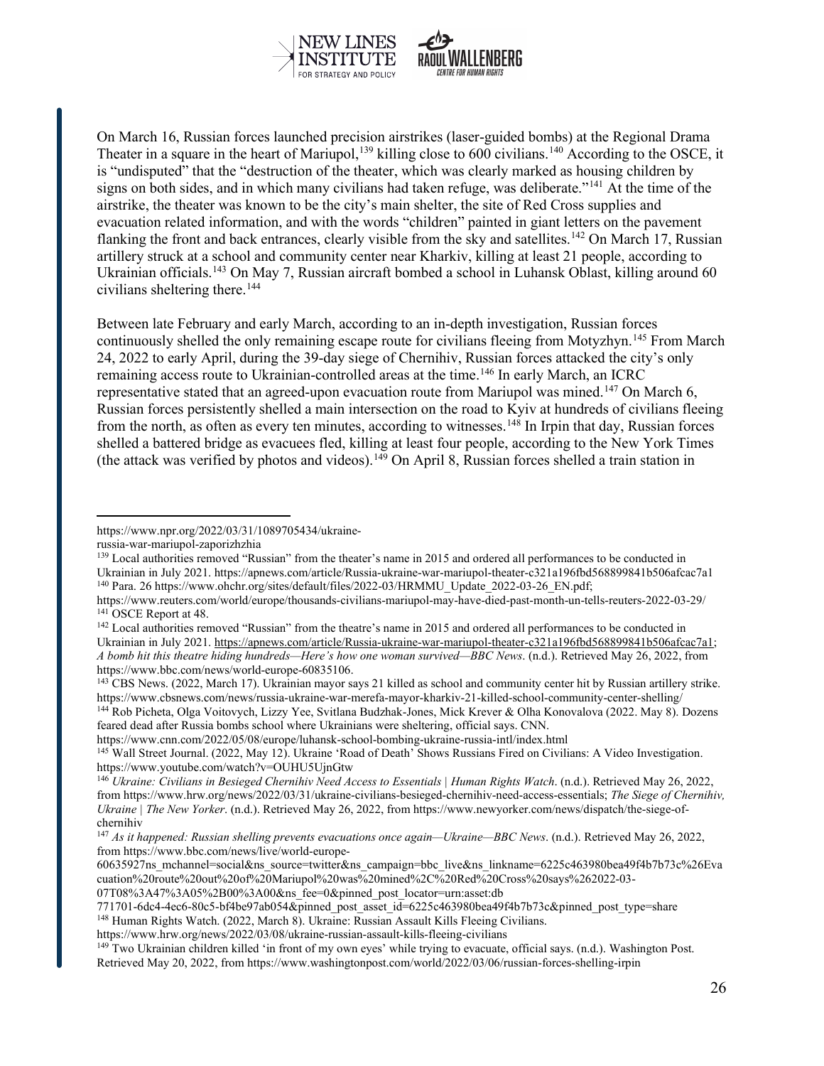On March 16, Russian forces launched precision airstrikes (laser-guided bombs) at the Regional Drama Theater in a square in the heart of Mariupol,[139] killing close to 600 civilians.[140] According to the OSCE, it is "undisputed" that the "destruction of the theater, which was clearly marked as housing children by signs on both sides, and in which many civilians had taken refuge, was deliberate."[141] At the time of the airstrike, the theater was known to be the city's main shelter, the site of Red Cross supplies and evacuation related information, and with the words "children" painted in giant letters on the pavement flanking the front and back entrances, clearly visible from the sky and satellites.[142] On March 17, Russian artillery struck at a school and community center near Kharkiv, killing at least 21 people, according to Ukrainian officials.[143] On May 7, Russian aircraft bombed a school in Luhansk Oblast, killing around 60 civilians sheltering there.[144]

Between late February and early March, according to an in-depth investigation, Russian forces continuously shelled the only remaining escape route for civilians fleeing from Motyzhyn.[145] From March 24, 2022 to early April, during the 39-day siege of Chernihiv, Russian forces attacked the city's only remaining access route to Ukrainian-controlled areas at the time.[146] In early March, an ICRC representative stated that an agreed-upon evacuation route from Mariupol was mined.[147] On March 6, Russian forces persistently shelled a main intersection on the road to Kyiv at hundreds of civilians fleeing from the north, as often as every ten minutes, according to witnesses.[148] In Irpin that day, Russian forces shelled a battered bridge as evacuees fled, killing at least four people, according to the New York Times (the attack was verified by photos and videos).[149] On April 8, Russian forces shelled a train station in

---

https://www.npr.org/2022/03/31/1089705434/ukraine-russia-war-mariupol-zaporizhzhia

[139] Local authorities removed "Russian" from the theater's name in 2015 and ordered all performances to be conducted in Ukrainian in July 2021. https://apnews.com/article/Russia-ukraine-war-mariupol-theater-c321a196fbd568899841b506afcac7a1

[140] Para. 26 https://www.ohchr.org/sites/default/files/2022-03/HRMMU_Update_2022-03-26_EN.pdf; https://www.reuters.com/world/europe/thousands-civilians-mariupol-may-have-died-past-month-un-tells-reuters-2022-03-29/

[141] OSCE Report at 48.

[142] Local authorities removed "Russian" from the theatre's name in 2015 and ordered all performances to be conducted in Ukrainian in July 2021. https://apnews.com/article/Russia-ukraine-war-mariupol-theater-c321a196fbd568899841b506afcac7a1; *A bomb hit this theatre hiding hundreds—Here's how one woman survived—BBC News*. (n.d.). Retrieved May 26, 2022, from https://www.bbc.com/news/world-europe-60835106.

[143] CBS News. (2022, March 17). Ukrainian mayor says 21 killed as school and community center hit by Russian artillery strike. https://www.cbsnews.com/news/russia-ukraine-war-merefa-mayor-kharkiv-21-killed-school-community-center-shelling/

[144] Rob Picheta, Olga Voitovych, Lizzy Yee, Svitlana Budzhak-Jones, Mick Krever & Olha Konovalova (2022. May 8). Dozens feared dead after Russia bombs school where Ukrainians were sheltering, official says. CNN. https://www.cnn.com/2022/05/08/europe/luhansk-school-bombing-ukraine-russia-intl/index.html

[145] Wall Street Journal. (2022, May 12). Ukraine 'Road of Death' Shows Russians Fired on Civilians: A Video Investigation. https://www.youtube.com/watch?v=OUHU5UjnGtw

[146] *Ukraine: Civilians in Besieged Chernihiv Need Access to Essentials | Human Rights Watch*. (n.d.). Retrieved May 26, 2022, from https://www.hrw.org/news/2022/03/31/ukraine-civilians-besieged-chernihiv-need-access-essentials; *The Siege of Chernihiv, Ukraine | The New Yorker*. (n.d.). Retrieved May 26, 2022, from https://www.newyorker.com/news/dispatch/the-siege-of-chernihiv

[147] *As it happened: Russian shelling prevents evacuations once again—Ukraine—BBC News*. (n.d.). Retrieved May 26, 2022, from https://www.bbc.com/news/live/world-europe-60635927ns_mchannel=social&ns_source=twitter&ns_campaign=bbc_live&ns_linkname=6225c463980bea49f4b7b73c%26Evacuation%20route%20out%20of%20Mariupol%20was%20mined%2C%20Red%20Cross%20says%262022-03-07T08%3A47%3A05%2B00%3A00&ns_fee=0&pinned_post_locator=urn:asset:db771701-6dc4-4ec6-80c5-bf4be97ab054&pinned_post_asset_id=6225c463980bea49f4b7b73c&pinned_post_type=share

[148] Human Rights Watch. (2022, March 8). Ukraine: Russian Assault Kills Fleeing Civilians. https://www.hrw.org/news/2022/03/08/ukraine-russian-assault-kills-fleeing-civilians

[149] Two Ukrainian children killed 'in front of my own eyes' while trying to evacuate, official says. (n.d.). Washington Post. Retrieved May 20, 2022, from https://www.washingtonpost.com/world/2022/03/06/russian-forces-shelling-irpin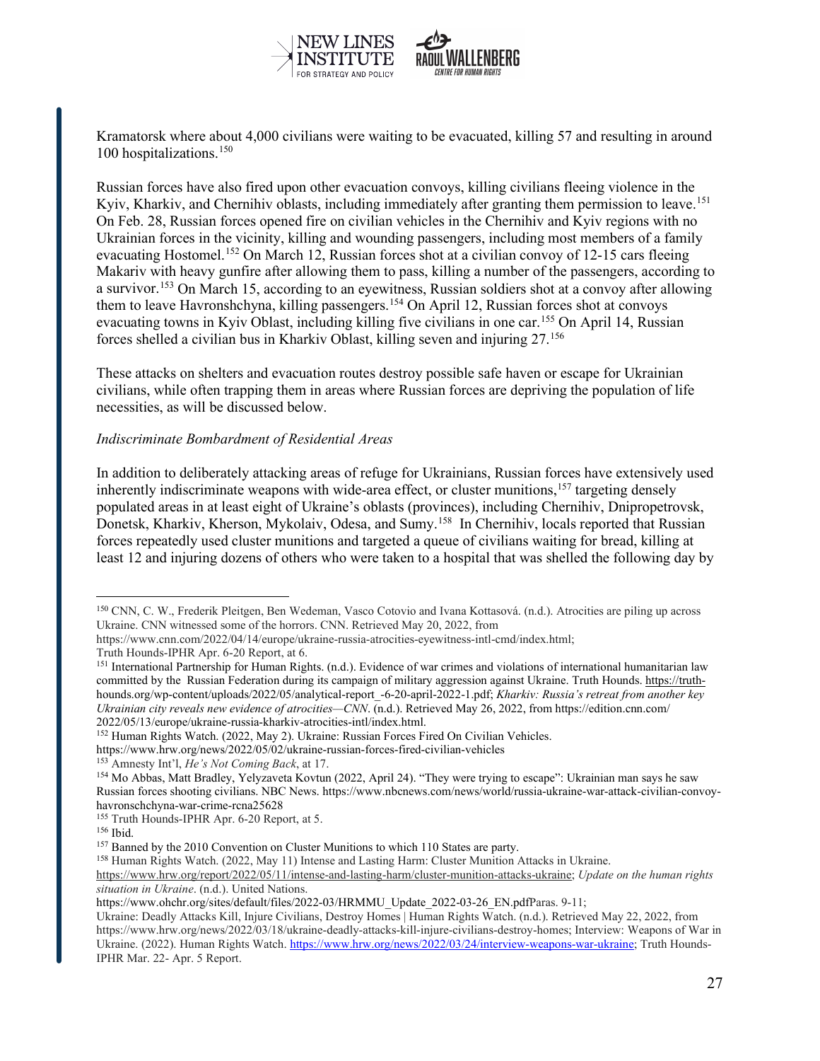Kramatorsk where about 4,000 civilians were waiting to be evacuated, killing 57 and resulting in around 100 hospitalizations.[150]

Russian forces have also fired upon other evacuation convoys, killing civilians fleeing violence in the Kyiv, Kharkiv, and Chernihiv oblasts, including immediately after granting them permission to leave.[151] On Feb. 28, Russian forces opened fire on civilian vehicles in the Chernihiv and Kyiv regions with no Ukrainian forces in the vicinity, killing and wounding passengers, including most members of a family evacuating Hostomel.[152] On March 12, Russian forces shot at a civilian convoy of 12-15 cars fleeing Makariv with heavy gunfire after allowing them to pass, killing a number of the passengers, according to a survivor.[153] On March 15, according to an eyewitness, Russian soldiers shot at a convoy after allowing them to leave Havronshchyna, killing passengers.[154] On April 12, Russian forces shot at convoys evacuating towns in Kyiv Oblast, including killing five civilians in one car.[155] On April 14, Russian forces shelled a civilian bus in Kharkiv Oblast, killing seven and injuring 27.[156]

These attacks on shelters and evacuation routes destroy possible safe haven or escape for Ukrainian civilians, while often trapping them in areas where Russian forces are depriving the population of life necessities, as will be discussed below.

*Indiscriminate Bombardment of Residential Areas*

In addition to deliberately attacking areas of refuge for Ukrainians, Russian forces have extensively used inherently indiscriminate weapons with wide-area effect, or cluster munitions,[157] targeting densely populated areas in at least eight of Ukraine's oblasts (provinces), including Chernihiv, Dnipropetrovsk, Donetsk, Kharkiv, Kherson, Mykolaiv, Odesa, and Sumy.[158] In Chernihiv, locals reported that Russian forces repeatedly used cluster munitions and targeted a queue of civilians waiting for bread, killing at least 12 and injuring dozens of others who were taken to a hospital that was shelled the following day by

---

[150] CNN, C. W., Frederik Pleitgen, Ben Wedeman, Vasco Cotovio and Ivana Kottasová. (n.d.). Atrocities are piling up across Ukraine. CNN witnessed some of the horrors. CNN. Retrieved May 20, 2022, from https://www.cnn.com/2022/04/14/europe/ukraine-russia-atrocities-eyewitness-intl-cmd/index.html; Truth Hounds-IPHR Apr. 6-20 Report, at 6.

[151] International Partnership for Human Rights. (n.d.). Evidence of war crimes and violations of international humanitarian law committed by the Russian Federation during its campaign of military aggression against Ukraine. Truth Hounds. https://truth-hounds.org/wp-content/uploads/2022/05/analytical-report_-6-20-april-2022-1.pdf; *Kharkiv: Russia's retreat from another key Ukrainian city reveals new evidence of atrocities—CNN*. (n.d.). Retrieved May 26, 2022, from https://edition.cnn.com/2022/05/13/europe/ukraine-russia-kharkiv-atrocities-intl/index.html.

[152] Human Rights Watch. (2022, May 2). Ukraine: Russian Forces Fired On Civilian Vehicles. https://www.hrw.org/news/2022/05/02/ukraine-russian-forces-fired-civilian-vehicles

[153] Amnesty Int'l, *He's Not Coming Back*, at 17.

[154] Mo Abbas, Matt Bradley, Yelyzaveta Kovtun (2022, April 24). "They were trying to escape": Ukrainian man says he saw Russian forces shooting civilians. NBC News. https://www.nbcnews.com/news/world/russia-ukraine-war-attack-civilian-convoy-havronschchyna-war-crime-rcna25628

[155] Truth Hounds-IPHR Apr. 6-20 Report, at 5.

[156] Ibid.

[157] Banned by the 2010 Convention on Cluster Munitions to which 110 States are party.

[158] Human Rights Watch. (2022, May 11) Intense and Lasting Harm: Cluster Munition Attacks in Ukraine. https://www.hrw.org/report/2022/05/11/intense-and-lasting-harm/cluster-munition-attacks-ukraine; *Update on the human rights situation in Ukraine*. (n.d.). United Nations. https://www.ohchr.org/sites/default/files/2022-03/HRMMU_Update_2022-03-26_EN.pdfParas. 9-11; Ukraine: Deadly Attacks Kill, Injure Civilians, Destroy Homes | Human Rights Watch. (n.d.). Retrieved May 22, 2022, from https://www.hrw.org/news/2022/03/18/ukraine-deadly-attacks-kill-injure-civilians-destroy-homes; Interview: Weapons of War in Ukraine. (2022). Human Rights Watch. https://www.hrw.org/news/2022/03/24/interview-weapons-war-ukraine; Truth Hounds-IPHR Mar. 22- Apr. 5 Report.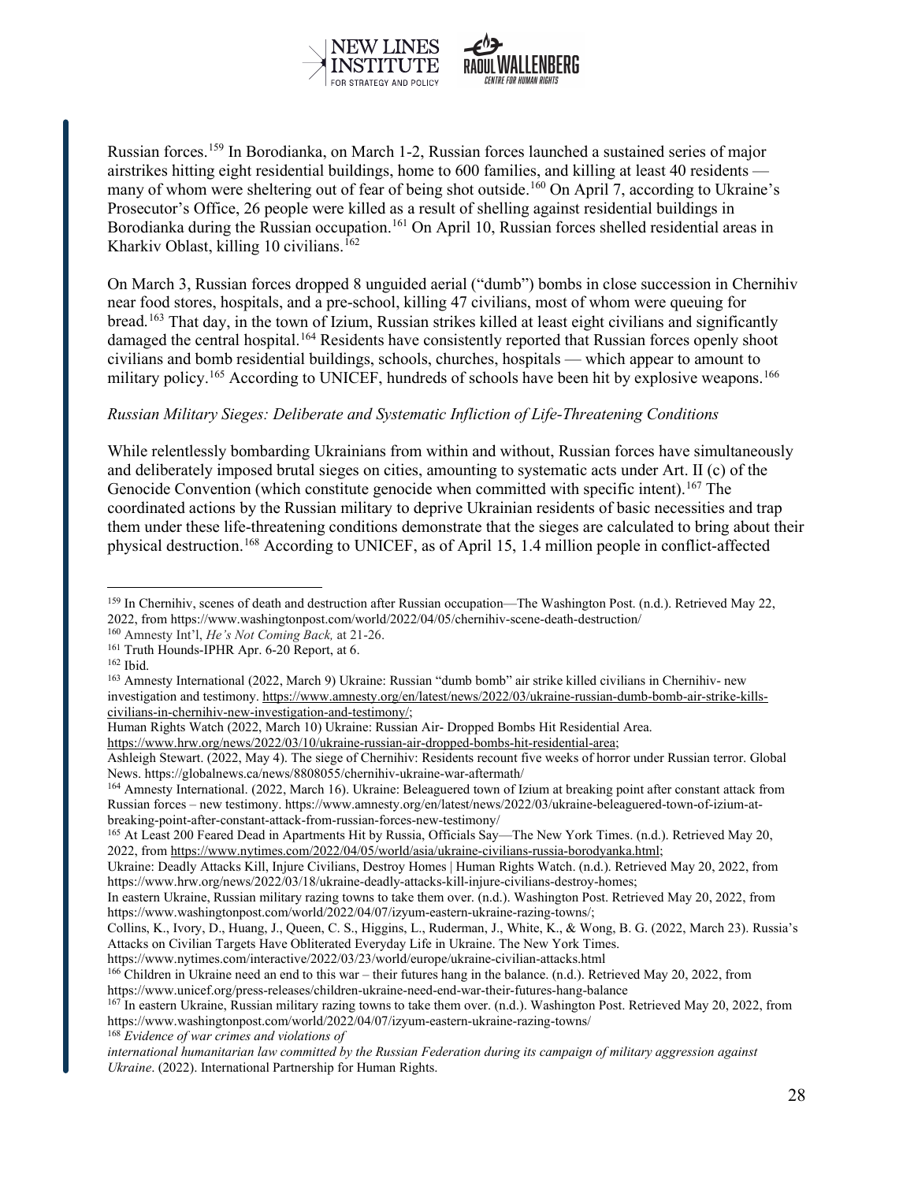Russian forces.[159] In Borodianka, on March 1-2, Russian forces launched a sustained series of major airstrikes hitting eight residential buildings, home to 600 families, and killing at least 40 residents — many of whom were sheltering out of fear of being shot outside.[160] On April 7, according to Ukraine's Prosecutor's Office, 26 people were killed as a result of shelling against residential buildings in Borodianka during the Russian occupation.[161] On April 10, Russian forces shelled residential areas in Kharkiv Oblast, killing 10 civilians.[162]

On March 3, Russian forces dropped 8 unguided aerial ("dumb") bombs in close succession in Chernihiv near food stores, hospitals, and a pre-school, killing 47 civilians, most of whom were queuing for bread.[163] That day, in the town of Izium, Russian strikes killed at least eight civilians and significantly damaged the central hospital.[164] Residents have consistently reported that Russian forces openly shoot civilians and bomb residential buildings, schools, churches, hospitals — which appear to amount to military policy.[165] According to UNICEF, hundreds of schools have been hit by explosive weapons.[166]

*Russian Military Sieges: Deliberate and Systematic Infliction of Life-Threatening Conditions*

While relentlessly bombarding Ukrainians from within and without, Russian forces have simultaneously and deliberately imposed brutal sieges on cities, amounting to systematic acts under Art. II (c) of the Genocide Convention (which constitute genocide when committed with specific intent).[167] The coordinated actions by the Russian military to deprive Ukrainian residents of basic necessities and trap them under these life-threatening conditions demonstrate that the sieges are calculated to bring about their physical destruction.[168] According to UNICEF, as of April 15, 1.4 million people in conflict-affected

---

[159] In Chernihiv, scenes of death and destruction after Russian occupation—The Washington Post. (n.d.). Retrieved May 22, 2022, from https://www.washingtonpost.com/world/2022/04/05/chernihiv-scene-death-destruction/

[160] Amnesty Int'l, *He's Not Coming Back,* at 21-26.

[161] Truth Hounds-IPHR Apr. 6-20 Report, at 6.

[162] Ibid.

[163] Amnesty International (2022, March 9) Ukraine: Russian "dumb bomb" air strike killed civilians in Chernihiv- new investigation and testimony. https://www.amnesty.org/en/latest/news/2022/03/ukraine-russian-dumb-bomb-air-strike-kills-civilians-in-chernihiv-new-investigation-and-testimony/;
Human Rights Watch (2022, March 10) Ukraine: Russian Air- Dropped Bombs Hit Residential Area. https://www.hrw.org/news/2022/03/10/ukraine-russian-air-dropped-bombs-hit-residential-area;
Ashleigh Stewart. (2022, May 4). The siege of Chernihiv: Residents recount five weeks of horror under Russian terror. Global News. https://globalnews.ca/news/8808055/chernihiv-ukraine-war-aftermath/

[164] Amnesty International. (2022, March 16). Ukraine: Beleaguered town of Izium at breaking point after constant attack from Russian forces – new testimony. https://www.amnesty.org/en/latest/news/2022/03/ukraine-beleaguered-town-of-izium-at-breaking-point-after-constant-attack-from-russian-forces-new-testimony/

[165] At Least 200 Feared Dead in Apartments Hit by Russia, Officials Say—The New York Times. (n.d.). Retrieved May 20, 2022, from https://www.nytimes.com/2022/04/05/world/asia/ukraine-civilians-russia-borodyanka.html;
Ukraine: Deadly Attacks Kill, Injure Civilians, Destroy Homes | Human Rights Watch. (n.d.). Retrieved May 20, 2022, from https://www.hrw.org/news/2022/03/18/ukraine-deadly-attacks-kill-injure-civilians-destroy-homes;
In eastern Ukraine, Russian military razing towns to take them over. (n.d.). Washington Post. Retrieved May 20, 2022, from https://www.washingtonpost.com/world/2022/04/07/izyum-eastern-ukraine-razing-towns/;
Collins, K., Ivory, D., Huang, J., Queen, C. S., Higgins, L., Ruderman, J., White, K., & Wong, B. G. (2022, March 23). Russia's Attacks on Civilian Targets Have Obliterated Everyday Life in Ukraine. The New York Times. https://www.nytimes.com/interactive/2022/03/23/world/europe/ukraine-civilian-attacks.html

[166] Children in Ukraine need an end to this war – their futures hang in the balance. (n.d.). Retrieved May 20, 2022, from https://www.unicef.org/press-releases/children-ukraine-need-end-war-their-futures-hang-balance

[167] In eastern Ukraine, Russian military razing towns to take them over. (n.d.). Washington Post. Retrieved May 20, 2022, from https://www.washingtonpost.com/world/2022/04/07/izyum-eastern-ukraine-razing-towns/

[168] *Evidence of war crimes and violations of international humanitarian law committed by the Russian Federation during its campaign of military aggression against Ukraine*. (2022). International Partnership for Human Rights.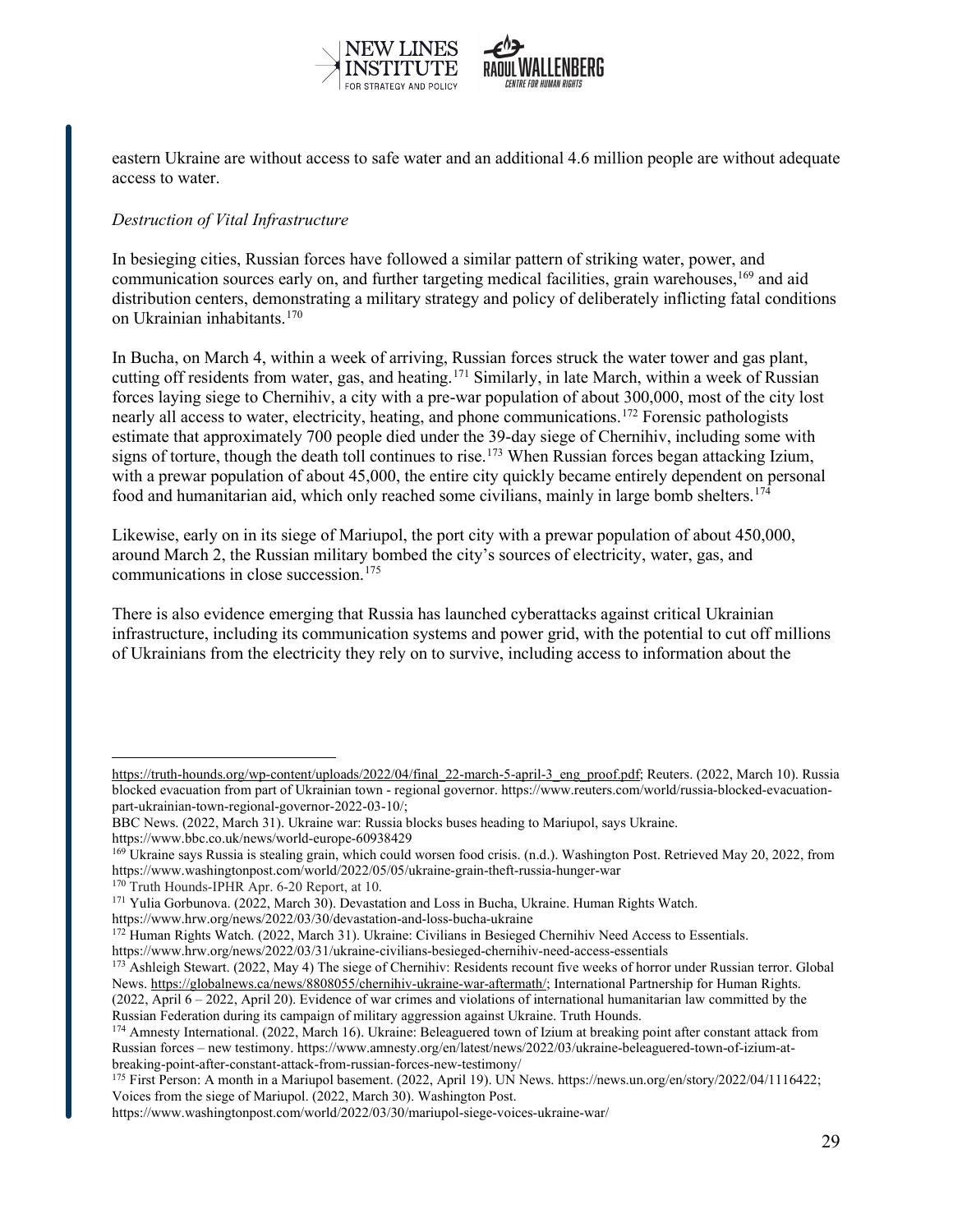eastern Ukraine are without access to safe water and an additional 4.6 million people are without adequate access to water.

*Destruction of Vital Infrastructure*

In besieging cities, Russian forces have followed a similar pattern of striking water, power, and communication sources early on, and further targeting medical facilities, grain warehouses,[169] and aid distribution centers, demonstrating a military strategy and policy of deliberately inflicting fatal conditions on Ukrainian inhabitants.[170]

In Bucha, on March 4, within a week of arriving, Russian forces struck the water tower and gas plant, cutting off residents from water, gas, and heating.[171] Similarly, in late March, within a week of Russian forces laying siege to Chernihiv, a city with a pre-war population of about 300,000, most of the city lost nearly all access to water, electricity, heating, and phone communications.[172] Forensic pathologists estimate that approximately 700 people died under the 39-day siege of Chernihiv, including some with signs of torture, though the death toll continues to rise.[173] When Russian forces began attacking Izium, with a prewar population of about 45,000, the entire city quickly became entirely dependent on personal food and humanitarian aid, which only reached some civilians, mainly in large bomb shelters.[174]

Likewise, early on in its siege of Mariupol, the port city with a prewar population of about 450,000, around March 2, the Russian military bombed the city's sources of electricity, water, gas, and communications in close succession.[175]

There is also evidence emerging that Russia has launched cyberattacks against critical Ukrainian infrastructure, including its communication systems and power grid, with the potential to cut off millions of Ukrainians from the electricity they rely on to survive, including access to information about the

---

https://truth-hounds.org/wp-content/uploads/2022/04/final_22-march-5-april-3_eng_proof.pdf; Reuters. (2022, March 10). Russia blocked evacuation from part of Ukrainian town - regional governor. https://www.reuters.com/world/russia-blocked-evacuation-part-ukrainian-town-regional-governor-2022-03-10/;
BBC News. (2022, March 31). Ukraine war: Russia blocks buses heading to Mariupol, says Ukraine. https://www.bbc.co.uk/news/world-europe-60938429

[169] Ukraine says Russia is stealing grain, which could worsen food crisis. (n.d.). Washington Post. Retrieved May 20, 2022, from https://www.washingtonpost.com/world/2022/05/05/ukraine-grain-theft-russia-hunger-war

[170] Truth Hounds-IPHR Apr. 6-20 Report, at 10.

[171] Yulia Gorbunova. (2022, March 30). Devastation and Loss in Bucha, Ukraine. Human Rights Watch. https://www.hrw.org/news/2022/03/30/devastation-and-loss-bucha-ukraine

[172] Human Rights Watch. (2022, March 31). Ukraine: Civilians in Besieged Chernihiv Need Access to Essentials. https://www.hrw.org/news/2022/03/31/ukraine-civilians-besieged-chernihiv-need-access-essentials

[173] Ashleigh Stewart. (2022, May 4) The siege of Chernihiv: Residents recount five weeks of horror under Russian terror. Global News. https://globalnews.ca/news/8808055/chernihiv-ukraine-war-aftermath/; International Partnership for Human Rights. (2022, April 6 – 2022, April 20). Evidence of war crimes and violations of international humanitarian law committed by the Russian Federation during its campaign of military aggression against Ukraine. Truth Hounds.

[174] Amnesty International. (2022, March 16). Ukraine: Beleaguered town of Izium at breaking point after constant attack from Russian forces – new testimony. https://www.amnesty.org/en/latest/news/2022/03/ukraine-beleaguered-town-of-izium-at-breaking-point-after-constant-attack-from-russian-forces-new-testimony/

[175] First Person: A month in a Mariupol basement. (2022, April 19). UN News. https://news.un.org/en/story/2022/04/1116422; Voices from the siege of Mariupol. (2022, March 30). Washington Post. https://www.washingtonpost.com/world/2022/03/30/mariupol-siege-voices-ukraine-war/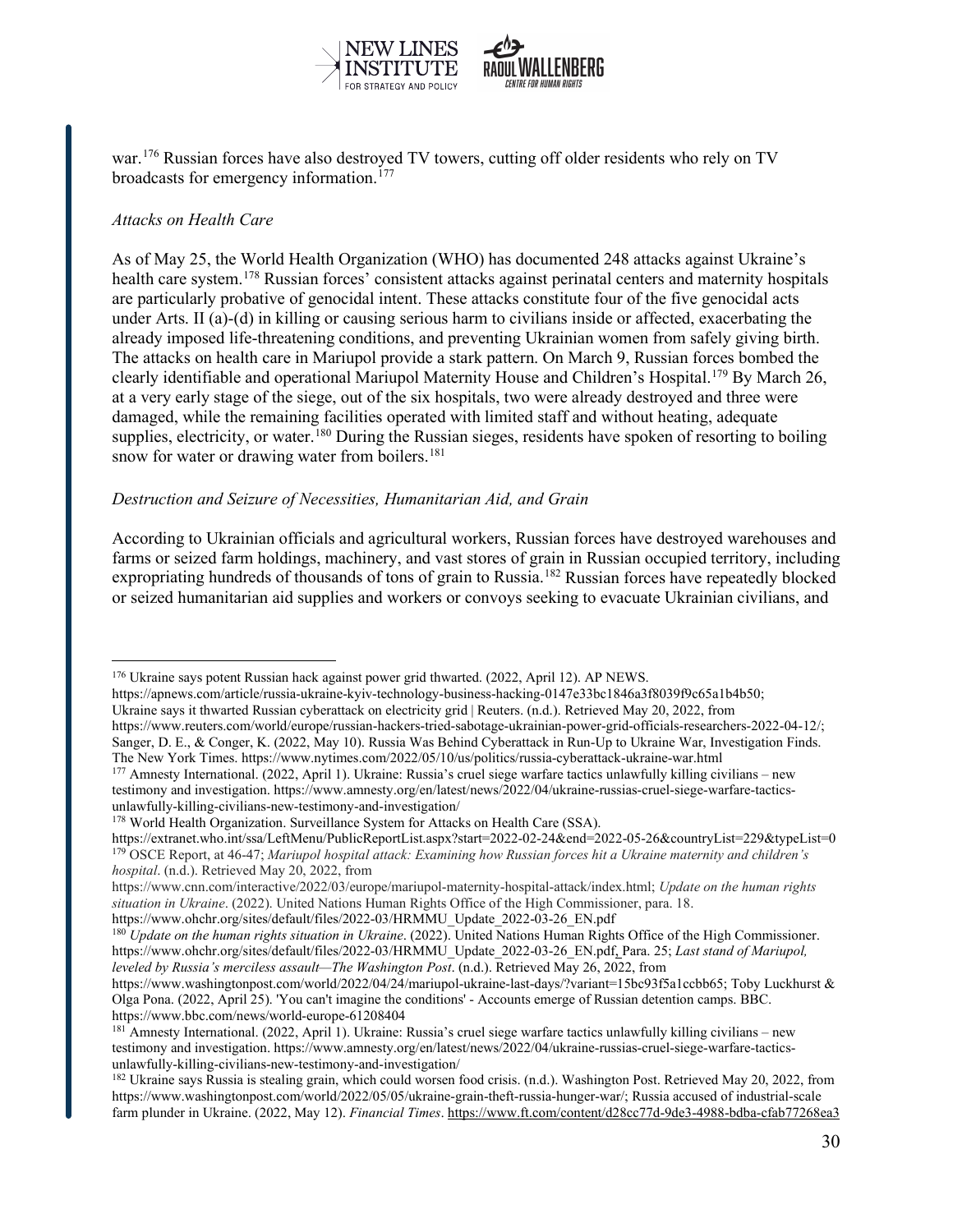war.[176] Russian forces have also destroyed TV towers, cutting off older residents who rely on TV broadcasts for emergency information.[177]

*Attacks on Health Care*

As of May 25, the World Health Organization (WHO) has documented 248 attacks against Ukraine's health care system.[178] Russian forces' consistent attacks against perinatal centers and maternity hospitals are particularly probative of genocidal intent. These attacks constitute four of the five genocidal acts under Arts. II (a)-(d) in killing or causing serious harm to civilians inside or affected, exacerbating the already imposed life-threatening conditions, and preventing Ukrainian women from safely giving birth. The attacks on health care in Mariupol provide a stark pattern. On March 9, Russian forces bombed the clearly identifiable and operational Mariupol Maternity House and Children's Hospital.[179] By March 26, at a very early stage of the siege, out of the six hospitals, two were already destroyed and three were damaged, while the remaining facilities operated with limited staff and without heating, adequate supplies, electricity, or water.[180] During the Russian sieges, residents have spoken of resorting to boiling snow for water or drawing water from boilers.[181]

*Destruction and Seizure of Necessities, Humanitarian Aid, and Grain*

According to Ukrainian officials and agricultural workers, Russian forces have destroyed warehouses and farms or seized farm holdings, machinery, and vast stores of grain in Russian occupied territory, including expropriating hundreds of thousands of tons of grain to Russia.[182] Russian forces have repeatedly blocked or seized humanitarian aid supplies and workers or convoys seeking to evacuate Ukrainian civilians, and

---

[176] Ukraine says potent Russian hack against power grid thwarted. (2022, April 12). AP NEWS. https://apnews.com/article/russia-ukraine-kyiv-technology-business-hacking-0147e33bc1846a3f8039f9c65a1b4b50; Ukraine says it thwarted Russian cyberattack on electricity grid | Reuters. (n.d.). Retrieved May 20, 2022, from https://www.reuters.com/world/europe/russian-hackers-tried-sabotage-ukrainian-power-grid-officials-researchers-2022-04-12/; Sanger, D. E., & Conger, K. (2022, May 10). Russia Was Behind Cyberattack in Run-Up to Ukraine War, Investigation Finds. The New York Times. https://www.nytimes.com/2022/05/10/us/politics/russia-cyberattack-ukraine-war.html

[177] Amnesty International. (2022, April 1). Ukraine: Russia's cruel siege warfare tactics unlawfully killing civilians – new testimony and investigation. https://www.amnesty.org/en/latest/news/2022/04/ukraine-russias-cruel-siege-warfare-tactics-unlawfully-killing-civilians-new-testimony-and-investigation/

[178] World Health Organization. Surveillance System for Attacks on Health Care (SSA). https://extranet.who.int/ssa/LeftMenu/PublicReportList.aspx?start=2022-02-24&end=2022-05-26&countryList=229&typeList=0

[179] OSCE Report, at 46-47; *Mariupol hospital attack: Examining how Russian forces hit a Ukraine maternity and children's hospital*. (n.d.). Retrieved May 20, 2022, from https://www.cnn.com/interactive/2022/03/europe/mariupol-maternity-hospital-attack/index.html; *Update on the human rights situation in Ukraine*. (2022). United Nations Human Rights Office of the High Commissioner, para. 18. https://www.ohchr.org/sites/default/files/2022-03/HRMMU_Update_2022-03-26_EN.pdf

[180] *Update on the human rights situation in Ukraine*. (2022). United Nations Human Rights Office of the High Commissioner. https://www.ohchr.org/sites/default/files/2022-03/HRMMU_Update_2022-03-26_EN.pdf, Para. 25; *Last stand of Mariupol, leveled by Russia's merciless assault—The Washington Post*. (n.d.). Retrieved May 26, 2022, from https://www.washingtonpost.com/world/2022/04/24/mariupol-ukraine-last-days/?variant=15bc93f5a1ccbb65; Toby Luckhurst & Olga Pona. (2022, April 25). 'You can't imagine the conditions' - Accounts emerge of Russian detention camps. BBC. https://www.bbc.com/news/world-europe-61208404

[181] Amnesty International. (2022, April 1). Ukraine: Russia's cruel siege warfare tactics unlawfully killing civilians – new testimony and investigation. https://www.amnesty.org/en/latest/news/2022/04/ukraine-russias-cruel-siege-warfare-tactics-unlawfully-killing-civilians-new-testimony-and-investigation/

[182] Ukraine says Russia is stealing grain, which could worsen food crisis. (n.d.). Washington Post. Retrieved May 20, 2022, from https://www.washingtonpost.com/world/2022/05/05/ukraine-grain-theft-russia-hunger-war/; Russia accused of industrial-scale farm plunder in Ukraine. (2022, May 12). *Financial Times*. https://www.ft.com/content/d28cc77d-9de3-4988-bdba-cfab77268ea3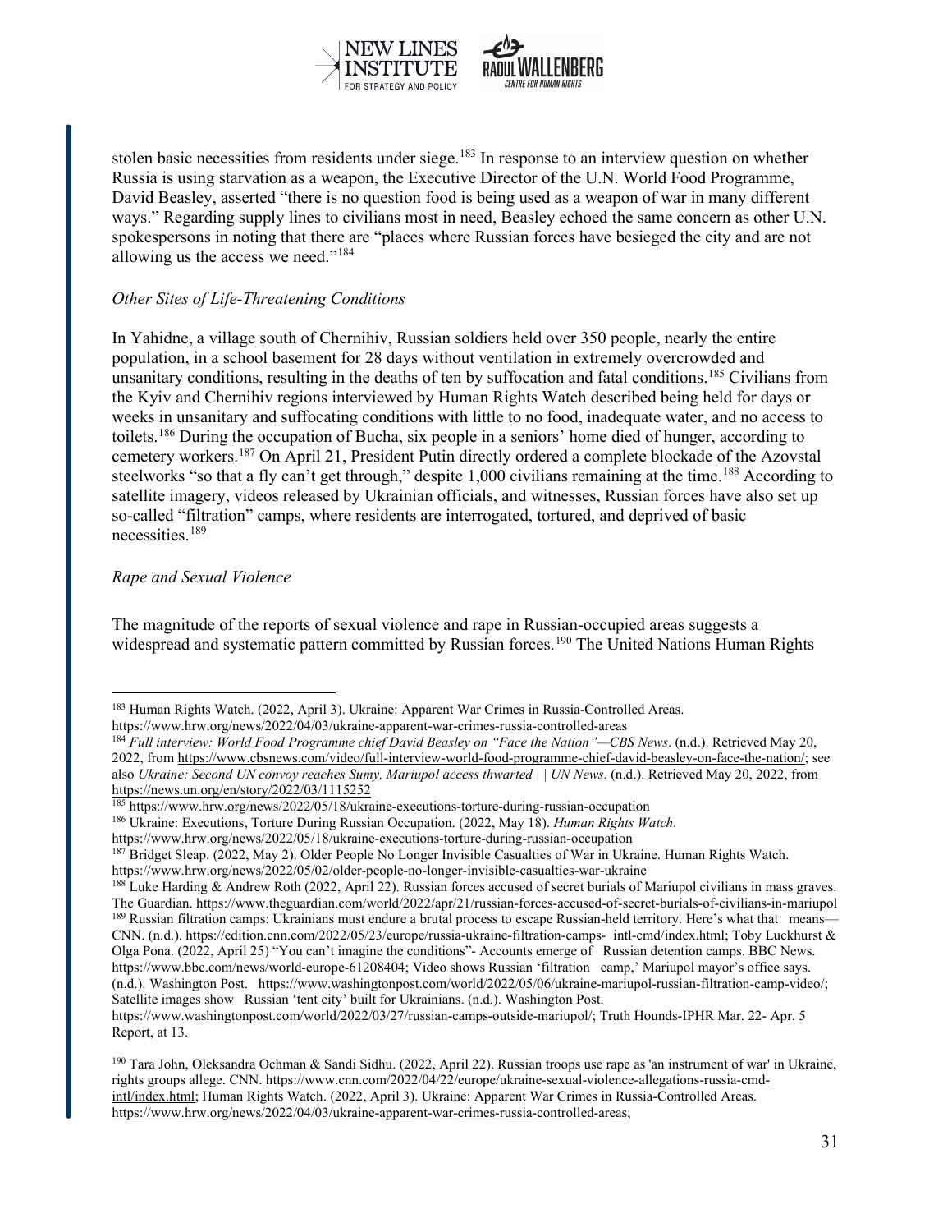stolen basic necessities from residents under siege.[183] In response to an interview question on whether Russia is using starvation as a weapon, the Executive Director of the U.N. World Food Programme, David Beasley, asserted "there is no question food is being used as a weapon of war in many different ways." Regarding supply lines to civilians most in need, Beasley echoed the same concern as other U.N. spokespersons in noting that there are "places where Russian forces have besieged the city and are not allowing us the access we need."[184]

*Other Sites of Life-Threatening Conditions*

In Yahidne, a village south of Chernihiv, Russian soldiers held over 350 people, nearly the entire population, in a school basement for 28 days without ventilation in extremely overcrowded and unsanitary conditions, resulting in the deaths of ten by suffocation and fatal conditions.[185] Civilians from the Kyiv and Chernihiv regions interviewed by Human Rights Watch described being held for days or weeks in unsanitary and suffocating conditions with little to no food, inadequate water, and no access to toilets.[186] During the occupation of Bucha, six people in a seniors' home died of hunger, according to cemetery workers.[187] On April 21, President Putin directly ordered a complete blockade of the Azovstal steelworks "so that a fly can't get through," despite 1,000 civilians remaining at the time.[188] According to satellite imagery, videos released by Ukrainian officials, and witnesses, Russian forces have also set up so-called "filtration" camps, where residents are interrogated, tortured, and deprived of basic necessities.[189]

*Rape and Sexual Violence*

The magnitude of the reports of sexual violence and rape in Russian-occupied areas suggests a widespread and systematic pattern committed by Russian forces.[190] The United Nations Human Rights

---

[183] Human Rights Watch. (2022, April 3). Ukraine: Apparent War Crimes in Russia-Controlled Areas. https://www.hrw.org/news/2022/04/03/ukraine-apparent-war-crimes-russia-controlled-areas

[184] *Full interview: World Food Programme chief David Beasley on "Face the Nation"—CBS News*. (n.d.). Retrieved May 20, 2022, from https://www.cbsnews.com/video/full-interview-world-food-programme-chief-david-beasley-on-face-the-nation/; see also *Ukraine: Second UN convoy reaches Sumy, Mariupol access thwarted | | UN News*. (n.d.). Retrieved May 20, 2022, from https://news.un.org/en/story/2022/03/1115252

[185] https://www.hrw.org/news/2022/05/18/ukraine-executions-torture-during-russian-occupation

[186] Ukraine: Executions, Torture During Russian Occupation. (2022, May 18). *Human Rights Watch*. https://www.hrw.org/news/2022/05/18/ukraine-executions-torture-during-russian-occupation

[187] Bridget Sleap. (2022, May 2). Older People No Longer Invisible Casualties of War in Ukraine. Human Rights Watch. https://www.hrw.org/news/2022/05/02/older-people-no-longer-invisible-casualties-war-ukraine

[188] Luke Harding & Andrew Roth (2022, April 22). Russian forces accused of secret burials of Mariupol civilians in mass graves. The Guardian. https://www.theguardian.com/world/2022/apr/21/russian-forces-accused-of-secret-burials-of-civilians-in-mariupol

[189] Russian filtration camps: Ukrainians must endure a brutal process to escape Russian-held territory. Here's what that means—CNN. (n.d.). https://edition.cnn.com/2022/05/23/europe/russia-ukraine-filtration-camps- intl-cmd/index.html; Toby Luckhurst & Olga Pona. (2022, April 25) "You can't imagine the conditions"- Accounts emerge of Russian detention camps. BBC News. https://www.bbc.com/news/world-europe-61208404; Video shows Russian 'filtration camp,' Mariupol mayor's office says. (n.d.). Washington Post. https://www.washingtonpost.com/world/2022/05/06/ukraine-mariupol-russian-filtration-camp-video/; Satellite images show Russian 'tent city' built for Ukrainians. (n.d.). Washington Post. https://www.washingtonpost.com/world/2022/03/27/russian-camps-outside-mariupol/; Truth Hounds-IPHR Mar. 22- Apr. 5 Report, at 13.

[190] Tara John, Oleksandra Ochman & Sandi Sidhu. (2022, April 22). Russian troops use rape as 'an instrument of war' in Ukraine, rights groups allege. CNN. https://www.cnn.com/2022/04/22/europe/ukraine-sexual-violence-allegations-russia-cmd-intl/index.html; Human Rights Watch. (2022, April 3). Ukraine: Apparent War Crimes in Russia-Controlled Areas. https://www.hrw.org/news/2022/04/03/ukraine-apparent-war-crimes-russia-controlled-areas;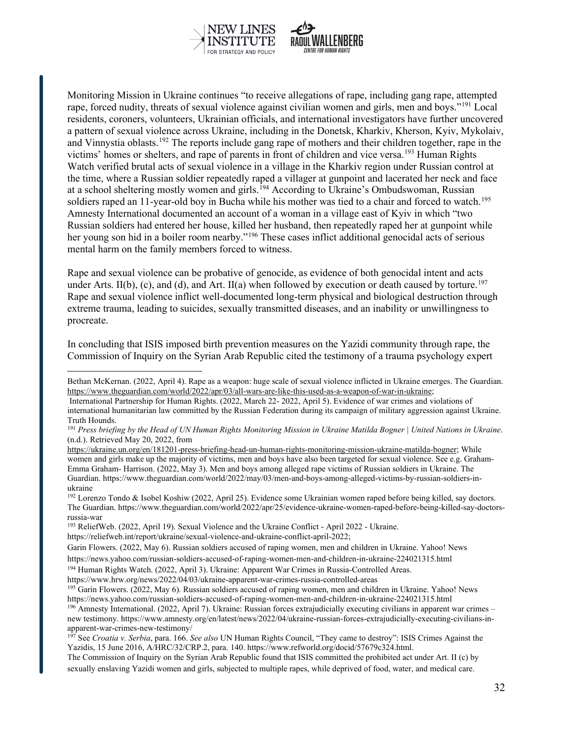Monitoring Mission in Ukraine continues "to receive allegations of rape, including gang rape, attempted rape, forced nudity, threats of sexual violence against civilian women and girls, men and boys."[191] Local residents, coroners, volunteers, Ukrainian officials, and international investigators have further uncovered a pattern of sexual violence across Ukraine, including in the Donetsk, Kharkiv, Kherson, Kyiv, Mykolaiv, and Vinnystia oblasts.[192] The reports include gang rape of mothers and their children together, rape in the victims' homes or shelters, and rape of parents in front of children and vice versa.[193] Human Rights Watch verified brutal acts of sexual violence in a village in the Kharkiv region under Russian control at the time, where a Russian soldier repeatedly raped a villager at gunpoint and lacerated her neck and face at a school sheltering mostly women and girls.[194] According to Ukraine's Ombudswoman, Russian soldiers raped an 11-year-old boy in Bucha while his mother was tied to a chair and forced to watch.[195] Amnesty International documented an account of a woman in a village east of Kyiv in which "two Russian soldiers had entered her house, killed her husband, then repeatedly raped her at gunpoint while her young son hid in a boiler room nearby."[196] These cases inflict additional genocidal acts of serious mental harm on the family members forced to witness.

Rape and sexual violence can be probative of genocide, as evidence of both genocidal intent and acts under Arts. II(b), (c), and (d), and Art. II(a) when followed by execution or death caused by torture.[197] Rape and sexual violence inflict well-documented long-term physical and biological destruction through extreme trauma, leading to suicides, sexually transmitted diseases, and an inability or unwillingness to procreate.

In concluding that ISIS imposed birth prevention measures on the Yazidi community through rape, the Commission of Inquiry on the Syrian Arab Republic cited the testimony of a trauma psychology expert

---

Bethan McKernan. (2022, April 4). Rape as a weapon: huge scale of sexual violence inflicted in Ukraine emerges. The Guardian. https://www.theguardian.com/world/2022/apr/03/all-wars-are-like-this-used-as-a-weapon-of-war-in-ukraine;

International Partnership for Human Rights. (2022, March 22- 2022, April 5). Evidence of war crimes and violations of international humanitarian law committed by the Russian Federation during its campaign of military aggression against Ukraine. Truth Hounds.

[191] *Press briefing by the Head of UN Human Rights Monitoring Mission in Ukraine Matilda Bogner | United Nations in Ukraine*. (n.d.). Retrieved May 20, 2022, from https://ukraine.un.org/en/181201-press-briefing-head-un-human-rights-monitoring-mission-ukraine-matilda-bogner; While women and girls make up the majority of victims, men and boys have also been targeted for sexual violence. See e.g. Graham-Emma Graham- Harrison. (2022, May 3). Men and boys among alleged rape victims of Russian soldiers in Ukraine. The Guardian. https://www.theguardian.com/world/2022/may/03/men-and-boys-among-alleged-victims-by-russian-soldiers-in-ukraine

[192] Lorenzo Tondo & Isobel Koshiw (2022, April 25). Evidence some Ukrainian women raped before being killed, say doctors. The Guardian. https://www.theguardian.com/world/2022/apr/25/evidence-ukraine-women-raped-before-being-killed-say-doctors-russia-war

[193] ReliefWeb. (2022, April 19). Sexual Violence and the Ukraine Conflict - April 2022 - Ukraine. https://reliefweb.int/report/ukraine/sexual-violence-and-ukraine-conflict-april-2022;

Garin Flowers. (2022, May 6). Russian soldiers accused of raping women, men and children in Ukraine. Yahoo! News https://news.yahoo.com/russian-soldiers-accused-of-raping-women-men-and-children-in-ukraine-224021315.html

[194] Human Rights Watch. (2022, April 3). Ukraine: Apparent War Crimes in Russia-Controlled Areas. https://www.hrw.org/news/2022/04/03/ukraine-apparent-war-crimes-russia-controlled-areas

[195] Garin Flowers. (2022, May 6). Russian soldiers accused of raping women, men and children in Ukraine. Yahoo! News https://news.yahoo.com/russian-soldiers-accused-of-raping-women-men-and-children-in-ukraine-224021315.html

[196] Amnesty International. (2022, April 7). Ukraine: Russian forces extrajudicially executing civilians in apparent war crimes – new testimony. https://www.amnesty.org/en/latest/news/2022/04/ukraine-russian-forces-extrajudicially-executing-civilians-in-apparent-war-crimes-new-testimony/

[197] See *Croatia v. Serbia*, para. 166. *See also* UN Human Rights Council, "They came to destroy": ISIS Crimes Against the Yazidis, 15 June 2016, A/HRC/32/CRP.2, para. 140. https://www.refworld.org/docid/57679c324.html.

The Commission of Inquiry on the Syrian Arab Republic found that ISIS committed the prohibited act under Art. II (c) by sexually enslaving Yazidi women and girls, subjected to multiple rapes, while deprived of food, water, and medical care.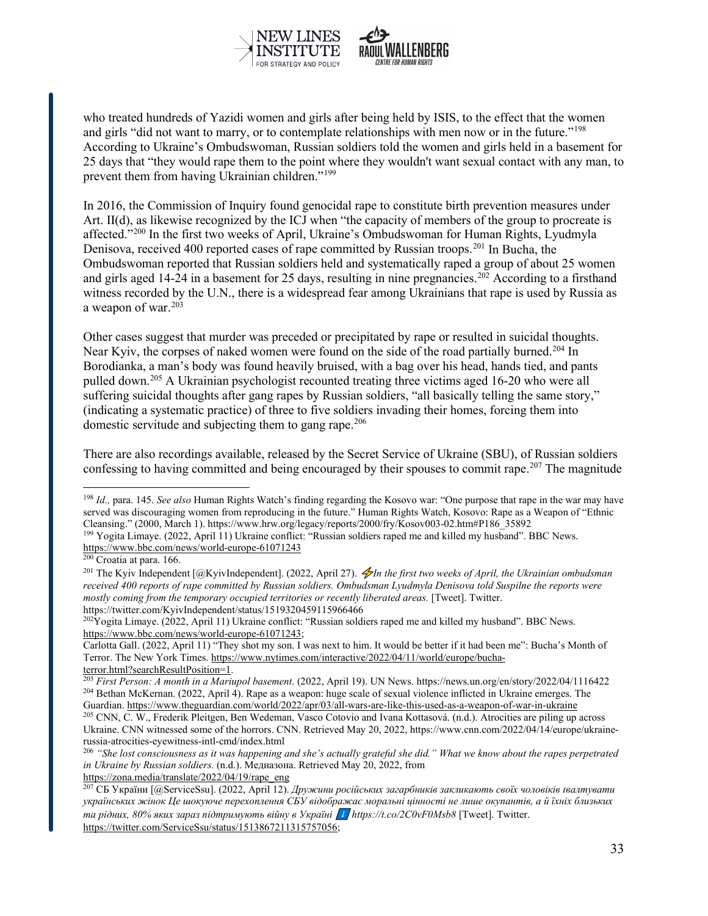who treated hundreds of Yazidi women and girls after being held by ISIS, to the effect that the women and girls "did not want to marry, or to contemplate relationships with men now or in the future."[198] According to Ukraine's Ombudswoman, Russian soldiers told the women and girls held in a basement for 25 days that "they would rape them to the point where they wouldn't want sexual contact with any man, to prevent them from having Ukrainian children."[199]

In 2016, the Commission of Inquiry found genocidal rape to constitute birth prevention measures under Art. II(d), as likewise recognized by the ICJ when "the capacity of members of the group to procreate is affected."[200] In the first two weeks of April, Ukraine's Ombudswoman for Human Rights, Lyudmyla Denisova, received 400 reported cases of rape committed by Russian troops.[201] In Bucha, the Ombudswoman reported that Russian soldiers held and systematically raped a group of about 25 women and girls aged 14-24 in a basement for 25 days, resulting in nine pregnancies.[202] According to a firsthand witness recorded by the U.N., there is a widespread fear among Ukrainians that rape is used by Russia as a weapon of war.[203]

Other cases suggest that murder was preceded or precipitated by rape or resulted in suicidal thoughts. Near Kyiv, the corpses of naked women were found on the side of the road partially burned.[204] In Borodianka, a man's body was found heavily bruised, with a bag over his head, hands tied, and pants pulled down.[205] A Ukrainian psychologist recounted treating three victims aged 16-20 who were all suffering suicidal thoughts after gang rapes by Russian soldiers, "all basically telling the same story," (indicating a systematic practice) of three to five soldiers invading their homes, forcing them into domestic servitude and subjecting them to gang rape.[206]

There are also recordings available, released by the Secret Service of Ukraine (SBU), of Russian soldiers confessing to having committed and being encouraged by their spouses to commit rape.[207] The magnitude

---

[198] *Id.,* para. 145. *See also* Human Rights Watch's finding regarding the Kosovo war: "One purpose that rape in the war may have served was discouraging women from reproducing in the future." Human Rights Watch, Kosovo: Rape as a Weapon of "Ethnic Cleansing." (2000, March 1). https://www.hrw.org/legacy/reports/2000/fry/Kosov003-02.htm#P186_35892

[199] Yogita Limaye. (2022, April 11) Ukraine conflict: "Russian soldiers raped me and killed my husband". BBC News. https://www.bbc.com/news/world-europe-61071243

[200] Croatia at para. 166.

[201] The Kyiv Independent [@KyivIndependent]. (2022, April 27). ⚡*In the first two weeks of April, the Ukrainian ombudsman received 400 reports of rape committed by Russian soldiers. Ombudsman Lyudmyla Denisova told Suspilne the reports were mostly coming from the temporary occupied territories or recently liberated areas.* [Tweet]. Twitter. https://twitter.com/KyivIndependent/status/1519320459115966466

[202] Yogita Limaye. (2022, April 11) Ukraine conflict: "Russian soldiers raped me and killed my husband". BBC News. https://www.bbc.com/news/world-europe-61071243;
Carlotta Gall. (2022, April 11) "They shot my son. I was next to him. It would be better if it had been me": Bucha's Month of Terror. The New York Times. https://www.nytimes.com/interactive/2022/04/11/world/europe/bucha-terror.html?searchResultPosition=1.

[203] *First Person: A month in a Mariupol basement*. (2022, April 19). UN News. https://news.un.org/en/story/2022/04/1116422

[204] Bethan McKernan. (2022, April 4). Rape as a weapon: huge scale of sexual violence inflicted in Ukraine emerges. The Guardian. https://www.theguardian.com/world/2022/apr/03/all-wars-are-like-this-used-as-a-weapon-of-war-in-ukraine

[205] CNN, C. W., Frederik Pleitgen, Ben Wedeman, Vasco Cotovio and Ivana Kottasová. (n.d.). Atrocities are piling up across Ukraine. CNN witnessed some of the horrors. CNN. Retrieved May 20, 2022, https://www.cnn.com/2022/04/14/europe/ukraine-russia-atrocities-eyewitness-intl-cmd/index.html

[206] *"She lost consciousness as it was happening and she's actually grateful she did." What we know about the rapes perpetrated in Ukraine by Russian soldiers.* (n.d.). Медиазона. Retrieved May 20, 2022, from https://zona.media/translate/2022/04/19/rape_eng

[207] СБ України [@ServiceSsu]. (2022, April 12). *Дружини російських загарбників закликають своїх чоловіків ґвалтувати українських жінок Це шокуюче перехоплення СБУ відображає моральні цінності не лише окупантів, а й їхніх близьких та рідних, 80% яких зараз підтримують війну в Україні* ⬇️ *https://t.co/2C0vF0Msb8* [Tweet]. Twitter. https://twitter.com/ServiceSsu/status/1513867211315757056;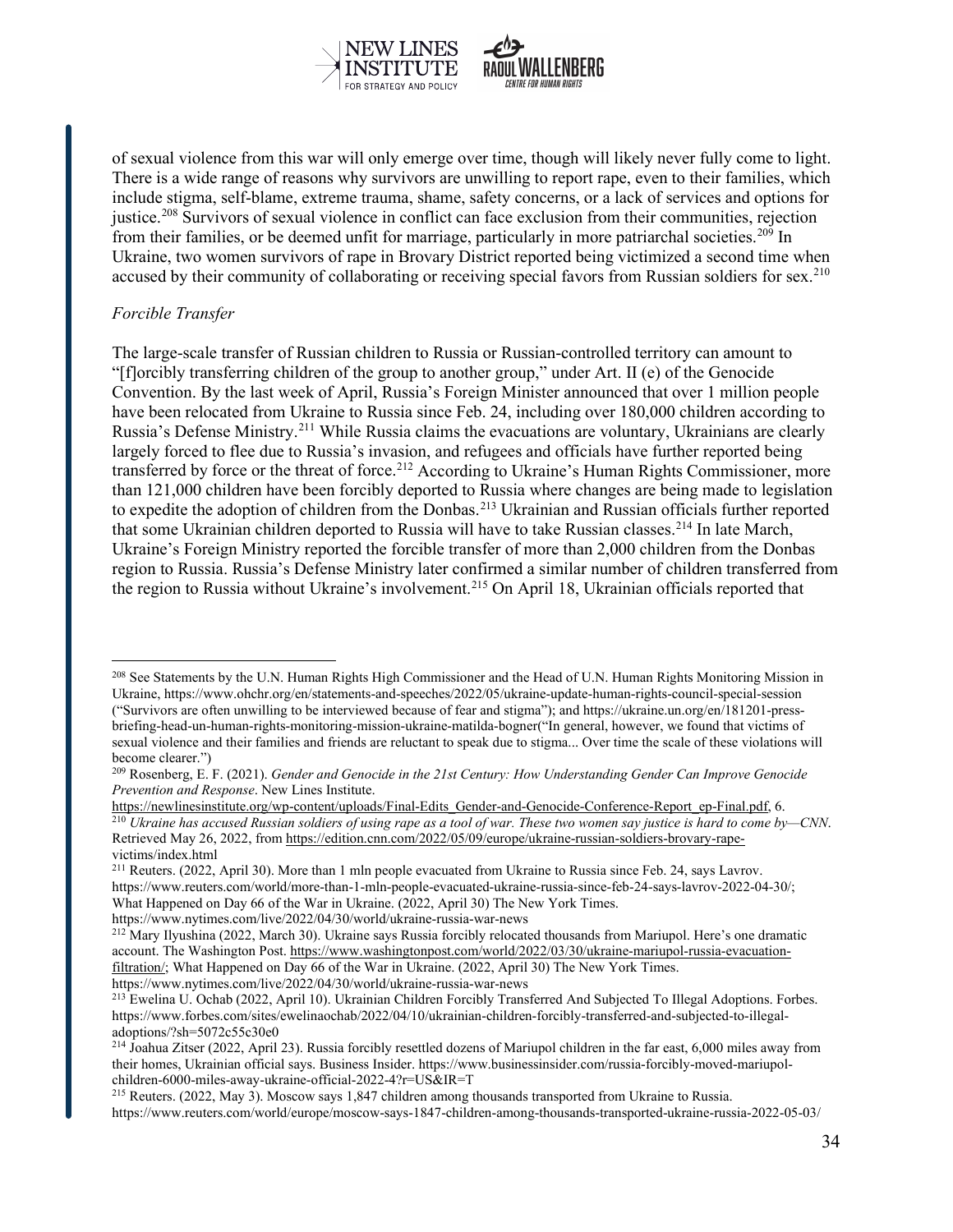of sexual violence from this war will only emerge over time, though will likely never fully come to light. There is a wide range of reasons why survivors are unwilling to report rape, even to their families, which include stigma, self-blame, extreme trauma, shame, safety concerns, or a lack of services and options for justice.[208] Survivors of sexual violence in conflict can face exclusion from their communities, rejection from their families, or be deemed unfit for marriage, particularly in more patriarchal societies.[209] In Ukraine, two women survivors of rape in Brovary District reported being victimized a second time when accused by their community of collaborating or receiving special favors from Russian soldiers for sex.[210]

*Forcible Transfer*

The large-scale transfer of Russian children to Russia or Russian-controlled territory can amount to "[f]orcibly transferring children of the group to another group," under Art. II (e) of the Genocide Convention. By the last week of April, Russia's Foreign Minister announced that over 1 million people have been relocated from Ukraine to Russia since Feb. 24, including over 180,000 children according to Russia's Defense Ministry.[211] While Russia claims the evacuations are voluntary, Ukrainians are clearly largely forced to flee due to Russia's invasion, and refugees and officials have further reported being transferred by force or the threat of force.[212] According to Ukraine's Human Rights Commissioner, more than 121,000 children have been forcibly deported to Russia where changes are being made to legislation to expedite the adoption of children from the Donbas.[213] Ukrainian and Russian officials further reported that some Ukrainian children deported to Russia will have to take Russian classes.[214] In late March, Ukraine's Foreign Ministry reported the forcible transfer of more than 2,000 children from the Donbas region to Russia. Russia's Defense Ministry later confirmed a similar number of children transferred from the region to Russia without Ukraine's involvement.[215] On April 18, Ukrainian officials reported that

---

[208] See Statements by the U.N. Human Rights High Commissioner and the Head of U.N. Human Rights Monitoring Mission in Ukraine, https://www.ohchr.org/en/statements-and-speeches/2022/05/ukraine-update-human-rights-council-special-session ("Survivors are often unwilling to be interviewed because of fear and stigma"); and https://ukraine.un.org/en/181201-press-briefing-head-un-human-rights-monitoring-mission-ukraine-matilda-bogner("In general, however, we found that victims of sexual violence and their families and friends are reluctant to speak due to stigma... Over time the scale of these violations will become clearer.")

[209] Rosenberg, E. F. (2021). *Gender and Genocide in the 21st Century: How Understanding Gender Can Improve Genocide Prevention and Response*. New Lines Institute. https://newlinesinstitute.org/wp-content/uploads/Final-Edits_Gender-and-Genocide-Conference-Report_ep-Final.pdf, 6.

[210] *Ukraine has accused Russian soldiers of using rape as a tool of war. These two women say justice is hard to come by—CNN*. Retrieved May 26, 2022, from https://edition.cnn.com/2022/05/09/europe/ukraine-russian-soldiers-brovary-rape-victims/index.html

[211] Reuters. (2022, April 30). More than 1 mln people evacuated from Ukraine to Russia since Feb. 24, says Lavrov. https://www.reuters.com/world/more-than-1-mln-people-evacuated-ukraine-russia-since-feb-24-says-lavrov-2022-04-30/; What Happened on Day 66 of the War in Ukraine. (2022, April 30) The New York Times. https://www.nytimes.com/live/2022/04/30/world/ukraine-russia-war-news

[212] Mary Ilyushina (2022, March 30). Ukraine says Russia forcibly relocated thousands from Mariupol. Here's one dramatic account. The Washington Post. https://www.washingtonpost.com/world/2022/03/30/ukraine-mariupol-russia-evacuation-filtration/; What Happened on Day 66 of the War in Ukraine. (2022, April 30) The New York Times. https://www.nytimes.com/live/2022/04/30/world/ukraine-russia-war-news

[213] Ewelina U. Ochab (2022, April 10). Ukrainian Children Forcibly Transferred And Subjected To Illegal Adoptions. Forbes. https://www.forbes.com/sites/ewelinaochab/2022/04/10/ukrainian-children-forcibly-transferred-and-subjected-to-illegal-adoptions/?sh=5072c55c30e0

[214] Joahua Zitser (2022, April 23). Russia forcibly resettled dozens of Mariupol children in the far east, 6,000 miles away from their homes, Ukrainian official says. Business Insider. https://www.businessinsider.com/russia-forcibly-moved-mariupol-children-6000-miles-away-ukraine-official-2022-4?r=US&IR=T

[215] Reuters. (2022, May 3). Moscow says 1,847 children among thousands transported from Ukraine to Russia. https://www.reuters.com/world/europe/moscow-says-1847-children-among-thousands-transported-ukraine-russia-2022-05-03/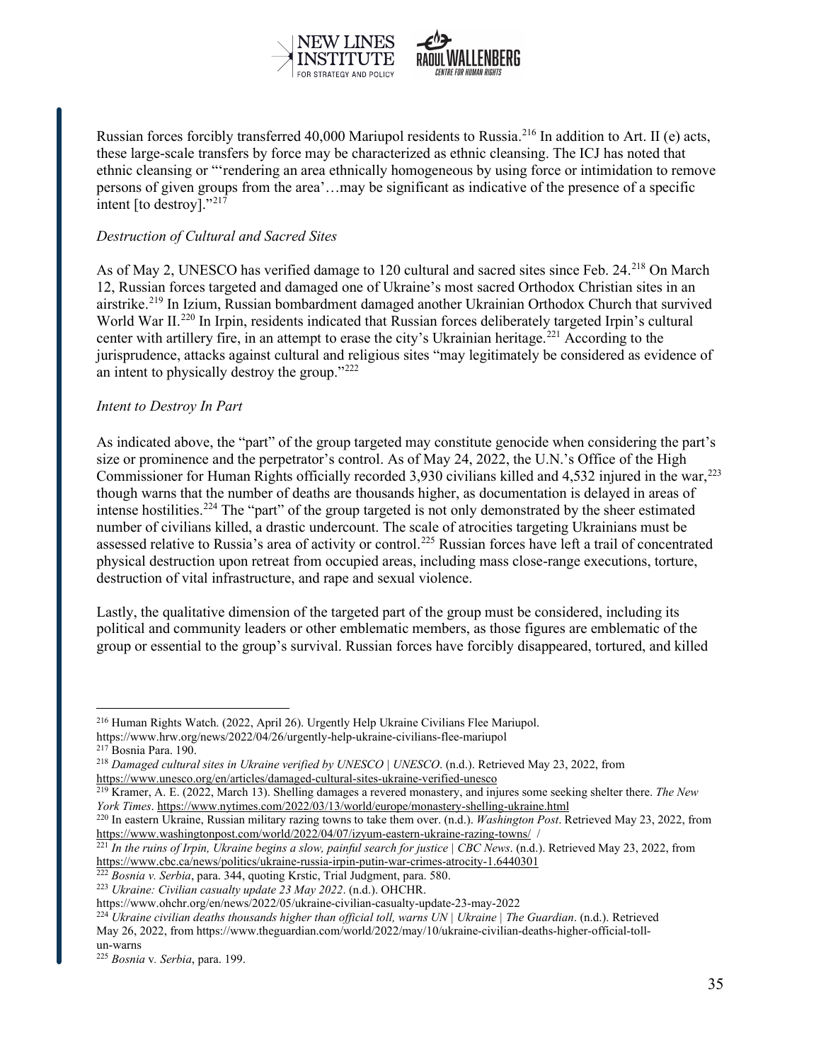Russian forces forcibly transferred 40,000 Mariupol residents to Russia.[216] In addition to Art. II (e) acts, these large-scale transfers by force may be characterized as ethnic cleansing. The ICJ has noted that ethnic cleansing or "'rendering an area ethnically homogeneous by using force or intimidation to remove persons of given groups from the area'…may be significant as indicative of the presence of a specific intent [to destroy]."[217]

*Destruction of Cultural and Sacred Sites*

As of May 2, UNESCO has verified damage to 120 cultural and sacred sites since Feb. 24.[218] On March 12, Russian forces targeted and damaged one of Ukraine's most sacred Orthodox Christian sites in an airstrike.[219] In Izium, Russian bombardment damaged another Ukrainian Orthodox Church that survived World War II.[220] In Irpin, residents indicated that Russian forces deliberately targeted Irpin's cultural center with artillery fire, in an attempt to erase the city's Ukrainian heritage.[221] According to the jurisprudence, attacks against cultural and religious sites "may legitimately be considered as evidence of an intent to physically destroy the group."[222]

*Intent to Destroy In Part*

As indicated above, the "part" of the group targeted may constitute genocide when considering the part's size or prominence and the perpetrator's control. As of May 24, 2022, the U.N.'s Office of the High Commissioner for Human Rights officially recorded 3,930 civilians killed and 4,532 injured in the war,[223] though warns that the number of deaths are thousands higher, as documentation is delayed in areas of intense hostilities.[224] The "part" of the group targeted is not only demonstrated by the sheer estimated number of civilians killed, a drastic undercount. The scale of atrocities targeting Ukrainians must be assessed relative to Russia's area of activity or control.[225] Russian forces have left a trail of concentrated physical destruction upon retreat from occupied areas, including mass close-range executions, torture, destruction of vital infrastructure, and rape and sexual violence.

Lastly, the qualitative dimension of the targeted part of the group must be considered, including its political and community leaders or other emblematic members, as those figures are emblematic of the group or essential to the group's survival. Russian forces have forcibly disappeared, tortured, and killed

---

[216] Human Rights Watch. (2022, April 26). Urgently Help Ukraine Civilians Flee Mariupol. https://www.hrw.org/news/2022/04/26/urgently-help-ukraine-civilians-flee-mariupol

[217] Bosnia Para. 190.

[218] *Damaged cultural sites in Ukraine verified by UNESCO | UNESCO*. (n.d.). Retrieved May 23, 2022, from https://www.unesco.org/en/articles/damaged-cultural-sites-ukraine-verified-unesco

[219] Kramer, A. E. (2022, March 13). Shelling damages a revered monastery, and injures some seeking shelter there. *The New York Times*. https://www.nytimes.com/2022/03/13/world/europe/monastery-shelling-ukraine.html

[220] In eastern Ukraine, Russian military razing towns to take them over. (n.d.). *Washington Post*. Retrieved May 23, 2022, from https://www.washingtonpost.com/world/2022/04/07/izyum-eastern-ukraine-razing-towns/ /

[221] *In the ruins of Irpin, Ukraine begins a slow, painful search for justice | CBC News*. (n.d.). Retrieved May 23, 2022, from https://www.cbc.ca/news/politics/ukraine-russia-irpin-putin-war-crimes-atrocity-1.6440301

[222] *Bosnia v. Serbia*, para. 344, quoting Krstic, Trial Judgment, para. 580.

[223] *Ukraine: Civilian casualty update 23 May 2022*. (n.d.). OHCHR. https://www.ohchr.org/en/news/2022/05/ukraine-civilian-casualty-update-23-may-2022

[224] *Ukraine civilian deaths thousands higher than official toll, warns UN | Ukraine | The Guardian*. (n.d.). Retrieved May 26, 2022, from https://www.theguardian.com/world/2022/may/10/ukraine-civilian-deaths-higher-official-toll-un-warns

[225] *Bosnia* v. *Serbia*, para. 199.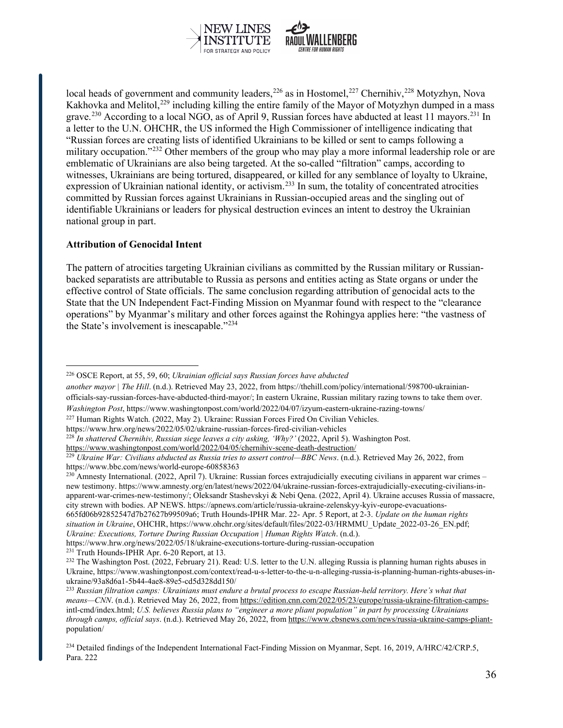local heads of government and community leaders,[226] as in Hostomel,[227] Chernihiv,[228] Motyzhyn, Nova Kakhovka and Melitol,[229] including killing the entire family of the Mayor of Motyzhyn dumped in a mass grave.[230] According to a local NGO, as of April 9, Russian forces have abducted at least 11 mayors.[231] In a letter to the U.N. OHCHR, the US informed the High Commissioner of intelligence indicating that "Russian forces are creating lists of identified Ukrainians to be killed or sent to camps following a military occupation."[232] Other members of the group who may play a more informal leadership role or are emblematic of Ukrainians are also being targeted. At the so-called "filtration" camps, according to witnesses, Ukrainians are being tortured, disappeared, or killed for any semblance of loyalty to Ukraine, expression of Ukrainian national identity, or activism.[233] In sum, the totality of concentrated atrocities committed by Russian forces against Ukrainians in Russian-occupied areas and the singling out of identifiable Ukrainians or leaders for physical destruction evinces an intent to destroy the Ukrainian national group in part.

**Attribution of Genocidal Intent**

The pattern of atrocities targeting Ukrainian civilians as committed by the Russian military or Russian-backed separatists are attributable to Russia as persons and entities acting as State organs or under the effective control of State officials. The same conclusion regarding attribution of genocidal acts to the State that the UN Independent Fact-Finding Mission on Myanmar found with respect to the "clearance operations" by Myanmar's military and other forces against the Rohingya applies here: "the vastness of the State's involvement is inescapable."[234]

---

[226] OSCE Report, at 55, 59, 60; *Ukrainian official says Russian forces have abducted another mayor | The Hill*. (n.d.). Retrieved May 23, 2022, from https://thehill.com/policy/international/598700-ukrainian-officials-say-russian-forces-have-abducted-third-mayor/; In eastern Ukraine, Russian military razing towns to take them over. *Washington Post*, https://www.washingtonpost.com/world/2022/04/07/izyum-eastern-ukraine-razing-towns/

[227] Human Rights Watch. (2022, May 2). Ukraine: Russian Forces Fired On Civilian Vehicles. https://www.hrw.org/news/2022/05/02/ukraine-russian-forces-fired-civilian-vehicles

[228] *In shattered Chernihiv, Russian siege leaves a city asking, 'Why?'* (2022, April 5). Washington Post. https://www.washingtonpost.com/world/2022/04/05/chernihiv-scene-death-destruction/

[229] *Ukraine War: Civilians abducted as Russia tries to assert control—BBC News*. (n.d.). Retrieved May 26, 2022, from https://www.bbc.com/news/world-europe-60858363

[230] Amnesty International. (2022, April 7). Ukraine: Russian forces extrajudicially executing civilians in apparent war crimes – new testimony. https://www.amnesty.org/en/latest/news/2022/04/ukraine-russian-forces-extrajudicially-executing-civilians-in-apparent-war-crimes-new-testimony/; Oleksandr Stashevskyi & Nebi Qena. (2022, April 4). Ukraine accuses Russia of massacre, city strewn with bodies. AP NEWS. https://apnews.com/article/russia-ukraine-zelenskyy-kyiv-europe-evacuations-665fd06b92852547d7b27627b99509a6; Truth Hounds-IPHR Mar. 22- Apr. 5 Report, at 2-3. *Update on the human rights situation in Ukraine*, OHCHR, https://www.ohchr.org/sites/default/files/2022-03/HRMMU_Update_2022-03-26_EN.pdf; *Ukraine: Executions, Torture During Russian Occupation | Human Rights Watch*. (n.d.). https://www.hrw.org/news/2022/05/18/ukraine-executions-torture-during-russian-occupation

[231] Truth Hounds-IPHR Apr. 6-20 Report, at 13.

[232] The Washington Post. (2022, February 21). Read: U.S. letter to the U.N. alleging Russia is planning human rights abuses in Ukraine, https://www.washingtonpost.com/context/read-u-s-letter-to-the-u-n-alleging-russia-is-planning-human-rights-abuses-in-ukraine/93a8d6a1-5b44-4ae8-89e5-cd5d328dd150/

[233] *Russian filtration camps: Ukrainians must endure a brutal process to escape Russian-held territory. Here's what that means—CNN*. (n.d.). Retrieved May 26, 2022, from https://edition.cnn.com/2022/05/23/europe/russia-ukraine-filtration-camps-intl-cmd/index.html; *U.S. believes Russia plans to "engineer a more pliant population" in part by processing Ukrainians through camps, official says*. (n.d.). Retrieved May 26, 2022, from https://www.cbsnews.com/news/russia-ukraine-camps-pliant-population/

[234] Detailed findings of the Independent International Fact-Finding Mission on Myanmar, Sept. 16, 2019, A/HRC/42/CRP.5, Para. 222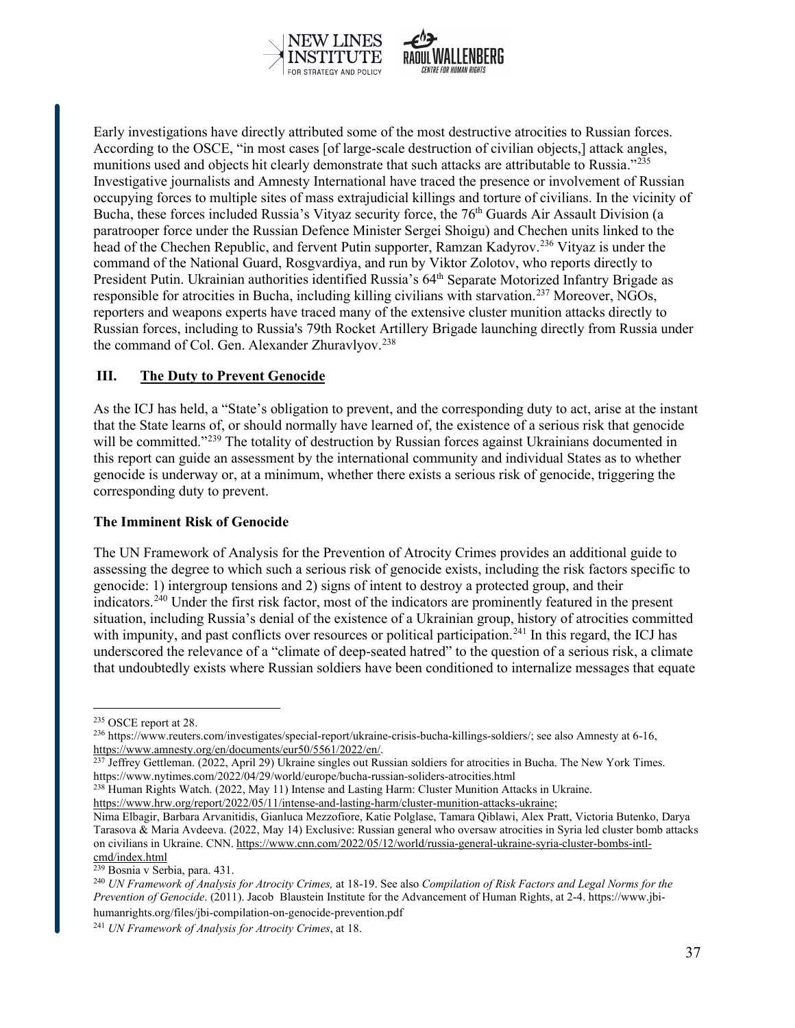Early investigations have directly attributed some of the most destructive atrocities to Russian forces. According to the OSCE, "in most cases [of large-scale destruction of civilian objects,] attack angles, munitions used and objects hit clearly demonstrate that such attacks are attributable to Russia."[235] Investigative journalists and Amnesty International have traced the presence or involvement of Russian occupying forces to multiple sites of mass extrajudicial killings and torture of civilians. In the vicinity of Bucha, these forces included Russia's Vityaz security force, the 76th Guards Air Assault Division (a paratrooper force under the Russian Defence Minister Sergei Shoigu) and Chechen units linked to the head of the Chechen Republic, and fervent Putin supporter, Ramzan Kadyrov.[236] Vityaz is under the command of the National Guard, Rosgvardiya, and run by Viktor Zolotov, who reports directly to President Putin. Ukrainian authorities identified Russia's 64th Separate Motorized Infantry Brigade as responsible for atrocities in Bucha, including killing civilians with starvation.[237] Moreover, NGOs, reporters and weapons experts have traced many of the extensive cluster munition attacks directly to Russian forces, including to Russia's 79th Rocket Artillery Brigade launching directly from Russia under the command of Col. Gen. Alexander Zhuravlyov.[238]

## III. The Duty to Prevent Genocide

As the ICJ has held, a "State's obligation to prevent, and the corresponding duty to act, arise at the instant that the State learns of, or should normally have learned of, the existence of a serious risk that genocide will be committed."[239] The totality of destruction by Russian forces against Ukrainians documented in this report can guide an assessment by the international community and individual States as to whether genocide is underway or, at a minimum, whether there exists a serious risk of genocide, triggering the corresponding duty to prevent.

### The Imminent Risk of Genocide

The UN Framework of Analysis for the Prevention of Atrocity Crimes provides an additional guide to assessing the degree to which such a serious risk of genocide exists, including the risk factors specific to genocide: 1) intergroup tensions and 2) signs of intent to destroy a protected group, and their indicators.[240] Under the first risk factor, most of the indicators are prominently featured in the present situation, including Russia's denial of the existence of a Ukrainian group, history of atrocities committed with impunity, and past conflicts over resources or political participation.[241] In this regard, the ICJ has underscored the relevance of a "climate of deep-seated hatred" to the question of a serious risk, a climate that undoubtedly exists where Russian soldiers have been conditioned to internalize messages that equate

---

[235] OSCE report at 28.

[236] https://www.reuters.com/investigates/special-report/ukraine-crisis-bucha-killings-soldiers/; see also Amnesty at 6-16, https://www.amnesty.org/en/documents/eur50/5561/2022/en/.

[237] Jeffrey Gettleman. (2022, April 29) Ukraine singles out Russian soldiers for atrocities in Bucha. The New York Times. https://www.nytimes.com/2022/04/29/world/europe/bucha-russian-soliders-atrocities.html

[238] Human Rights Watch. (2022, May 11) Intense and Lasting Harm: Cluster Munition Attacks in Ukraine. https://www.hrw.org/report/2022/05/11/intense-and-lasting-harm/cluster-munition-attacks-ukraine; Nima Elbagir, Barbara Arvanitidis, Gianluca Mezzofiore, Katie Polglase, Tamara Qiblawi, Alex Pratt, Victoria Butenko, Darya Tarasova & Maria Avdeeva. (2022, May 14) Exclusive: Russian general who oversaw atrocities in Syria led cluster bomb attacks on civilians in Ukraine. CNN. https://www.cnn.com/2022/05/12/world/russia-general-ukraine-syria-cluster-bombs-intl-cmd/index.html

[239] Bosnia v Serbia, para. 431.

[240] *UN Framework of Analysis for Atrocity Crimes,* at 18-19. See also *Compilation of Risk Factors and Legal Norms for the Prevention of Genocide*. (2011). Jacob Blaustein Institute for the Advancement of Human Rights, at 2-4. https://www.jbi-humanrights.org/files/jbi-compilation-on-genocide-prevention.pdf

[241] *UN Framework of Analysis for Atrocity Crimes*, at 18.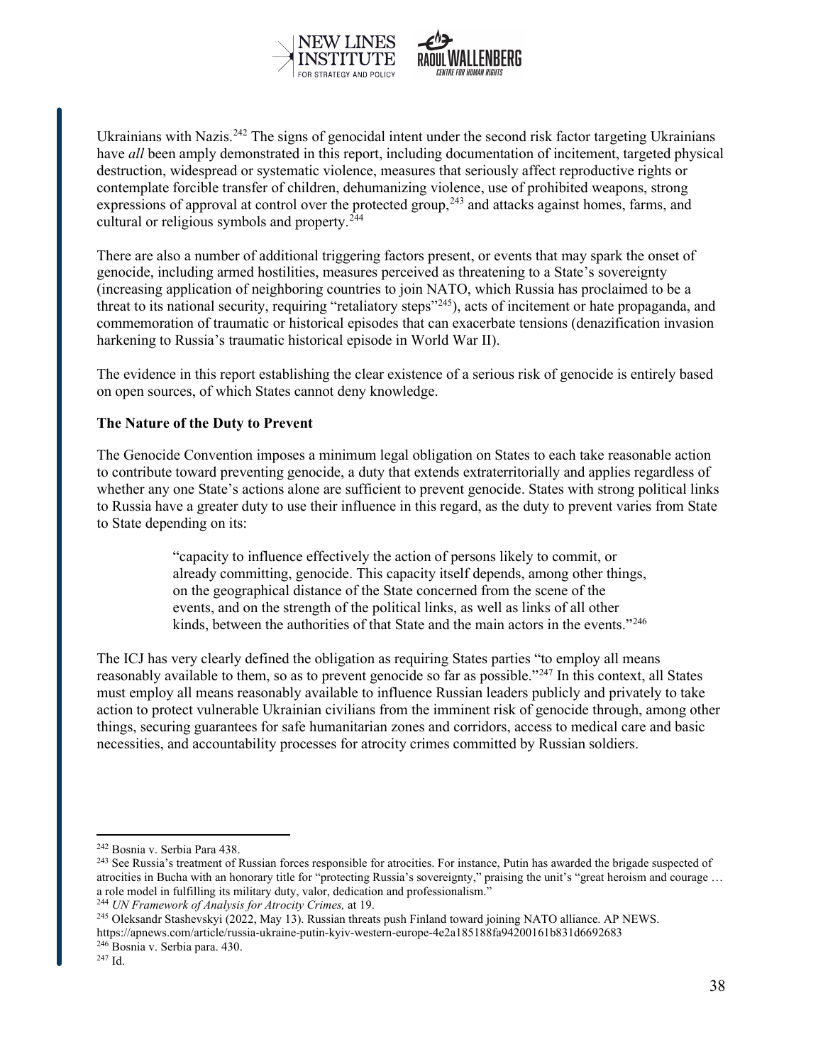Ukrainians with Nazis.[242] The signs of genocidal intent under the second risk factor targeting Ukrainians have *all* been amply demonstrated in this report, including documentation of incitement, targeted physical destruction, widespread or systematic violence, measures that seriously affect reproductive rights or contemplate forcible transfer of children, dehumanizing violence, use of prohibited weapons, strong expressions of approval at control over the protected group,[243] and attacks against homes, farms, and cultural or religious symbols and property.[244]

There are also a number of additional triggering factors present, or events that may spark the onset of genocide, including armed hostilities, measures perceived as threatening to a State's sovereignty (increasing application of neighboring countries to join NATO, which Russia has proclaimed to be a threat to its national security, requiring "retaliatory steps"[245]), acts of incitement or hate propaganda, and commemoration of traumatic or historical episodes that can exacerbate tensions (denazification invasion harkening to Russia's traumatic historical episode in World War II).

The evidence in this report establishing the clear existence of a serious risk of genocide is entirely based on open sources, of which States cannot deny knowledge.

**The Nature of the Duty to Prevent**

The Genocide Convention imposes a minimum legal obligation on States to each take reasonable action to contribute toward preventing genocide, a duty that extends extraterritorially and applies regardless of whether any one State's actions alone are sufficient to prevent genocide. States with strong political links to Russia have a greater duty to use their influence in this regard, as the duty to prevent varies from State to State depending on its:

> "capacity to influence effectively the action of persons likely to commit, or already committing, genocide. This capacity itself depends, among other things, on the geographical distance of the State concerned from the scene of the events, and on the strength of the political links, as well as links of all other kinds, between the authorities of that State and the main actors in the events."[246]

The ICJ has very clearly defined the obligation as requiring States parties "to employ all means reasonably available to them, so as to prevent genocide so far as possible."[247] In this context, all States must employ all means reasonably available to influence Russian leaders publicly and privately to take action to protect vulnerable Ukrainian civilians from the imminent risk of genocide through, among other things, securing guarantees for safe humanitarian zones and corridors, access to medical care and basic necessities, and accountability processes for atrocity crimes committed by Russian soldiers.

---

[242] Bosnia v. Serbia Para 438.

[243] See Russia's treatment of Russian forces responsible for atrocities. For instance, Putin has awarded the brigade suspected of atrocities in Bucha with an honorary title for "protecting Russia's sovereignty," praising the unit's "great heroism and courage … a role model in fulfilling its military duty, valor, dedication and professionalism."

[244] *UN Framework of Analysis for Atrocity Crimes,* at 19.

[245] Oleksandr Stashevskyi (2022, May 13). Russian threats push Finland toward joining NATO alliance. AP NEWS. https://apnews.com/article/russia-ukraine-putin-kyiv-western-europe-4e2a185188fa94200161b831d6692683

[246] Bosnia v. Serbia para. 430.

[247] Id.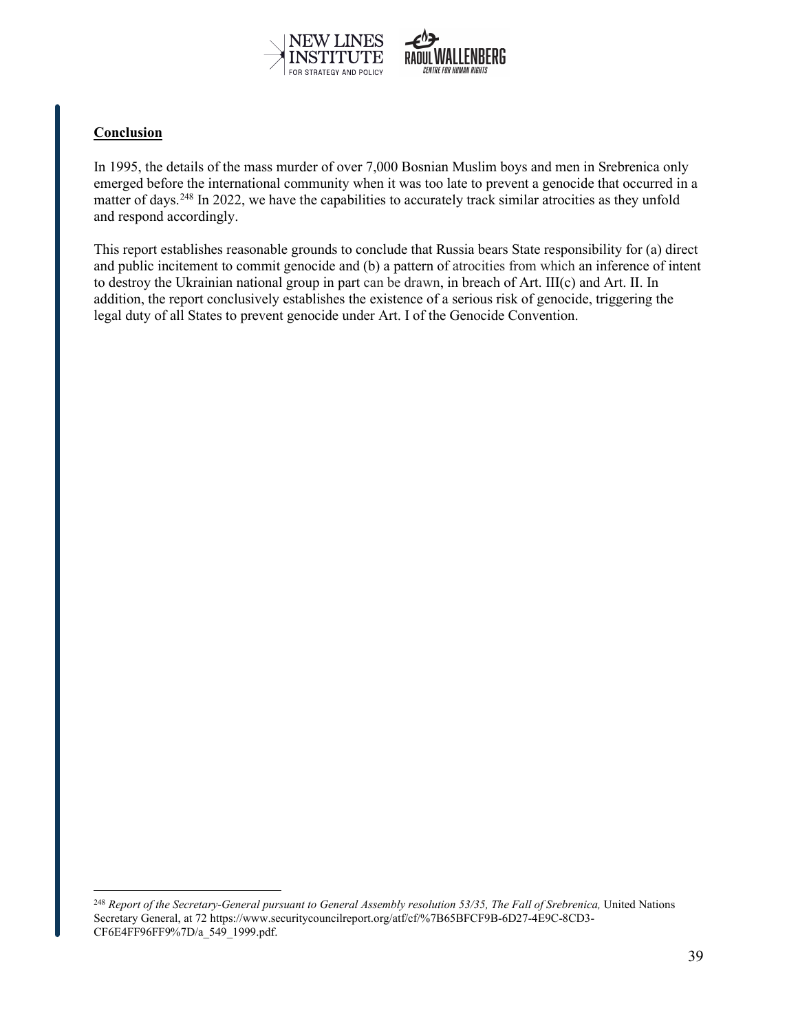## Conclusion

In 1995, the details of the mass murder of over 7,000 Bosnian Muslim boys and men in Srebrenica only emerged before the international community when it was too late to prevent a genocide that occurred in a matter of days.[248] In 2022, we have the capabilities to accurately track similar atrocities as they unfold and respond accordingly.

This report establishes reasonable grounds to conclude that Russia bears State responsibility for (a) direct and public incitement to commit genocide and (b) a pattern of atrocities from which an inference of intent to destroy the Ukrainian national group in part can be drawn, in breach of Art. III(c) and Art. II. In addition, the report conclusively establishes the existence of a serious risk of genocide, triggering the legal duty of all States to prevent genocide under Art. I of the Genocide Convention.

---

[248] *Report of the Secretary-General pursuant to General Assembly resolution 53/35, The Fall of Srebrenica,* United Nations Secretary General, at 72 https://www.securitycouncilreport.org/atf/cf/%7B65BFCF9B-6D27-4E9C-8CD3-CF6E4FF96FF9%7D/a_549_1999.pdf.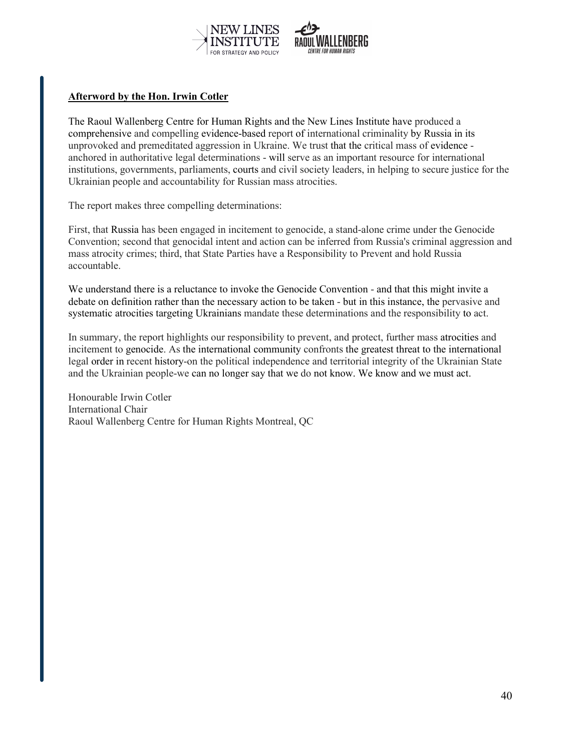**Afterword by the Hon. Irwin Cotler**

The Raoul Wallenberg Centre for Human Rights and the New Lines Institute have produced a comprehensive and compelling evidence-based report of international criminality by Russia in its unprovoked and premeditated aggression in Ukraine. We trust that the critical mass of evidence - anchored in authoritative legal determinations - will serve as an important resource for international institutions, governments, parliaments, courts and civil society leaders, in helping to secure justice for the Ukrainian people and accountability for Russian mass atrocities.

The report makes three compelling determinations:

First, that Russia has been engaged in incitement to genocide, a stand-alone crime under the Genocide Convention; second that genocidal intent and action can be inferred from Russia's criminal aggression and mass atrocity crimes; third, that State Parties have a Responsibility to Prevent and hold Russia accountable.

We understand there is a reluctance to invoke the Genocide Convention - and that this might invite a debate on definition rather than the necessary action to be taken - but in this instance, the pervasive and systematic atrocities targeting Ukrainians mandate these determinations and the responsibility to act.

In summary, the report highlights our responsibility to prevent, and protect, further mass atrocities and incitement to genocide. As the international community confronts the greatest threat to the international legal order in recent history-on the political independence and territorial integrity of the Ukrainian State and the Ukrainian people-we can no longer say that we do not know. We know and we must act.

Honourable Irwin Cotler
International Chair
Raoul Wallenberg Centre for Human Rights Montreal, QC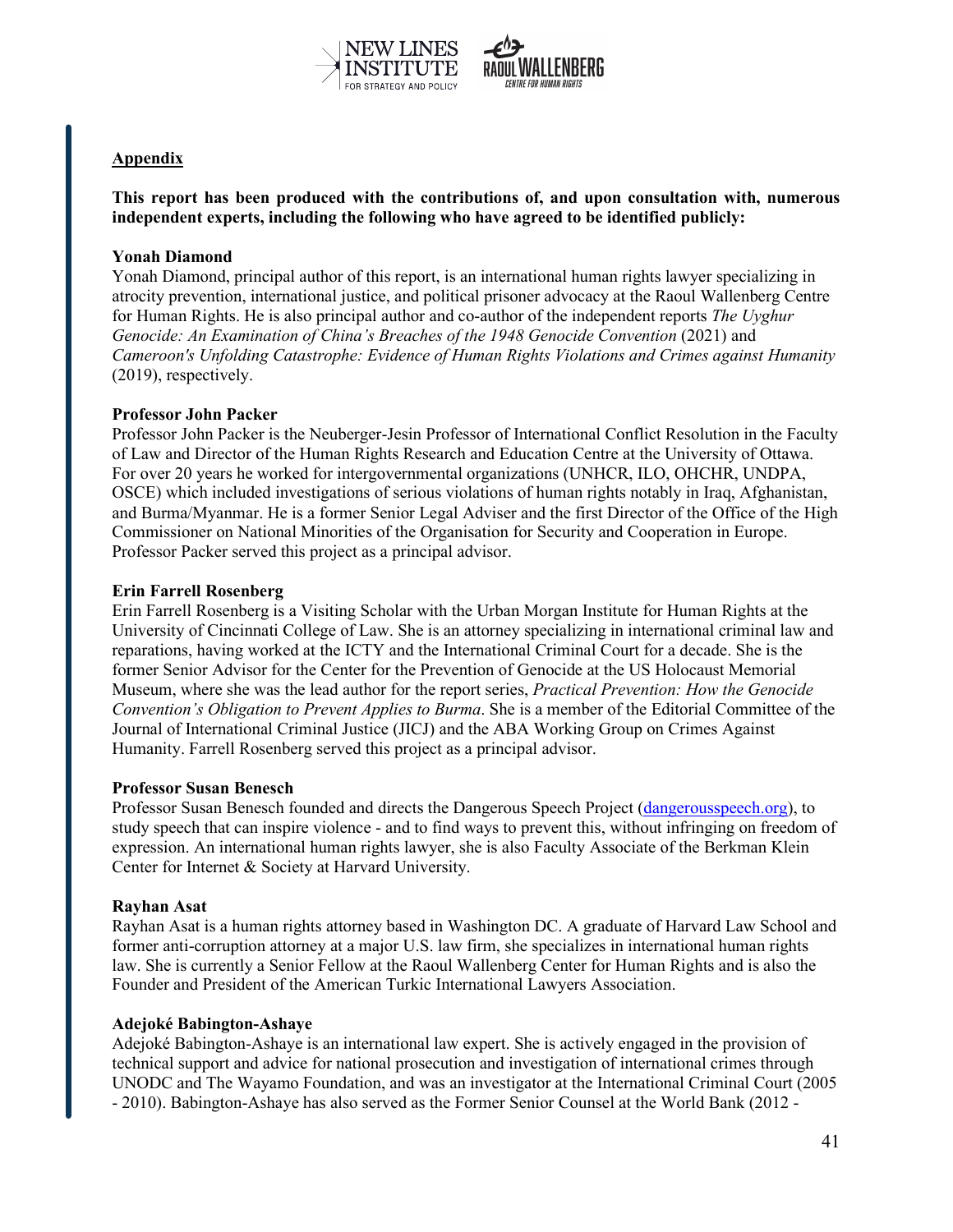## Appendix

**This report has been produced with the contributions of, and upon consultation with, numerous independent experts, including the following who have agreed to be identified publicly:**

**Yonah Diamond**

Yonah Diamond, principal author of this report, is an international human rights lawyer specializing in atrocity prevention, international justice, and political prisoner advocacy at the Raoul Wallenberg Centre for Human Rights. He is also principal author and co-author of the independent reports *The Uyghur Genocide: An Examination of China's Breaches of the 1948 Genocide Convention* (2021) and *Cameroon's Unfolding Catastrophe: Evidence of Human Rights Violations and Crimes against Humanity* (2019), respectively.

**Professor John Packer**

Professor John Packer is the Neuberger-Jesin Professor of International Conflict Resolution in the Faculty of Law and Director of the Human Rights Research and Education Centre at the University of Ottawa. For over 20 years he worked for intergovernmental organizations (UNHCR, ILO, OHCHR, UNDPA, OSCE) which included investigations of serious violations of human rights notably in Iraq, Afghanistan, and Burma/Myanmar. He is a former Senior Legal Adviser and the first Director of the Office of the High Commissioner on National Minorities of the Organisation for Security and Cooperation in Europe. Professor Packer served this project as a principal advisor.

**Erin Farrell Rosenberg**

Erin Farrell Rosenberg is a Visiting Scholar with the Urban Morgan Institute for Human Rights at the University of Cincinnati College of Law. She is an attorney specializing in international criminal law and reparations, having worked at the ICTY and the International Criminal Court for a decade. She is the former Senior Advisor for the Center for the Prevention of Genocide at the US Holocaust Memorial Museum, where she was the lead author for the report series, *Practical Prevention: How the Genocide Convention's Obligation to Prevent Applies to Burma*. She is a member of the Editorial Committee of the Journal of International Criminal Justice (JICJ) and the ABA Working Group on Crimes Against Humanity. Farrell Rosenberg served this project as a principal advisor.

**Professor Susan Benesch**

Professor Susan Benesch founded and directs the Dangerous Speech Project (dangerousspeech.org), to study speech that can inspire violence - and to find ways to prevent this, without infringing on freedom of expression. An international human rights lawyer, she is also Faculty Associate of the Berkman Klein Center for Internet & Society at Harvard University.

**Rayhan Asat**

Rayhan Asat is a human rights attorney based in Washington DC. A graduate of Harvard Law School and former anti-corruption attorney at a major U.S. law firm, she specializes in international human rights law. She is currently a Senior Fellow at the Raoul Wallenberg Center for Human Rights and is also the Founder and President of the American Turkic International Lawyers Association.

**Adejoké Babington-Ashaye**

Adejoké Babington-Ashaye is an international law expert. She is actively engaged in the provision of technical support and advice for national prosecution and investigation of international crimes through UNODC and The Wayamo Foundation, and was an investigator at the International Criminal Court (2005 - 2010). Babington-Ashaye has also served as the Former Senior Counsel at the World Bank (2012 -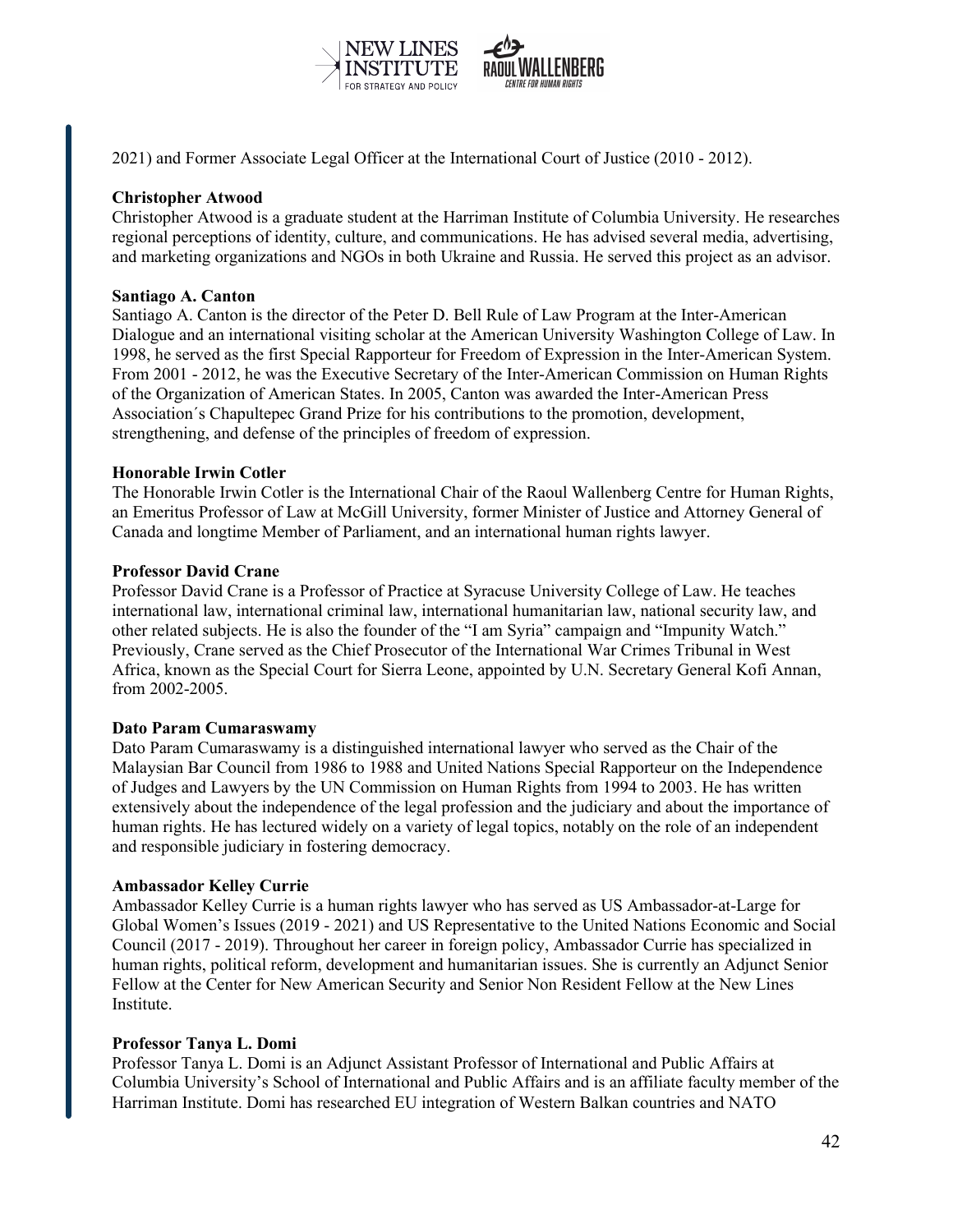2021) and Former Associate Legal Officer at the International Court of Justice (2010 - 2012).

**Christopher Atwood**
Christopher Atwood is a graduate student at the Harriman Institute of Columbia University. He researches regional perceptions of identity, culture, and communications. He has advised several media, advertising, and marketing organizations and NGOs in both Ukraine and Russia. He served this project as an advisor.

**Santiago A. Canton**
Santiago A. Canton is the director of the Peter D. Bell Rule of Law Program at the Inter-American Dialogue and an international visiting scholar at the American University Washington College of Law. In 1998, he served as the first Special Rapporteur for Freedom of Expression in the Inter-American System. From 2001 - 2012, he was the Executive Secretary of the Inter-American Commission on Human Rights of the Organization of American States. In 2005, Canton was awarded the Inter-American Press Association´s Chapultepec Grand Prize for his contributions to the promotion, development, strengthening, and defense of the principles of freedom of expression.

**Honorable Irwin Cotler**
The Honorable Irwin Cotler is the International Chair of the Raoul Wallenberg Centre for Human Rights, an Emeritus Professor of Law at McGill University, former Minister of Justice and Attorney General of Canada and longtime Member of Parliament, and an international human rights lawyer.

**Professor David Crane**
Professor David Crane is a Professor of Practice at Syracuse University College of Law. He teaches international law, international criminal law, international humanitarian law, national security law, and other related subjects. He is also the founder of the "I am Syria" campaign and "Impunity Watch." Previously, Crane served as the Chief Prosecutor of the International War Crimes Tribunal in West Africa, known as the Special Court for Sierra Leone, appointed by U.N. Secretary General Kofi Annan, from 2002-2005.

**Dato Param Cumaraswamy**
Dato Param Cumaraswamy is a distinguished international lawyer who served as the Chair of the Malaysian Bar Council from 1986 to 1988 and United Nations Special Rapporteur on the Independence of Judges and Lawyers by the UN Commission on Human Rights from 1994 to 2003. He has written extensively about the independence of the legal profession and the judiciary and about the importance of human rights. He has lectured widely on a variety of legal topics, notably on the role of an independent and responsible judiciary in fostering democracy.

**Ambassador Kelley Currie**
Ambassador Kelley Currie is a human rights lawyer who has served as US Ambassador-at-Large for Global Women's Issues (2019 - 2021) and US Representative to the United Nations Economic and Social Council (2017 - 2019). Throughout her career in foreign policy, Ambassador Currie has specialized in human rights, political reform, development and humanitarian issues. She is currently an Adjunct Senior Fellow at the Center for New American Security and Senior Non Resident Fellow at the New Lines Institute.

**Professor Tanya L. Domi**
Professor Tanya L. Domi is an Adjunct Assistant Professor of International and Public Affairs at Columbia University's School of International and Public Affairs and is an affiliate faculty member of the Harriman Institute. Domi has researched EU integration of Western Balkan countries and NATO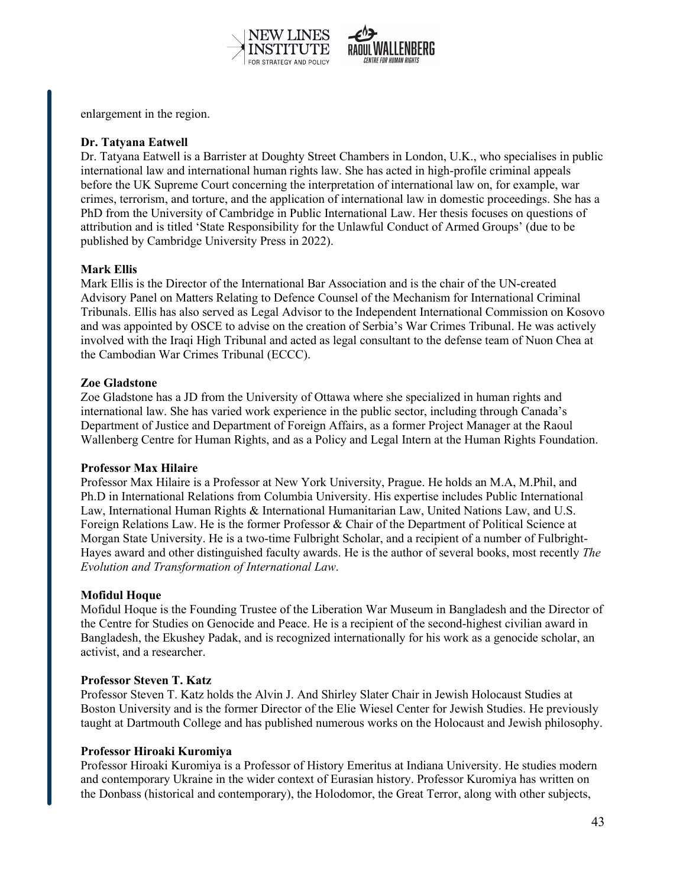enlargement in the region.

**Dr. Tatyana Eatwell**
Dr. Tatyana Eatwell is a Barrister at Doughty Street Chambers in London, U.K., who specialises in public international law and international human rights law. She has acted in high-profile criminal appeals before the UK Supreme Court concerning the interpretation of international law on, for example, war crimes, terrorism, and torture, and the application of international law in domestic proceedings. She has a PhD from the University of Cambridge in Public International Law. Her thesis focuses on questions of attribution and is titled 'State Responsibility for the Unlawful Conduct of Armed Groups' (due to be published by Cambridge University Press in 2022).

**Mark Ellis**
Mark Ellis is the Director of the International Bar Association and is the chair of the UN-created Advisory Panel on Matters Relating to Defence Counsel of the Mechanism for International Criminal Tribunals. Ellis has also served as Legal Advisor to the Independent International Commission on Kosovo and was appointed by OSCE to advise on the creation of Serbia's War Crimes Tribunal. He was actively involved with the Iraqi High Tribunal and acted as legal consultant to the defense team of Nuon Chea at the Cambodian War Crimes Tribunal (ECCC).

**Zoe Gladstone**
Zoe Gladstone has a JD from the University of Ottawa where she specialized in human rights and international law. She has varied work experience in the public sector, including through Canada's Department of Justice and Department of Foreign Affairs, as a former Project Manager at the Raoul Wallenberg Centre for Human Rights, and as a Policy and Legal Intern at the Human Rights Foundation.

**Professor Max Hilaire**
Professor Max Hilaire is a Professor at New York University, Prague. He holds an M.A, M.Phil, and Ph.D in International Relations from Columbia University. His expertise includes Public International Law, International Human Rights & International Humanitarian Law, United Nations Law, and U.S. Foreign Relations Law. He is the former Professor & Chair of the Department of Political Science at Morgan State University. He is a two-time Fulbright Scholar, and a recipient of a number of Fulbright-Hayes award and other distinguished faculty awards. He is the author of several books, most recently *The Evolution and Transformation of International Law*.

**Mofidul Hoque**
Mofidul Hoque is the Founding Trustee of the Liberation War Museum in Bangladesh and the Director of the Centre for Studies on Genocide and Peace. He is a recipient of the second-highest civilian award in Bangladesh, the Ekushey Padak, and is recognized internationally for his work as a genocide scholar, an activist, and a researcher.

**Professor Steven T. Katz**
Professor Steven T. Katz holds the Alvin J. And Shirley Slater Chair in Jewish Holocaust Studies at Boston University and is the former Director of the Elie Wiesel Center for Jewish Studies. He previously taught at Dartmouth College and has published numerous works on the Holocaust and Jewish philosophy.

**Professor Hiroaki Kuromiya**
Professor Hiroaki Kuromiya is a Professor of History Emeritus at Indiana University. He studies modern and contemporary Ukraine in the wider context of Eurasian history. Professor Kuromiya has written on the Donbass (historical and contemporary), the Holodomor, the Great Terror, along with other subjects,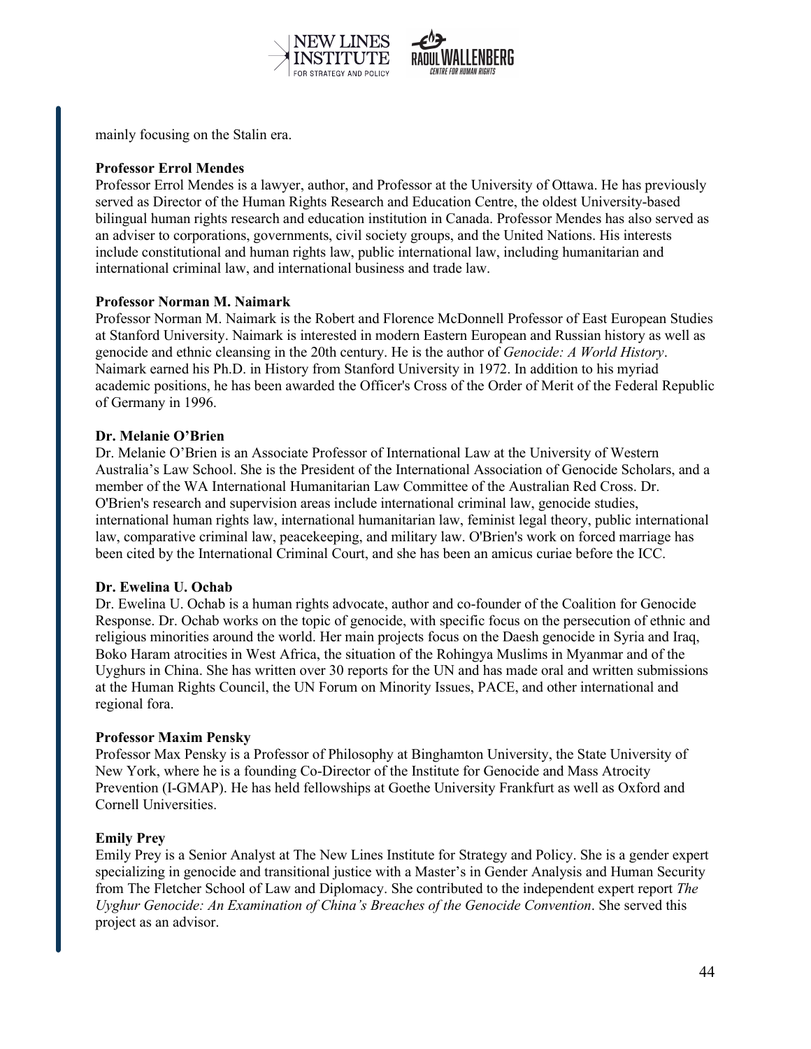mainly focusing on the Stalin era.

**Professor Errol Mendes**
Professor Errol Mendes is a lawyer, author, and Professor at the University of Ottawa. He has previously served as Director of the Human Rights Research and Education Centre, the oldest University-based bilingual human rights research and education institution in Canada. Professor Mendes has also served as an adviser to corporations, governments, civil society groups, and the United Nations. His interests include constitutional and human rights law, public international law, including humanitarian and international criminal law, and international business and trade law.

**Professor Norman M. Naimark**
Professor Norman M. Naimark is the Robert and Florence McDonnell Professor of East European Studies at Stanford University. Naimark is interested in modern Eastern European and Russian history as well as genocide and ethnic cleansing in the 20th century. He is the author of *Genocide: A World History*. Naimark earned his Ph.D. in History from Stanford University in 1972. In addition to his myriad academic positions, he has been awarded the Officer's Cross of the Order of Merit of the Federal Republic of Germany in 1996.

**Dr. Melanie O'Brien**
Dr. Melanie O'Brien is an Associate Professor of International Law at the University of Western Australia's Law School. She is the President of the International Association of Genocide Scholars, and a member of the WA International Humanitarian Law Committee of the Australian Red Cross. Dr. O'Brien's research and supervision areas include international criminal law, genocide studies, international human rights law, international humanitarian law, feminist legal theory, public international law, comparative criminal law, peacekeeping, and military law. O'Brien's work on forced marriage has been cited by the International Criminal Court, and she has been an amicus curiae before the ICC.

**Dr. Ewelina U. Ochab**
Dr. Ewelina U. Ochab is a human rights advocate, author and co-founder of the Coalition for Genocide Response. Dr. Ochab works on the topic of genocide, with specific focus on the persecution of ethnic and religious minorities around the world. Her main projects focus on the Daesh genocide in Syria and Iraq, Boko Haram atrocities in West Africa, the situation of the Rohingya Muslims in Myanmar and of the Uyghurs in China. She has written over 30 reports for the UN and has made oral and written submissions at the Human Rights Council, the UN Forum on Minority Issues, PACE, and other international and regional fora.

**Professor Maxim Pensky**
Professor Max Pensky is a Professor of Philosophy at Binghamton University, the State University of New York, where he is a founding Co-Director of the Institute for Genocide and Mass Atrocity Prevention (I-GMAP). He has held fellowships at Goethe University Frankfurt as well as Oxford and Cornell Universities.

**Emily Prey**
Emily Prey is a Senior Analyst at The New Lines Institute for Strategy and Policy. She is a gender expert specializing in genocide and transitional justice with a Master's in Gender Analysis and Human Security from The Fletcher School of Law and Diplomacy. She contributed to the independent expert report *The Uyghur Genocide: An Examination of China's Breaches of the Genocide Convention*. She served this project as an advisor.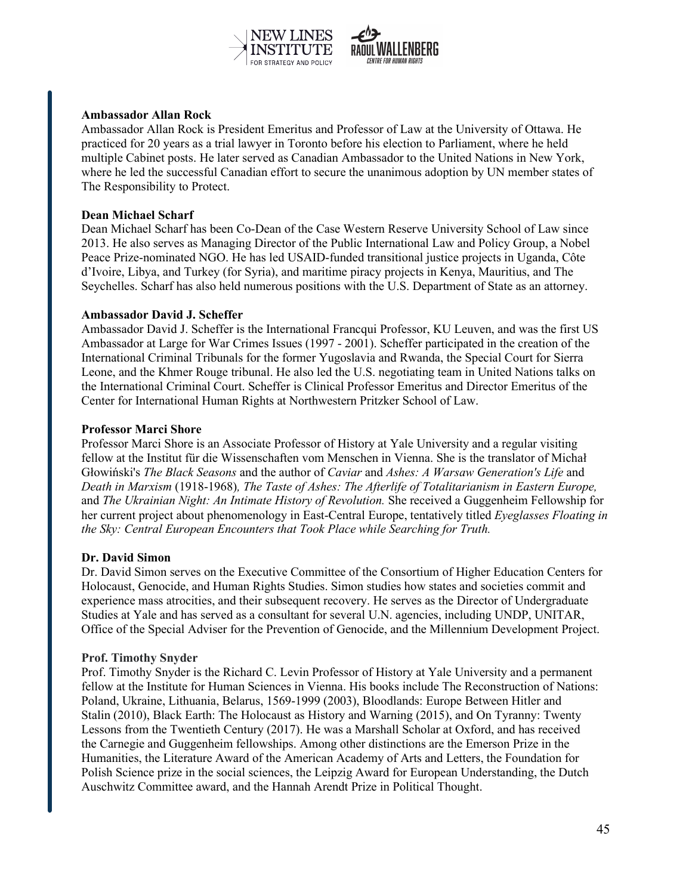**Ambassador Allan Rock**

Ambassador Allan Rock is President Emeritus and Professor of Law at the University of Ottawa. He practiced for 20 years as a trial lawyer in Toronto before his election to Parliament, where he held multiple Cabinet posts. He later served as Canadian Ambassador to the United Nations in New York, where he led the successful Canadian effort to secure the unanimous adoption by UN member states of The Responsibility to Protect.

**Dean Michael Scharf**

Dean Michael Scharf has been Co-Dean of the Case Western Reserve University School of Law since 2013. He also serves as Managing Director of the Public International Law and Policy Group, a Nobel Peace Prize-nominated NGO. He has led USAID-funded transitional justice projects in Uganda, Côte d'Ivoire, Libya, and Turkey (for Syria), and maritime piracy projects in Kenya, Mauritius, and The Seychelles. Scharf has also held numerous positions with the U.S. Department of State as an attorney.

**Ambassador David J. Scheffer**

Ambassador David J. Scheffer is the International Francqui Professor, KU Leuven, and was the first US Ambassador at Large for War Crimes Issues (1997 - 2001). Scheffer participated in the creation of the International Criminal Tribunals for the former Yugoslavia and Rwanda, the Special Court for Sierra Leone, and the Khmer Rouge tribunal. He also led the U.S. negotiating team in United Nations talks on the International Criminal Court. Scheffer is Clinical Professor Emeritus and Director Emeritus of the Center for International Human Rights at Northwestern Pritzker School of Law.

**Professor Marci Shore**

Professor Marci Shore is an Associate Professor of History at Yale University and a regular visiting fellow at the Institut für die Wissenschaften vom Menschen in Vienna. She is the translator of Michał Głowiński's *The Black Seasons* and the author of *Caviar* and *Ashes: A Warsaw Generation's Life* and *Death in Marxism* (1918-1968)*, The Taste of Ashes: The Afterlife of Totalitarianism in Eastern Europe,* and *The Ukrainian Night: An Intimate History of Revolution.* She received a Guggenheim Fellowship for her current project about phenomenology in East-Central Europe, tentatively titled *Eyeglasses Floating in the Sky: Central European Encounters that Took Place while Searching for Truth.*

**Dr. David Simon**

Dr. David Simon serves on the Executive Committee of the Consortium of Higher Education Centers for Holocaust, Genocide, and Human Rights Studies. Simon studies how states and societies commit and experience mass atrocities, and their subsequent recovery. He serves as the Director of Undergraduate Studies at Yale and has served as a consultant for several U.N. agencies, including UNDP, UNITAR, Office of the Special Adviser for the Prevention of Genocide, and the Millennium Development Project.

**Prof. Timothy Snyder**

Prof. Timothy Snyder is the Richard C. Levin Professor of History at Yale University and a permanent fellow at the Institute for Human Sciences in Vienna. His books include The Reconstruction of Nations: Poland, Ukraine, Lithuania, Belarus, 1569-1999 (2003), Bloodlands: Europe Between Hitler and Stalin (2010), Black Earth: The Holocaust as History and Warning (2015), and On Tyranny: Twenty Lessons from the Twentieth Century (2017). He was a Marshall Scholar at Oxford, and has received the Carnegie and Guggenheim fellowships. Among other distinctions are the Emerson Prize in the Humanities, the Literature Award of the American Academy of Arts and Letters, the Foundation for Polish Science prize in the social sciences, the Leipzig Award for European Understanding, the Dutch Auschwitz Committee award, and the Hannah Arendt Prize in Political Thought.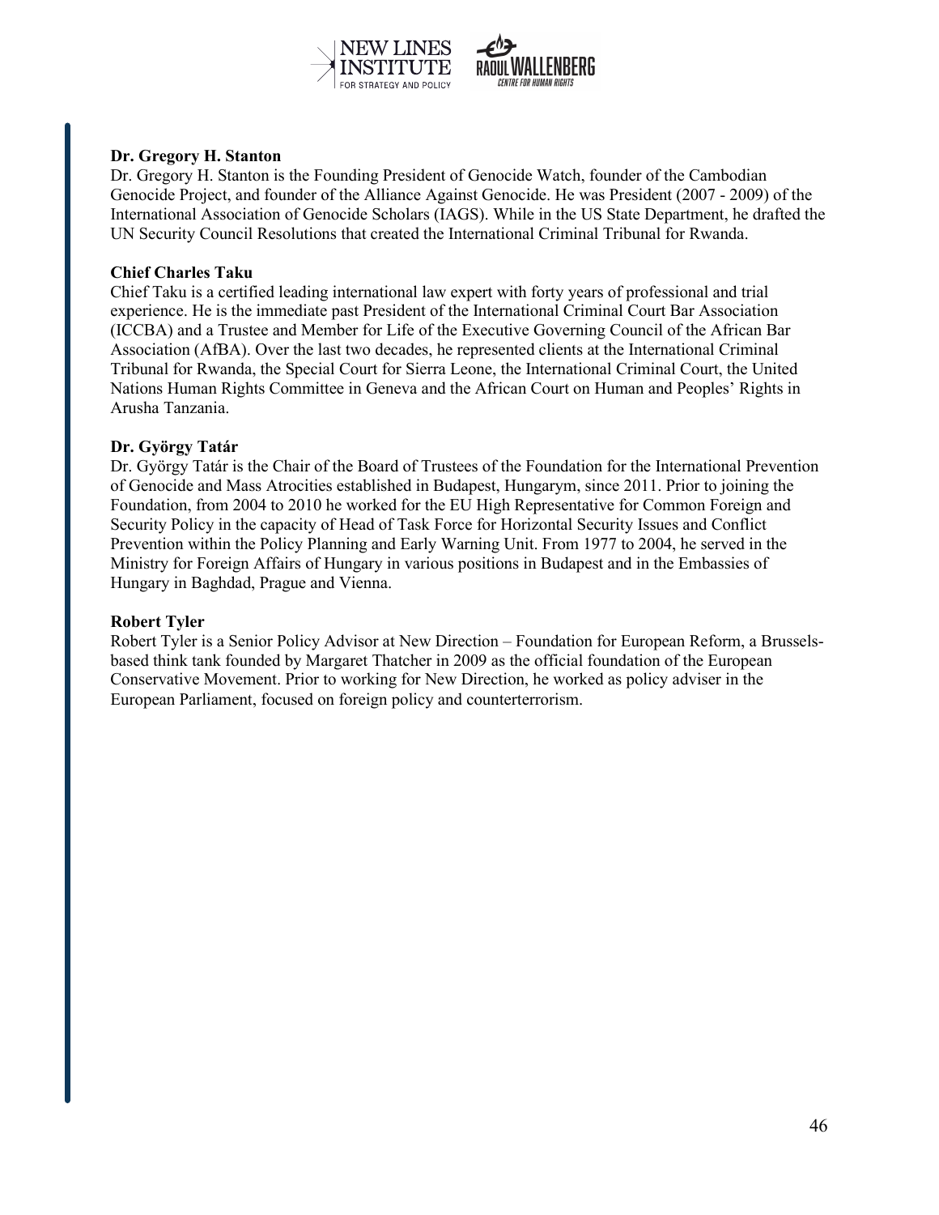**Dr. Gregory H. Stanton**

Dr. Gregory H. Stanton is the Founding President of Genocide Watch, founder of the Cambodian Genocide Project, and founder of the Alliance Against Genocide. He was President (2007 - 2009) of the International Association of Genocide Scholars (IAGS). While in the US State Department, he drafted the UN Security Council Resolutions that created the International Criminal Tribunal for Rwanda.

**Chief Charles Taku**

Chief Taku is a certified leading international law expert with forty years of professional and trial experience. He is the immediate past President of the International Criminal Court Bar Association (ICCBA) and a Trustee and Member for Life of the Executive Governing Council of the African Bar Association (AfBA). Over the last two decades, he represented clients at the International Criminal Tribunal for Rwanda, the Special Court for Sierra Leone, the International Criminal Court, the United Nations Human Rights Committee in Geneva and the African Court on Human and Peoples' Rights in Arusha Tanzania.

**Dr. György Tatár**

Dr. György Tatár is the Chair of the Board of Trustees of the Foundation for the International Prevention of Genocide and Mass Atrocities established in Budapest, Hungarym, since 2011. Prior to joining the Foundation, from 2004 to 2010 he worked for the EU High Representative for Common Foreign and Security Policy in the capacity of Head of Task Force for Horizontal Security Issues and Conflict Prevention within the Policy Planning and Early Warning Unit. From 1977 to 2004, he served in the Ministry for Foreign Affairs of Hungary in various positions in Budapest and in the Embassies of Hungary in Baghdad, Prague and Vienna.

**Robert Tyler**

Robert Tyler is a Senior Policy Advisor at New Direction – Foundation for European Reform, a Brussels-based think tank founded by Margaret Thatcher in 2009 as the official foundation of the European Conservative Movement. Prior to working for New Direction, he worked as policy adviser in the European Parliament, focused on foreign policy and counterterrorism.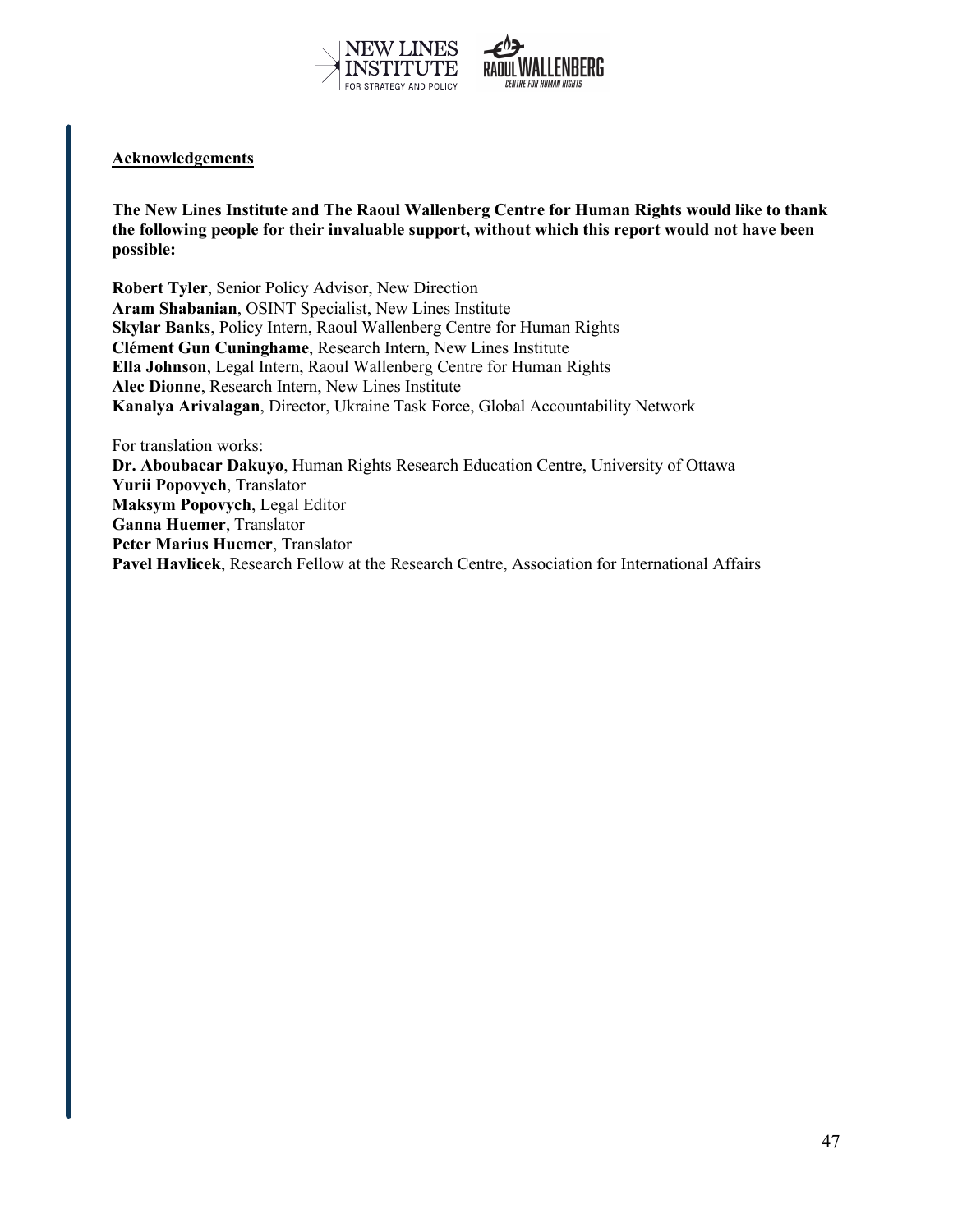**Acknowledgements**

**The New Lines Institute and The Raoul Wallenberg Centre for Human Rights would like to thank the following people for their invaluable support, without which this report would not have been possible:**

**Robert Tyler**, Senior Policy Advisor, New Direction
**Aram Shabanian**, OSINT Specialist, New Lines Institute
**Skylar Banks**, Policy Intern, Raoul Wallenberg Centre for Human Rights
**Clément Gun Cuninghame**, Research Intern, New Lines Institute
**Ella Johnson**, Legal Intern, Raoul Wallenberg Centre for Human Rights
**Alec Dionne**, Research Intern, New Lines Institute
**Kanalya Arivalagan**, Director, Ukraine Task Force, Global Accountability Network

For translation works:
**Dr. Aboubacar Dakuyo**, Human Rights Research Education Centre, University of Ottawa
**Yurii Popovych**, Translator
**Maksym Popovych**, Legal Editor
**Ganna Huemer**, Translator
**Peter Marius Huemer**, Translator
**Pavel Havlicek**, Research Fellow at the Research Centre, Association for International Affairs